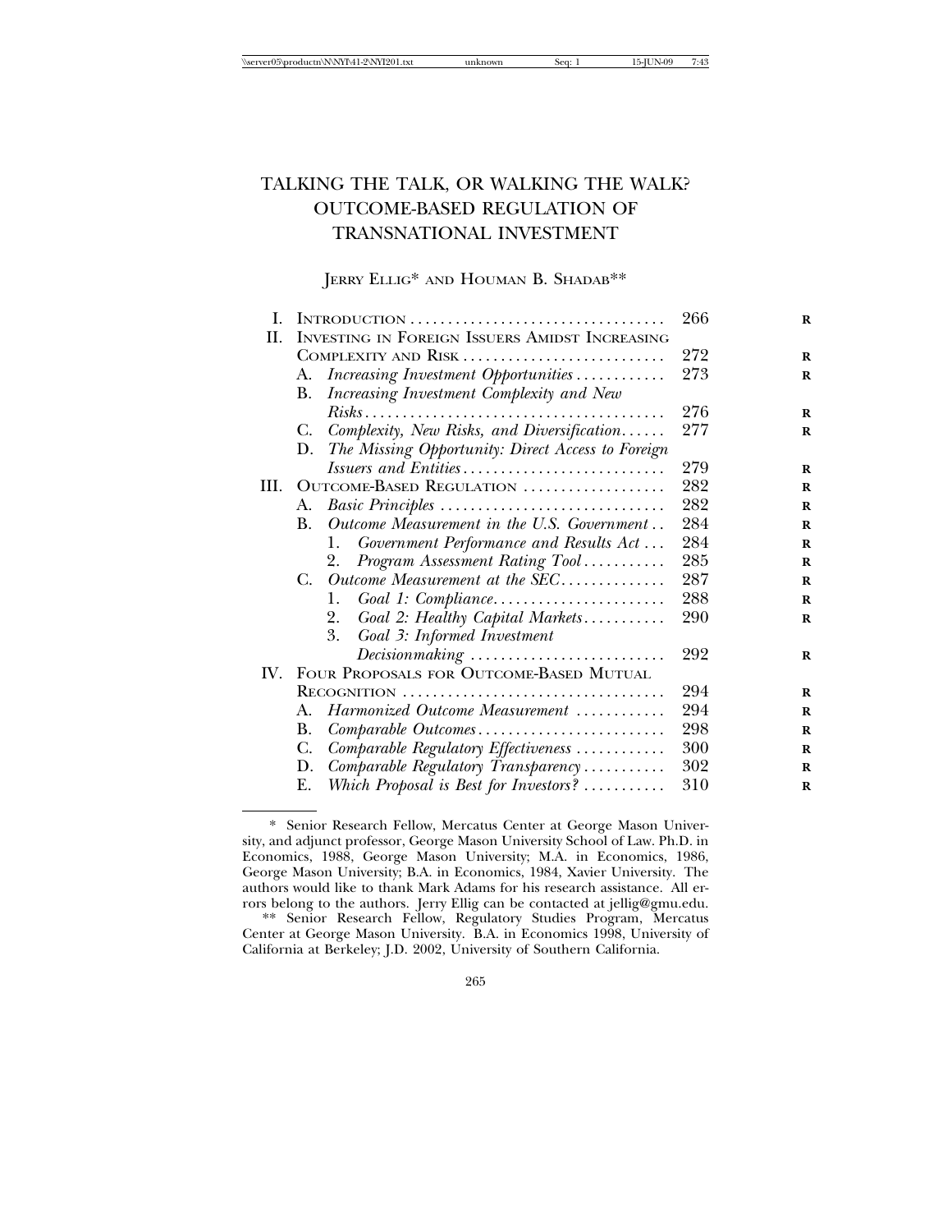# TALKING THE TALK, OR WALKING THE WALK? OUTCOME-BASED REGULATION OF TRANSNATIONAL INVESTMENT

JERRY ELLIG* AND HOUMAN B. SHADAB**

| | | |
|---|---|---|
| I. | INTRODUCTION | 266 |
| II. | INVESTING IN FOREIGN ISSUERS AMIDST INCREASING COMPLEXITY AND RISK | 272 |
| | A. *Increasing Investment Opportunities* | 273 |
| | B. *Increasing Investment Complexity and New Risks* | 276 |
| | C. *Complexity, New Risks, and Diversification* | 277 |
| | D. *The Missing Opportunity: Direct Access to Foreign Issuers and Entities* | 279 |
| III. | OUTCOME-BASED REGULATION | 282 |
| | A. *Basic Principles* | 282 |
| | B. *Outcome Measurement in the U.S. Government* | 284 |
| | 1. *Government Performance and Results Act* | 284 |
| | 2. *Program Assessment Rating Tool* | 285 |
| | C. *Outcome Measurement at the SEC* | 287 |
| | 1. *Goal 1: Compliance* | 288 |
| | 2. *Goal 2: Healthy Capital Markets* | 290 |
| | 3. *Goal 3: Informed Investment Decisionmaking* | 292 |
| IV. | FOUR PROPOSALS FOR OUTCOME-BASED MUTUAL RECOGNITION | 294 |
| | A. *Harmonized Outcome Measurement* | 294 |
| | B. *Comparable Outcomes* | 298 |
| | C. *Comparable Regulatory Effectiveness* | 300 |
| | D. *Comparable Regulatory Transparency* | 302 |
| | E. *Which Proposal is Best for Investors?* | 310 |

\* Senior Research Fellow, Mercatus Center at George Mason University, and adjunct professor, George Mason University School of Law. Ph.D. in Economics, 1988, George Mason University; M.A. in Economics, 1986, George Mason University; B.A. in Economics, 1984, Xavier University. The authors would like to thank Mark Adams for his research assistance. All errors belong to the authors. Jerry Ellig can be contacted at jellig@gmu.edu.

\*\* Senior Research Fellow, Regulatory Studies Program, Mercatus Center at George Mason University. B.A. in Economics 1998, University of California at Berkeley; J.D. 2002, University of Southern California.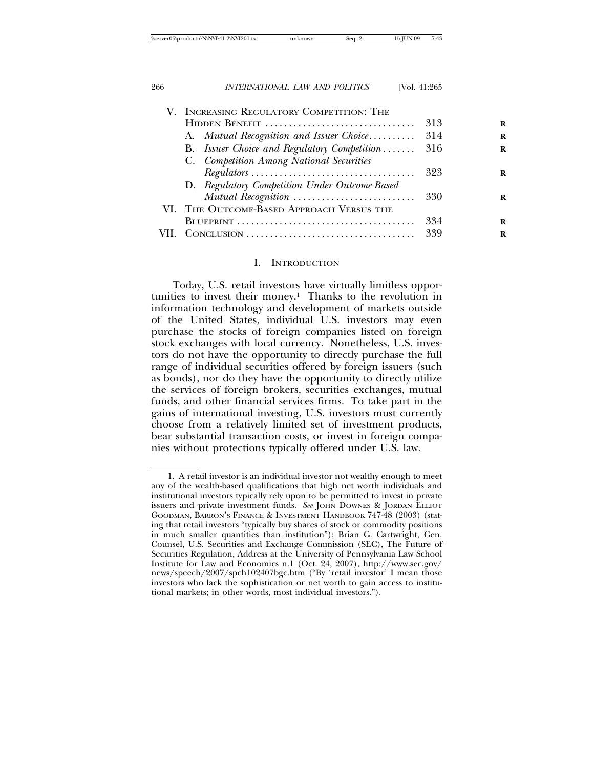V. Increasing Regulatory Competition: The Hidden Benefit ..... 313
   A. *Mutual Recognition and Issuer Choice* ..... 314
   B. *Issuer Choice and Regulatory Competition* ..... 316
   C. *Competition Among National Securities Regulators* ..... 323
   D. *Regulatory Competition Under Outcome-Based Mutual Recognition* ..... 330
VI. The Outcome-Based Approach Versus the Blueprint ..... 334
VII. Conclusion ..... 339

## I. Introduction

Today, U.S. retail investors have virtually limitless opportunities to invest their money.[1] Thanks to the revolution in information technology and development of markets outside of the United States, individual U.S. investors may even purchase the stocks of foreign companies listed on foreign stock exchanges with local currency. Nonetheless, U.S. investors do not have the opportunity to directly purchase the full range of individual securities offered by foreign issuers (such as bonds), nor do they have the opportunity to directly utilize the services of foreign brokers, securities exchanges, mutual funds, and other financial services firms. To take part in the gains of international investing, U.S. investors must currently choose from a relatively limited set of investment products, bear substantial transaction costs, or invest in foreign companies without protections typically offered under U.S. law.

---

1. A retail investor is an individual investor not wealthy enough to meet any of the wealth-based qualifications that high net worth individuals and institutional investors typically rely upon to be permitted to invest in private issuers and private investment funds. *See* John Downes & Jordan Elliot Goodman, Barron's Finance & Investment Handbook 747-48 (2003) (stating that retail investors "typically buy shares of stock or commodity positions in much smaller quantities than institution"); Brian G. Cartwright, Gen. Counsel, U.S. Securities and Exchange Commission (SEC), The Future of Securities Regulation, Address at the University of Pennsylvania Law School Institute for Law and Economics n.1 (Oct. 24, 2007), http://www.sec.gov/news/speech/2007/spch102407bgc.htm ("By 'retail investor' I mean those investors who lack the sophistication or net worth to gain access to institutional markets; in other words, most individual investors.").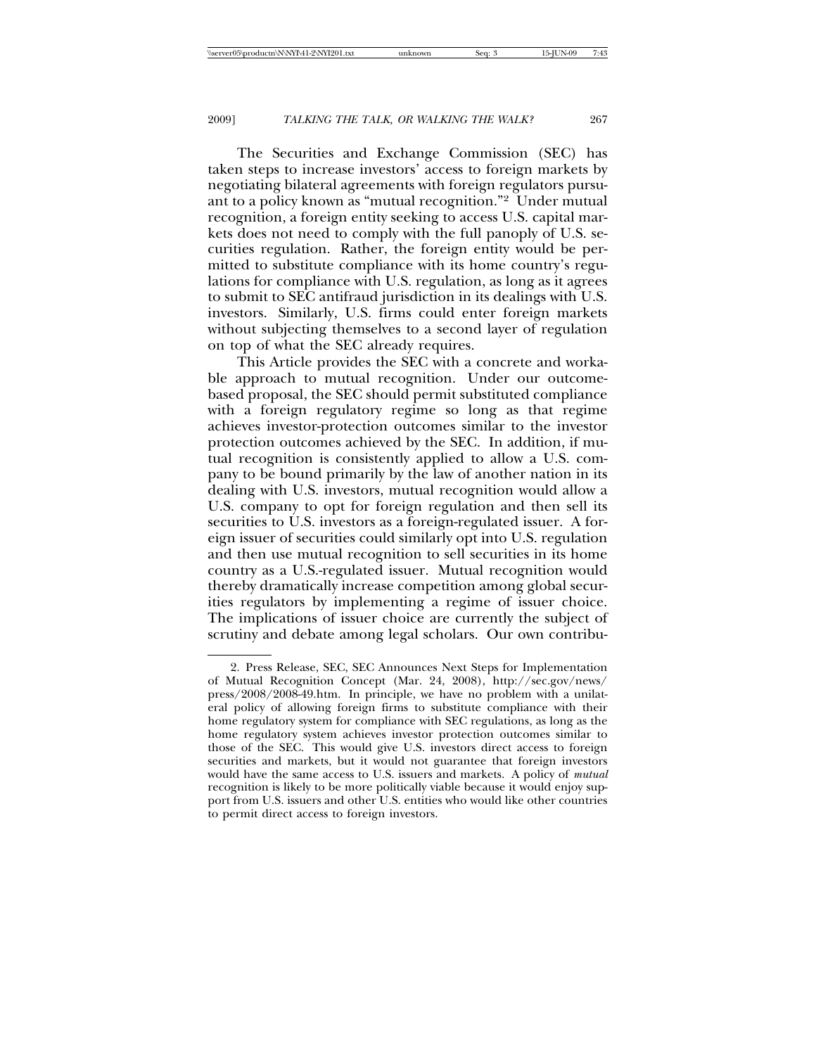The Securities and Exchange Commission (SEC) has taken steps to increase investors' access to foreign markets by negotiating bilateral agreements with foreign regulators pursuant to a policy known as "mutual recognition."[2] Under mutual recognition, a foreign entity seeking to access U.S. capital markets does not need to comply with the full panoply of U.S. securities regulation. Rather, the foreign entity would be permitted to substitute compliance with its home country's regulations for compliance with U.S. regulation, as long as it agrees to submit to SEC antifraud jurisdiction in its dealings with U.S. investors. Similarly, U.S. firms could enter foreign markets without subjecting themselves to a second layer of regulation on top of what the SEC already requires.

This Article provides the SEC with a concrete and workable approach to mutual recognition. Under our outcome-based proposal, the SEC should permit substituted compliance with a foreign regulatory regime so long as that regime achieves investor-protection outcomes similar to the investor protection outcomes achieved by the SEC. In addition, if mutual recognition is consistently applied to allow a U.S. company to be bound primarily by the law of another nation in its dealing with U.S. investors, mutual recognition would allow a U.S. company to opt for foreign regulation and then sell its securities to U.S. investors as a foreign-regulated issuer. A foreign issuer of securities could similarly opt into U.S. regulation and then use mutual recognition to sell securities in its home country as a U.S.-regulated issuer. Mutual recognition would thereby dramatically increase competition among global securities regulators by implementing a regime of issuer choice. The implications of issuer choice are currently the subject of scrutiny and debate among legal scholars. Our own contribu-

2. Press Release, SEC, SEC Announces Next Steps for Implementation of Mutual Recognition Concept (Mar. 24, 2008), http://sec.gov/news/press/2008/2008-49.htm. In principle, we have no problem with a unilateral policy of allowing foreign firms to substitute compliance with their home regulatory system for compliance with SEC regulations, as long as the home regulatory system achieves investor protection outcomes similar to those of the SEC. This would give U.S. investors direct access to foreign securities and markets, but it would not guarantee that foreign investors would have the same access to U.S. issuers and markets. A policy of *mutual* recognition is likely to be more politically viable because it would enjoy support from U.S. issuers and other U.S. entities who would like other countries to permit direct access to foreign investors.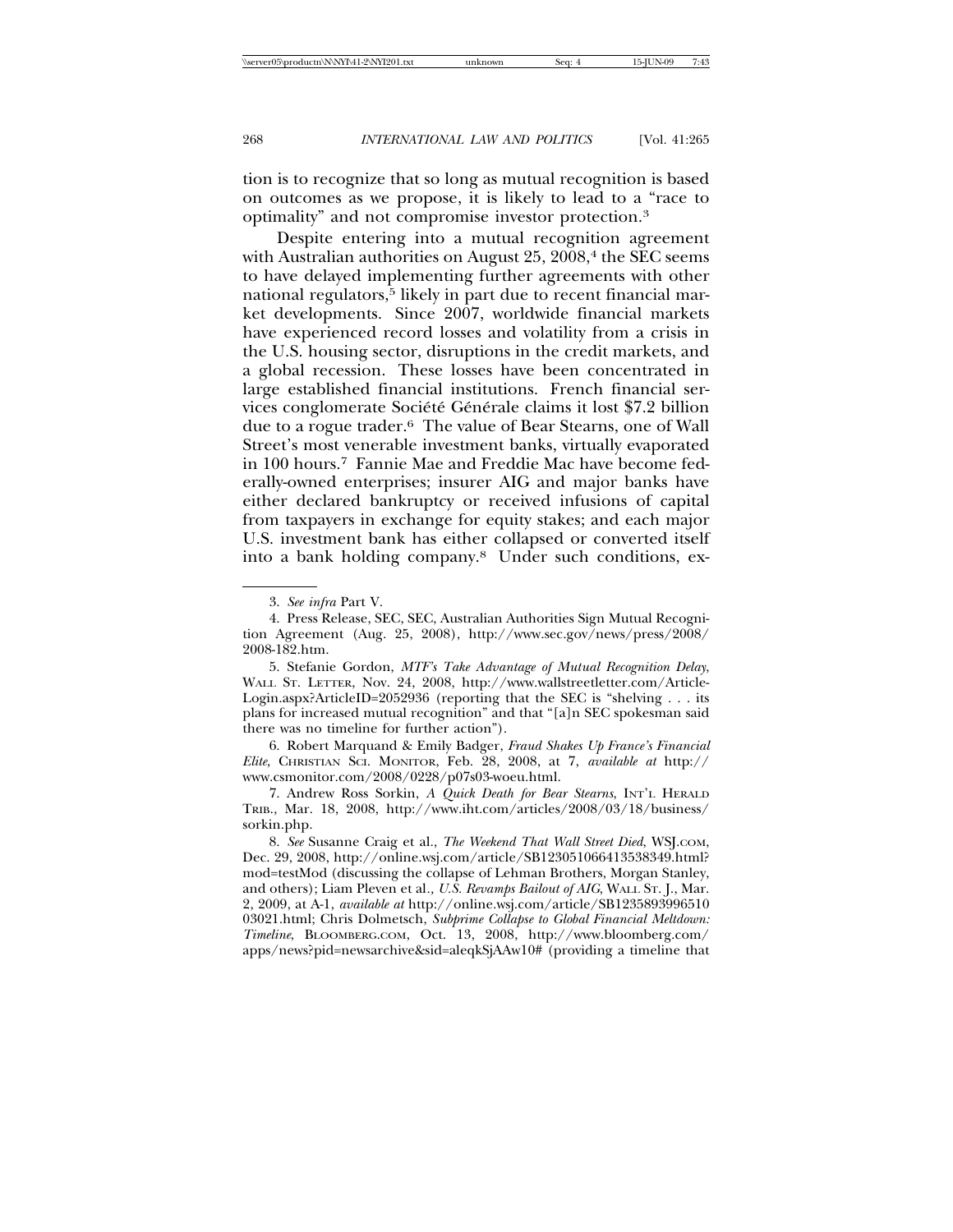tion is to recognize that so long as mutual recognition is based on outcomes as we propose, it is likely to lead to a "race to optimality" and not compromise investor protection.[3]

Despite entering into a mutual recognition agreement with Australian authorities on August 25, 2008,[4] the SEC seems to have delayed implementing further agreements with other national regulators,[5] likely in part due to recent financial market developments. Since 2007, worldwide financial markets have experienced record losses and volatility from a crisis in the U.S. housing sector, disruptions in the credit markets, and a global recession. These losses have been concentrated in large established financial institutions. French financial services conglomerate Société Générale claims it lost $7.2 billion due to a rogue trader.[6] The value of Bear Stearns, one of Wall Street's most venerable investment banks, virtually evaporated in 100 hours.[7] Fannie Mae and Freddie Mac have become federally-owned enterprises; insurer AIG and major banks have either declared bankruptcy or received infusions of capital from taxpayers in exchange for equity stakes; and each major U.S. investment bank has either collapsed or converted itself into a bank holding company.[8] Under such conditions, ex-

---

3. *See infra* Part V.

4. Press Release, SEC, SEC, Australian Authorities Sign Mutual Recognition Agreement (Aug. 25, 2008), http://www.sec.gov/news/press/2008/2008-182.htm.

5. Stefanie Gordon, *MTF's Take Advantage of Mutual Recognition Delay*, WALL ST. LETTER, Nov. 24, 2008, http://www.wallstreetletter.com/Article-Login.aspx?ArticleID=2052936 (reporting that the SEC is "shelving . . . its plans for increased mutual recognition" and that "[a]n SEC spokesman said there was no timeline for further action").

6. Robert Marquand & Emily Badger, *Fraud Shakes Up France's Financial Elite*, CHRISTIAN SCI. MONITOR, Feb. 28, 2008, at 7, *available at* http://www.csmonitor.com/2008/0228/p07s03-woeu.html.

7. Andrew Ross Sorkin, *A Quick Death for Bear Stearns*, INT'L HERALD TRIB., Mar. 18, 2008, http://www.iht.com/articles/2008/03/18/business/sorkin.php.

8. *See* Susanne Craig et al., *The Weekend That Wall Street Died*, WSJ.COM, Dec. 29, 2008, http://online.wsj.com/article/SB123051066413538349.html?mod=testMod (discussing the collapse of Lehman Brothers, Morgan Stanley, and others); Liam Pleven et al., *U.S. Revamps Bailout of AIG*, WALL ST. J., Mar. 2, 2009, at A-1, *available at* http://online.wsj.com/article/SB123589399651003021.html; Chris Dolmetsch, *Subprime Collapse to Global Financial Meltdown: Timeline*, BLOOMBERG.COM, Oct. 13, 2008, http://www.bloomberg.com/apps/news?pid=newsarchive&sid=aleqkSjAAw10# (providing a timeline that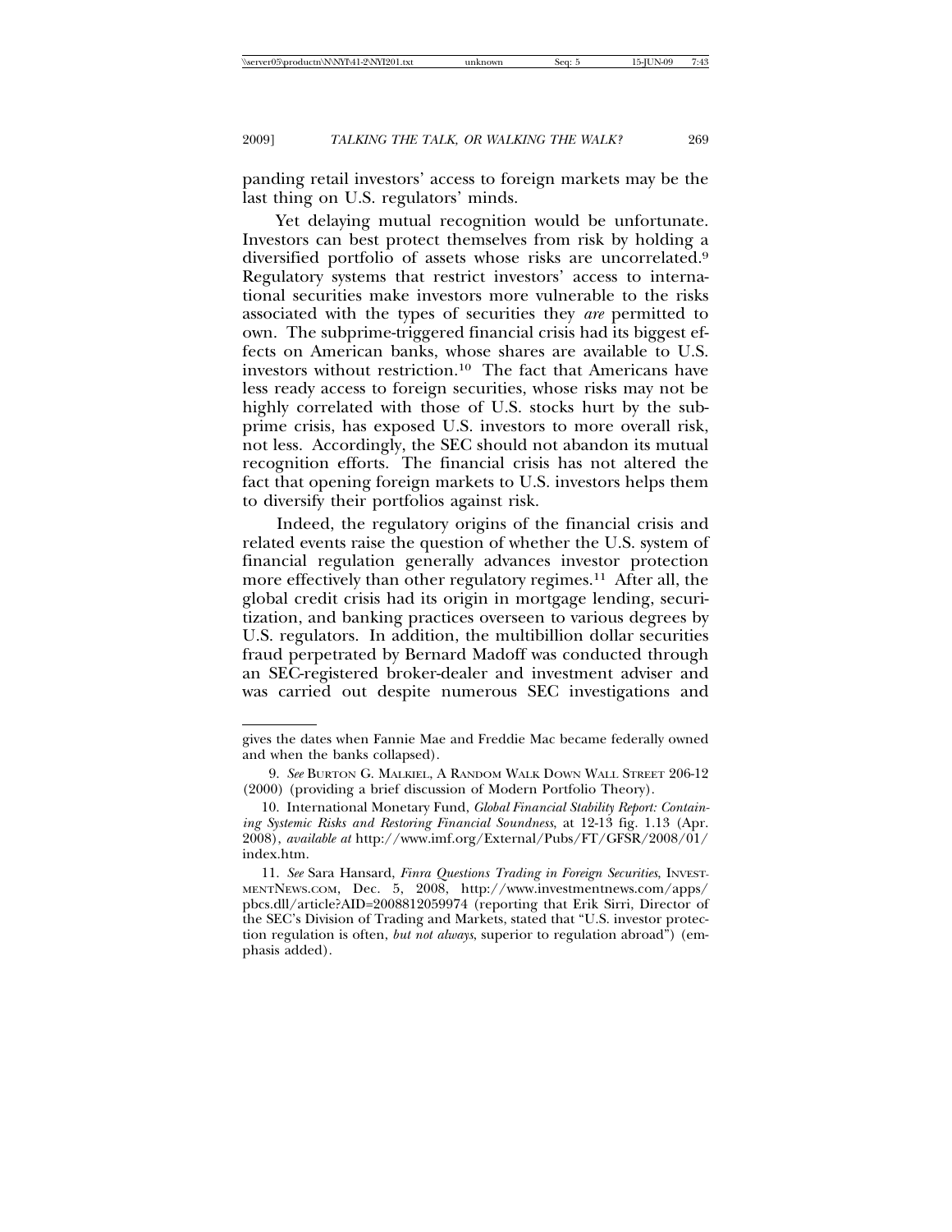panding retail investors' access to foreign markets may be the last thing on U.S. regulators' minds.

Yet delaying mutual recognition would be unfortunate. Investors can best protect themselves from risk by holding a diversified portfolio of assets whose risks are uncorrelated.[9] Regulatory systems that restrict investors' access to international securities make investors more vulnerable to the risks associated with the types of securities they *are* permitted to own. The subprime-triggered financial crisis had its biggest effects on American banks, whose shares are available to U.S. investors without restriction.[10] The fact that Americans have less ready access to foreign securities, whose risks may not be highly correlated with those of U.S. stocks hurt by the subprime crisis, has exposed U.S. investors to more overall risk, not less. Accordingly, the SEC should not abandon its mutual recognition efforts. The financial crisis has not altered the fact that opening foreign markets to U.S. investors helps them to diversify their portfolios against risk.

Indeed, the regulatory origins of the financial crisis and related events raise the question of whether the U.S. system of financial regulation generally advances investor protection more effectively than other regulatory regimes.[11] After all, the global credit crisis had its origin in mortgage lending, securitization, and banking practices overseen to various degrees by U.S. regulators. In addition, the multibillion dollar securities fraud perpetrated by Bernard Madoff was conducted through an SEC-registered broker-dealer and investment adviser and was carried out despite numerous SEC investigations and

---

gives the dates when Fannie Mae and Freddie Mac became federally owned and when the banks collapsed).

9. *See* BURTON G. MALKIEL, A RANDOM WALK DOWN WALL STREET 206-12 (2000) (providing a brief discussion of Modern Portfolio Theory).

10. International Monetary Fund, *Global Financial Stability Report: Containing Systemic Risks and Restoring Financial Soundness*, at 12-13 fig. 1.13 (Apr. 2008), *available at* http://www.imf.org/External/Pubs/FT/GFSR/2008/01/index.htm.

11. *See* Sara Hansard, *Finra Questions Trading in Foreign Securities*, INVESTMENTNEWS.COM, Dec. 5, 2008, http://www.investmentnews.com/apps/pbcs.dll/article?AID=2008812059974 (reporting that Erik Sirri, Director of the SEC's Division of Trading and Markets, stated that "U.S. investor protection regulation is often, *but not always*, superior to regulation abroad") (emphasis added).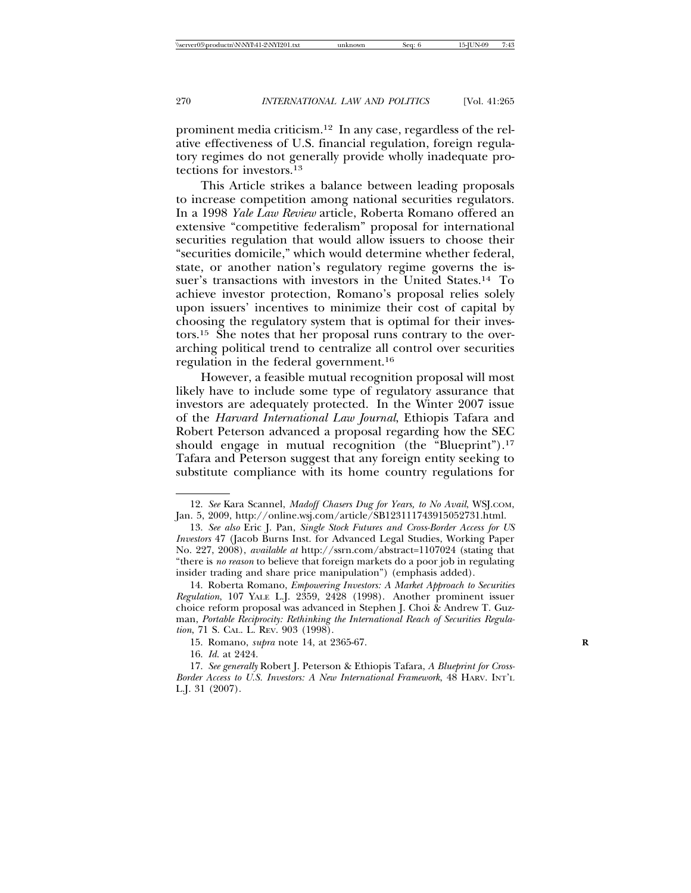prominent media criticism.[12] In any case, regardless of the relative effectiveness of U.S. financial regulation, foreign regulatory regimes do not generally provide wholly inadequate protections for investors.[13]

This Article strikes a balance between leading proposals to increase competition among national securities regulators. In a 1998 *Yale Law Review* article, Roberta Romano offered an extensive "competitive federalism" proposal for international securities regulation that would allow issuers to choose their "securities domicile," which would determine whether federal, state, or another nation's regulatory regime governs the issuer's transactions with investors in the United States.[14] To achieve investor protection, Romano's proposal relies solely upon issuers' incentives to minimize their cost of capital by choosing the regulatory system that is optimal for their investors.[15] She notes that her proposal runs contrary to the overarching political trend to centralize all control over securities regulation in the federal government.[16]

However, a feasible mutual recognition proposal will most likely have to include some type of regulatory assurance that investors are adequately protected. In the Winter 2007 issue of the *Harvard International Law Journal*, Ethiopis Tafara and Robert Peterson advanced a proposal regarding how the SEC should engage in mutual recognition (the "Blueprint").[17] Tafara and Peterson suggest that any foreign entity seeking to substitute compliance with its home country regulations for

---

12. *See* Kara Scannel, *Madoff Chasers Dug for Years, to No Avail*, WSJ.COM, Jan. 5, 2009, http://online.wsj.com/article/SB123111743915052731.html.

13. *See also* Eric J. Pan, *Single Stock Futures and Cross-Border Access for US Investors* 47 (Jacob Burns Inst. for Advanced Legal Studies, Working Paper No. 227, 2008), *available at* http://ssrn.com/abstract=1107024 (stating that "there is *no reason* to believe that foreign markets do a poor job in regulating insider trading and share price manipulation") (emphasis added).

14. Roberta Romano, *Empowering Investors: A Market Approach to Securities Regulation*, 107 YALE L.J. 2359, 2428 (1998). Another prominent issuer choice reform proposal was advanced in Stephen J. Choi & Andrew T. Guzman, *Portable Reciprocity: Rethinking the International Reach of Securities Regulation*, 71 S. CAL. L. REV. 903 (1998).

15. Romano, *supra* note 14, at 2365-67.

16. *Id*. at 2424.

17. *See generally* Robert J. Peterson & Ethiopis Tafara, *A Blueprint for Cross-Border Access to U.S. Investors: A New International Framework*, 48 HARV. INT'L L.J. 31 (2007).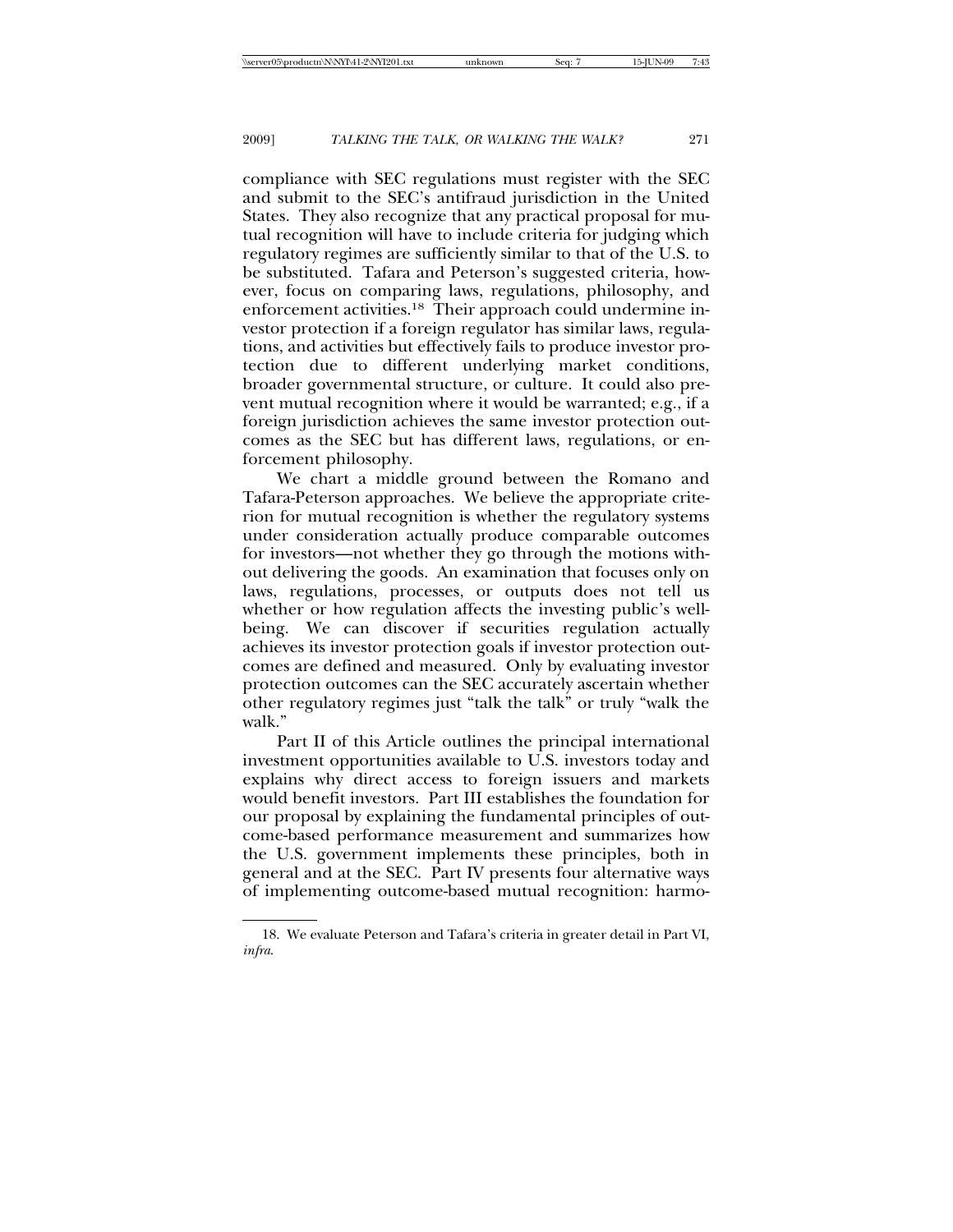compliance with SEC regulations must register with the SEC and submit to the SEC's antifraud jurisdiction in the United States. They also recognize that any practical proposal for mutual recognition will have to include criteria for judging which regulatory regimes are sufficiently similar to that of the U.S. to be substituted. Tafara and Peterson's suggested criteria, however, focus on comparing laws, regulations, philosophy, and enforcement activities.[18] Their approach could undermine investor protection if a foreign regulator has similar laws, regulations, and activities but effectively fails to produce investor protection due to different underlying market conditions, broader governmental structure, or culture. It could also prevent mutual recognition where it would be warranted; e.g., if a foreign jurisdiction achieves the same investor protection outcomes as the SEC but has different laws, regulations, or enforcement philosophy.

We chart a middle ground between the Romano and Tafara-Peterson approaches. We believe the appropriate criterion for mutual recognition is whether the regulatory systems under consideration actually produce comparable outcomes for investors—not whether they go through the motions without delivering the goods. An examination that focuses only on laws, regulations, processes, or outputs does not tell us whether or how regulation affects the investing public's well-being. We can discover if securities regulation actually achieves its investor protection goals if investor protection outcomes are defined and measured. Only by evaluating investor protection outcomes can the SEC accurately ascertain whether other regulatory regimes just "talk the talk" or truly "walk the walk."

Part II of this Article outlines the principal international investment opportunities available to U.S. investors today and explains why direct access to foreign issuers and markets would benefit investors. Part III establishes the foundation for our proposal by explaining the fundamental principles of outcome-based performance measurement and summarizes how the U.S. government implements these principles, both in general and at the SEC. Part IV presents four alternative ways of implementing outcome-based mutual recognition: harmo-

18. We evaluate Peterson and Tafara's criteria in greater detail in Part VI, *infra*.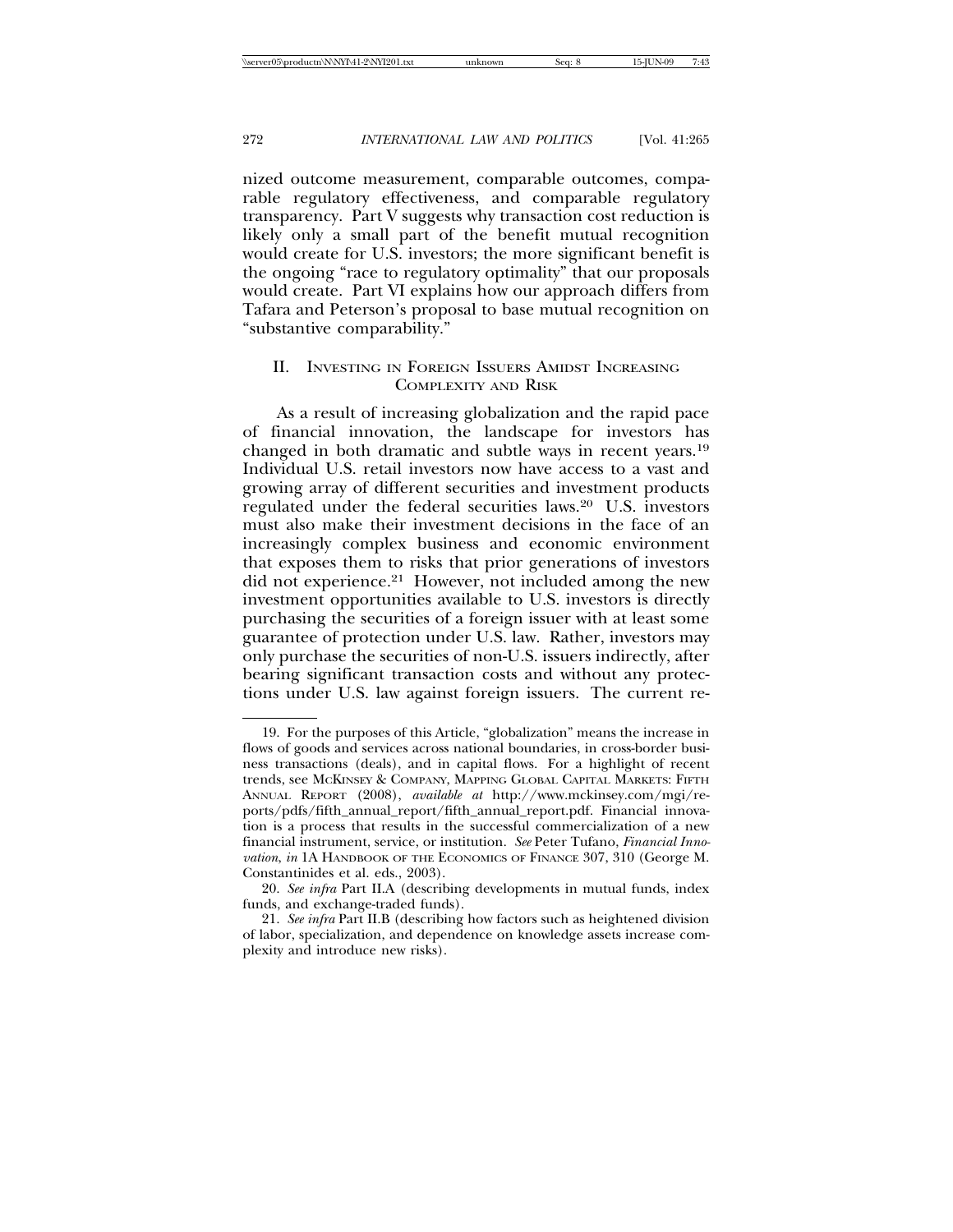nized outcome measurement, comparable outcomes, comparable regulatory effectiveness, and comparable regulatory transparency. Part V suggests why transaction cost reduction is likely only a small part of the benefit mutual recognition would create for U.S. investors; the more significant benefit is the ongoing "race to regulatory optimality" that our proposals would create. Part VI explains how our approach differs from Tafara and Peterson's proposal to base mutual recognition on "substantive comparability."

## II. Investing in Foreign Issuers Amidst Increasing Complexity and Risk

As a result of increasing globalization and the rapid pace of financial innovation, the landscape for investors has changed in both dramatic and subtle ways in recent years.[19] Individual U.S. retail investors now have access to a vast and growing array of different securities and investment products regulated under the federal securities laws.[20] U.S. investors must also make their investment decisions in the face of an increasingly complex business and economic environment that exposes them to risks that prior generations of investors did not experience.[21] However, not included among the new investment opportunities available to U.S. investors is directly purchasing the securities of a foreign issuer with at least some guarantee of protection under U.S. law. Rather, investors may only purchase the securities of non-U.S. issuers indirectly, after bearing significant transaction costs and without any protections under U.S. law against foreign issuers. The current re-

---

19. For the purposes of this Article, "globalization" means the increase in flows of goods and services across national boundaries, in cross-border business transactions (deals), and in capital flows. For a highlight of recent trends, see McKinsey & Company, Mapping Global Capital Markets: Fifth Annual Report (2008), *available at* http://www.mckinsey.com/mgi/reports/pdfs/fifth_annual_report/fifth_annual_report.pdf. Financial innovation is a process that results in the successful commercialization of a new financial instrument, service, or institution. *See* Peter Tufano, *Financial Innovation*, *in* 1A Handbook of the Economics of Finance 307, 310 (George M. Constantinides et al. eds., 2003).

20. *See infra* Part II.A (describing developments in mutual funds, index funds, and exchange-traded funds).

21. *See infra* Part II.B (describing how factors such as heightened division of labor, specialization, and dependence on knowledge assets increase complexity and introduce new risks).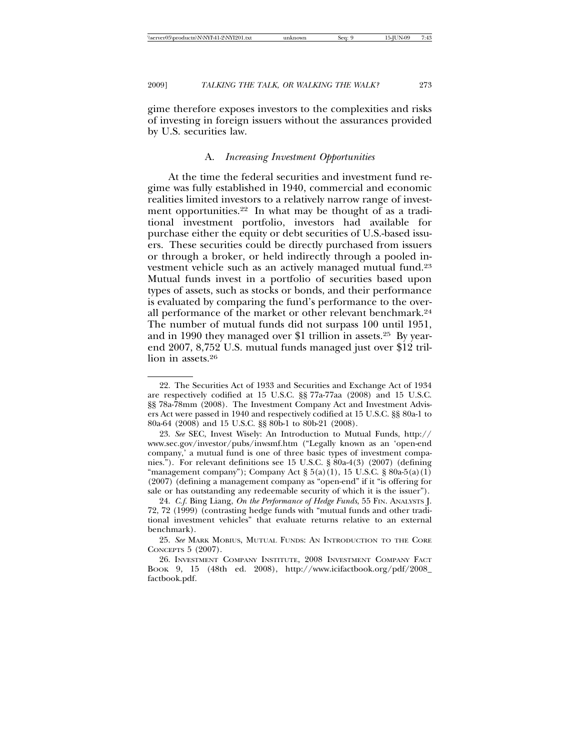gime therefore exposes investors to the complexities and risks of investing in foreign issuers without the assurances provided by U.S. securities law.

### A. *Increasing Investment Opportunities*

At the time the federal securities and investment fund regime was fully established in 1940, commercial and economic realities limited investors to a relatively narrow range of investment opportunities.[22] In what may be thought of as a traditional investment portfolio, investors had available for purchase either the equity or debt securities of U.S.-based issuers. These securities could be directly purchased from issuers or through a broker, or held indirectly through a pooled investment vehicle such as an actively managed mutual fund.[23] Mutual funds invest in a portfolio of securities based upon types of assets, such as stocks or bonds, and their performance is evaluated by comparing the fund's performance to the overall performance of the market or other relevant benchmark.[24] The number of mutual funds did not surpass 100 until 1951, and in 1990 they managed over $1 trillion in assets.[25] By year-end 2007, 8,752 U.S. mutual funds managed just over $12 trillion in assets.[26]

---

22. The Securities Act of 1933 and Securities and Exchange Act of 1934 are respectively codified at 15 U.S.C. §§ 77a-77aa (2008) and 15 U.S.C. §§ 78a-78mm (2008). The Investment Company Act and Investment Advisers Act were passed in 1940 and respectively codified at 15 U.S.C. §§ 80a-1 to 80a-64 (2008) and 15 U.S.C. §§ 80b-1 to 80b-21 (2008).

23. *See* SEC, Invest Wisely: An Introduction to Mutual Funds, http://www.sec.gov/investor/pubs/inwsmf.htm ("Legally known as an 'open-end company,' a mutual fund is one of three basic types of investment companies."). For relevant definitions see 15 U.S.C. § 80a-4(3) (2007) (defining "management company"); Company Act § 5(a)(1), 15 U.S.C. § 80a-5(a)(1) (2007) (defining a management company as "open-end" if it "is offering for sale or has outstanding any redeemable security of which it is the issuer").

24. *C.f.* Bing Liang, *On the Performance of Hedge Funds*, 55 FIN. ANALYSTS J. 72, 72 (1999) (contrasting hedge funds with "mutual funds and other traditional investment vehicles" that evaluate returns relative to an external benchmark).

25. *See* MARK MOBIUS, MUTUAL FUNDS: AN INTRODUCTION TO THE CORE CONCEPTS 5 (2007).

26. INVESTMENT COMPANY INSTITUTE, 2008 INVESTMENT COMPANY FACT BOOK 9, 15 (48th ed. 2008), http://www.icifactbook.org/pdf/2008_factbook.pdf.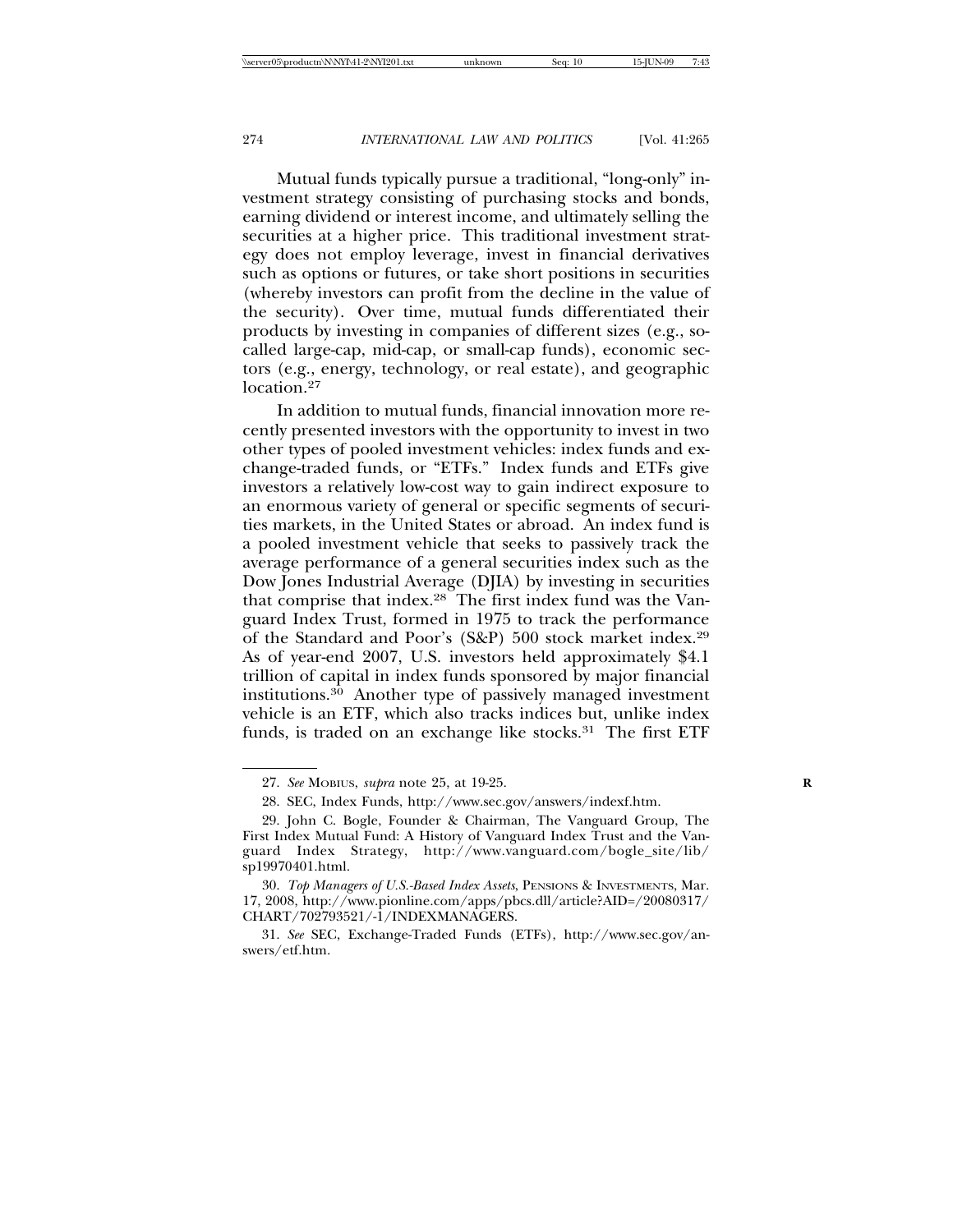Mutual funds typically pursue a traditional, "long-only" investment strategy consisting of purchasing stocks and bonds, earning dividend or interest income, and ultimately selling the securities at a higher price. This traditional investment strategy does not employ leverage, invest in financial derivatives such as options or futures, or take short positions in securities (whereby investors can profit from the decline in the value of the security). Over time, mutual funds differentiated their products by investing in companies of different sizes (e.g., so-called large-cap, mid-cap, or small-cap funds), economic sectors (e.g., energy, technology, or real estate), and geographic location.[27]

In addition to mutual funds, financial innovation more recently presented investors with the opportunity to invest in two other types of pooled investment vehicles: index funds and exchange-traded funds, or "ETFs." Index funds and ETFs give investors a relatively low-cost way to gain indirect exposure to an enormous variety of general or specific segments of securities markets, in the United States or abroad. An index fund is a pooled investment vehicle that seeks to passively track the average performance of a general securities index such as the Dow Jones Industrial Average (DJIA) by investing in securities that comprise that index.[28] The first index fund was the Vanguard Index Trust, formed in 1975 to track the performance of the Standard and Poor's (S&P) 500 stock market index.[29] As of year-end 2007, U.S. investors held approximately $4.1 trillion of capital in index funds sponsored by major financial institutions.[30] Another type of passively managed investment vehicle is an ETF, which also tracks indices but, unlike index funds, is traded on an exchange like stocks.[31] The first ETF

---

27. *See* MOBIUS, *supra* note 25, at 19-25.

28. SEC, Index Funds, http://www.sec.gov/answers/indexf.htm.

29. John C. Bogle, Founder & Chairman, The Vanguard Group, The First Index Mutual Fund: A History of Vanguard Index Trust and the Vanguard Index Strategy, http://www.vanguard.com/bogle_site/lib/sp19970401.html.

30. *Top Managers of U.S.-Based Index Assets*, PENSIONS & INVESTMENTS, Mar. 17, 2008, http://www.pionline.com/apps/pbcs.dll/article?AID=/20080317/CHART/702793521/-1/INDEXMANAGERS.

31. *See* SEC, Exchange-Traded Funds (ETFs), http://www.sec.gov/answers/etf.htm.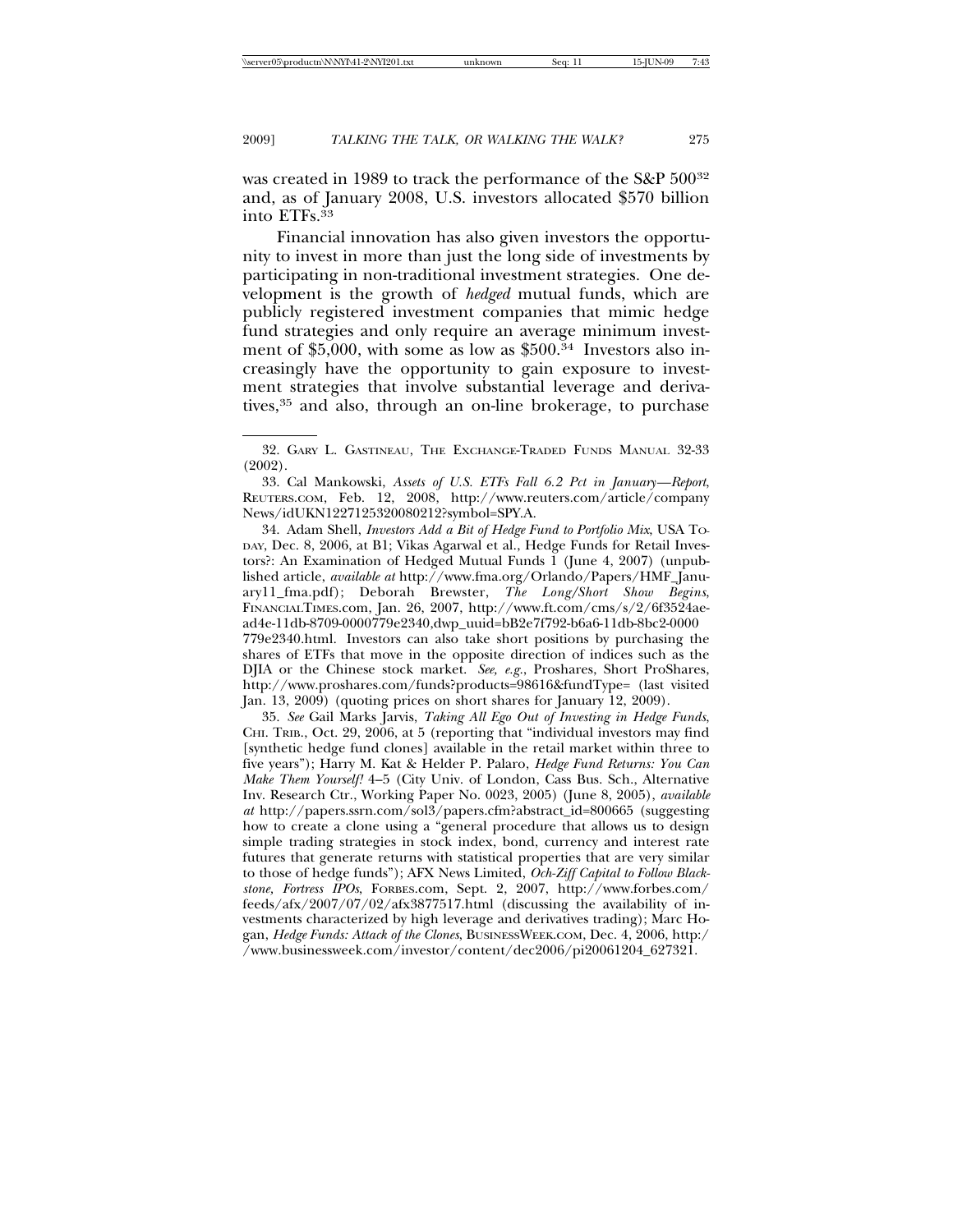was created in 1989 to track the performance of the S&P 500[32] and, as of January 2008, U.S. investors allocated $570 billion into ETFs.[33]

Financial innovation has also given investors the opportunity to invest in more than just the long side of investments by participating in non-traditional investment strategies. One development is the growth of *hedged* mutual funds, which are publicly registered investment companies that mimic hedge fund strategies and only require an average minimum investment of $5,000, with some as low as $500.[34] Investors also increasingly have the opportunity to gain exposure to investment strategies that involve substantial leverage and derivatives,[35] and also, through an on-line brokerage, to purchase

---

32. GARY L. GASTINEAU, THE EXCHANGE-TRADED FUNDS MANUAL 32-33 (2002).

33. Cal Mankowski, *Assets of U.S. ETFs Fall 6.2 Pct in January—Report*, REUTERS.COM, Feb. 12, 2008, http://www.reuters.com/article/companyNews/idUKN1227125320080212?symbol=SPY.A.

34. Adam Shell, *Investors Add a Bit of Hedge Fund to Portfolio Mix*, USA TODAY, Dec. 8, 2006, at B1; Vikas Agarwal et al., Hedge Funds for Retail Investors?: An Examination of Hedged Mutual Funds 1 (June 4, 2007) (unpublished article, *available at* http://www.fma.org/Orlando/Papers/HMF_January11_fma.pdf); Deborah Brewster, *The Long/Short Show Begins*, FINANCIALTIMES.com, Jan. 26, 2007, http://www.ft.com/cms/s/2/6f3524ae-ad4e-11db-8709-0000779e2340,dwp_uuid=bB2e7f792-b6a6-11db-8bc2-0000779e2340.html. Investors can also take short positions by purchasing the shares of ETFs that move in the opposite direction of indices such as the DJIA or the Chinese stock market. *See, e.g.*, Proshares, Short ProShares, http://www.proshares.com/funds?products=98616&fundType= (last visited Jan. 13, 2009) (quoting prices on short shares for January 12, 2009).

35. *See* Gail Marks Jarvis, *Taking All Ego Out of Investing in Hedge Funds*, CHI. TRIB., Oct. 29, 2006, at 5 (reporting that "individual investors may find [synthetic hedge fund clones] available in the retail market within three to five years"); Harry M. Kat & Helder P. Palaro, *Hedge Fund Returns: You Can Make Them Yourself!* 4–5 (City Univ. of London, Cass Bus. Sch., Alternative Inv. Research Ctr., Working Paper No. 0023, 2005) (June 8, 2005), *available at* http://papers.ssrn.com/sol3/papers.cfm?abstract_id=800665 (suggesting how to create a clone using a "general procedure that allows us to design simple trading strategies in stock index, bond, currency and interest rate futures that generate returns with statistical properties that are very similar to those of hedge funds"); AFX News Limited, *Och-Ziff Capital to Follow Blackstone, Fortress IPOs*, FORBES.com, Sept. 2, 2007, http://www.forbes.com/feeds/afx/2007/07/02/afx3877517.html (discussing the availability of investments characterized by high leverage and derivatives trading); Marc Hogan, *Hedge Funds: Attack of the Clones*, BUSINESSWEEK.COM, Dec. 4, 2006, http://www.businessweek.com/investor/content/dec2006/pi20061204_627321.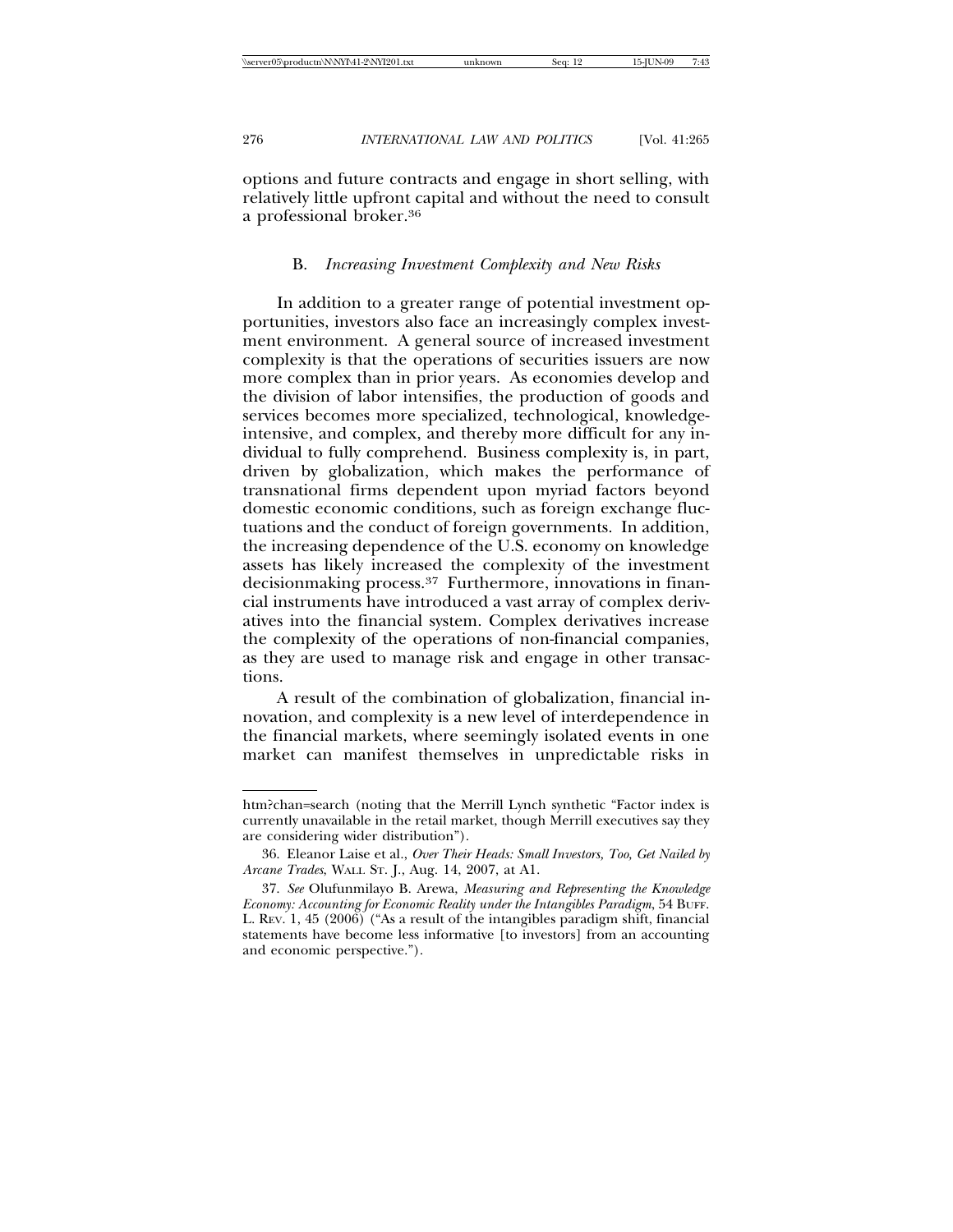options and future contracts and engage in short selling, with relatively little upfront capital and without the need to consult a professional broker.[36]

### B. *Increasing Investment Complexity and New Risks*

In addition to a greater range of potential investment opportunities, investors also face an increasingly complex investment environment. A general source of increased investment complexity is that the operations of securities issuers are now more complex than in prior years. As economies develop and the division of labor intensifies, the production of goods and services becomes more specialized, technological, knowledge-intensive, and complex, and thereby more difficult for any individual to fully comprehend. Business complexity is, in part, driven by globalization, which makes the performance of transnational firms dependent upon myriad factors beyond domestic economic conditions, such as foreign exchange fluctuations and the conduct of foreign governments. In addition, the increasing dependence of the U.S. economy on knowledge assets has likely increased the complexity of the investment decisionmaking process.[37] Furthermore, innovations in financial instruments have introduced a vast array of complex derivatives into the financial system. Complex derivatives increase the complexity of the operations of non-financial companies, as they are used to manage risk and engage in other transactions.

A result of the combination of globalization, financial innovation, and complexity is a new level of interdependence in the financial markets, where seemingly isolated events in one market can manifest themselves in unpredictable risks in

---

htm?chan=search (noting that the Merrill Lynch synthetic "Factor index is currently unavailable in the retail market, though Merrill executives say they are considering wider distribution").

36. Eleanor Laise et al., *Over Their Heads: Small Investors, Too, Get Nailed by Arcane Trades*, WALL ST. J., Aug. 14, 2007, at A1.

37. *See* Olufunmilayo B. Arewa, *Measuring and Representing the Knowledge Economy: Accounting for Economic Reality under the Intangibles Paradigm*, 54 BUFF. L. REV. 1, 45 (2006) ("As a result of the intangibles paradigm shift, financial statements have become less informative [to investors] from an accounting and economic perspective.").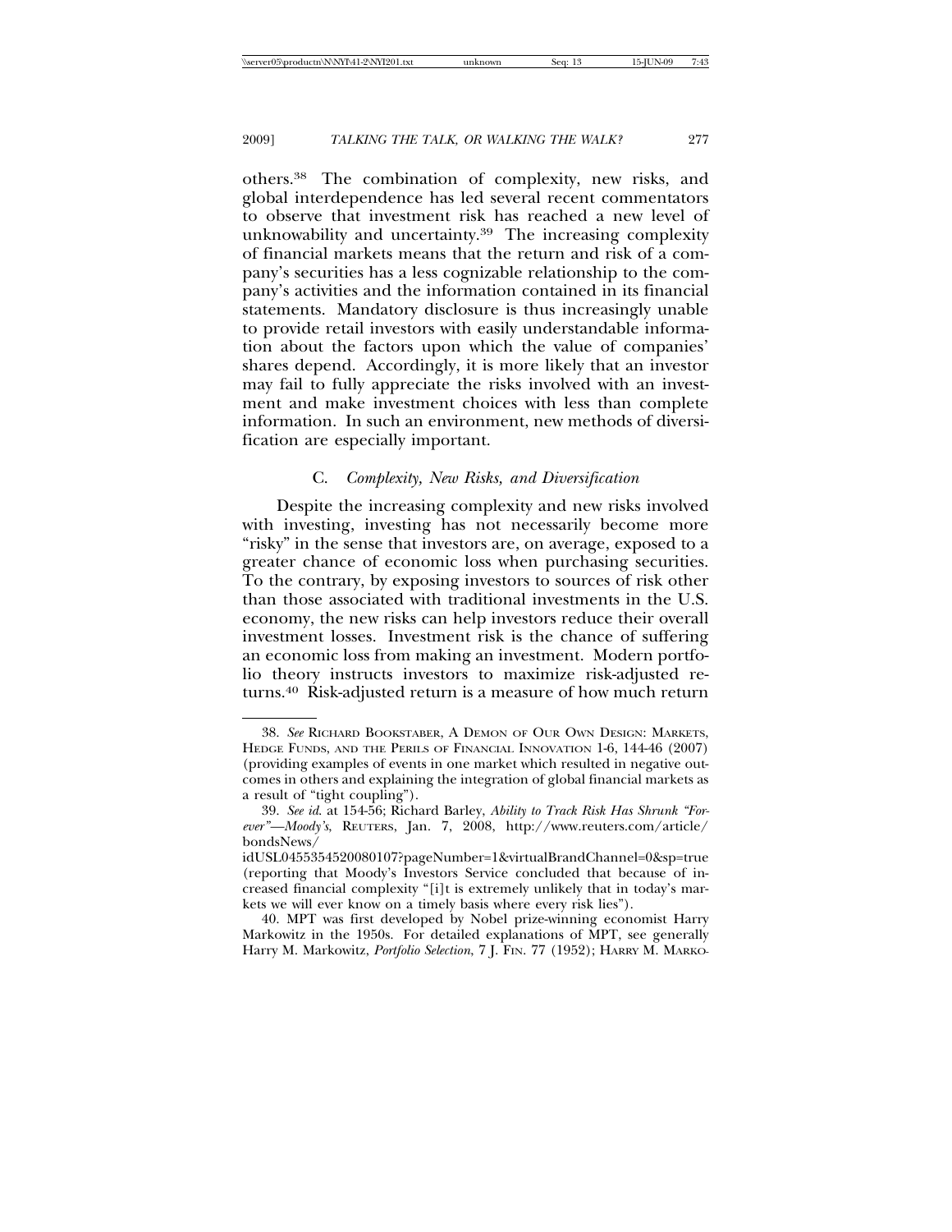others.[38] The combination of complexity, new risks, and global interdependence has led several recent commentators to observe that investment risk has reached a new level of unknowability and uncertainty.[39] The increasing complexity of financial markets means that the return and risk of a company's securities has a less cognizable relationship to the company's activities and the information contained in its financial statements. Mandatory disclosure is thus increasingly unable to provide retail investors with easily understandable information about the factors upon which the value of companies' shares depend. Accordingly, it is more likely that an investor may fail to fully appreciate the risks involved with an investment and make investment choices with less than complete information. In such an environment, new methods of diversification are especially important.

### C. *Complexity, New Risks, and Diversification*

Despite the increasing complexity and new risks involved with investing, investing has not necessarily become more "risky" in the sense that investors are, on average, exposed to a greater chance of economic loss when purchasing securities. To the contrary, by exposing investors to sources of risk other than those associated with traditional investments in the U.S. economy, the new risks can help investors reduce their overall investment losses. Investment risk is the chance of suffering an economic loss from making an investment. Modern portfolio theory instructs investors to maximize risk-adjusted returns.[40] Risk-adjusted return is a measure of how much return

---

38. *See* RICHARD BOOKSTABER, A DEMON OF OUR OWN DESIGN: MARKETS, HEDGE FUNDS, AND THE PERILS OF FINANCIAL INNOVATION 1-6, 144-46 (2007) (providing examples of events in one market which resulted in negative outcomes in others and explaining the integration of global financial markets as a result of "tight coupling").

39. *See id.* at 154-56; Richard Barley, *Ability to Track Risk Has Shrunk "Forever"—Moody's*, REUTERS, Jan. 7, 2008, http://www.reuters.com/article/bondsNews/idUSL0455354520080107?pageNumber=1&virtualBrandChannel=0&sp=true (reporting that Moody's Investors Service concluded that because of increased financial complexity "[i]t is extremely unlikely that in today's markets we will ever know on a timely basis where every risk lies").

40. MPT was first developed by Nobel prize-winning economist Harry Markowitz in the 1950s. For detailed explanations of MPT, see generally Harry M. Markowitz, *Portfolio Selection*, 7 J. FIN. 77 (1952); HARRY M. MARKO-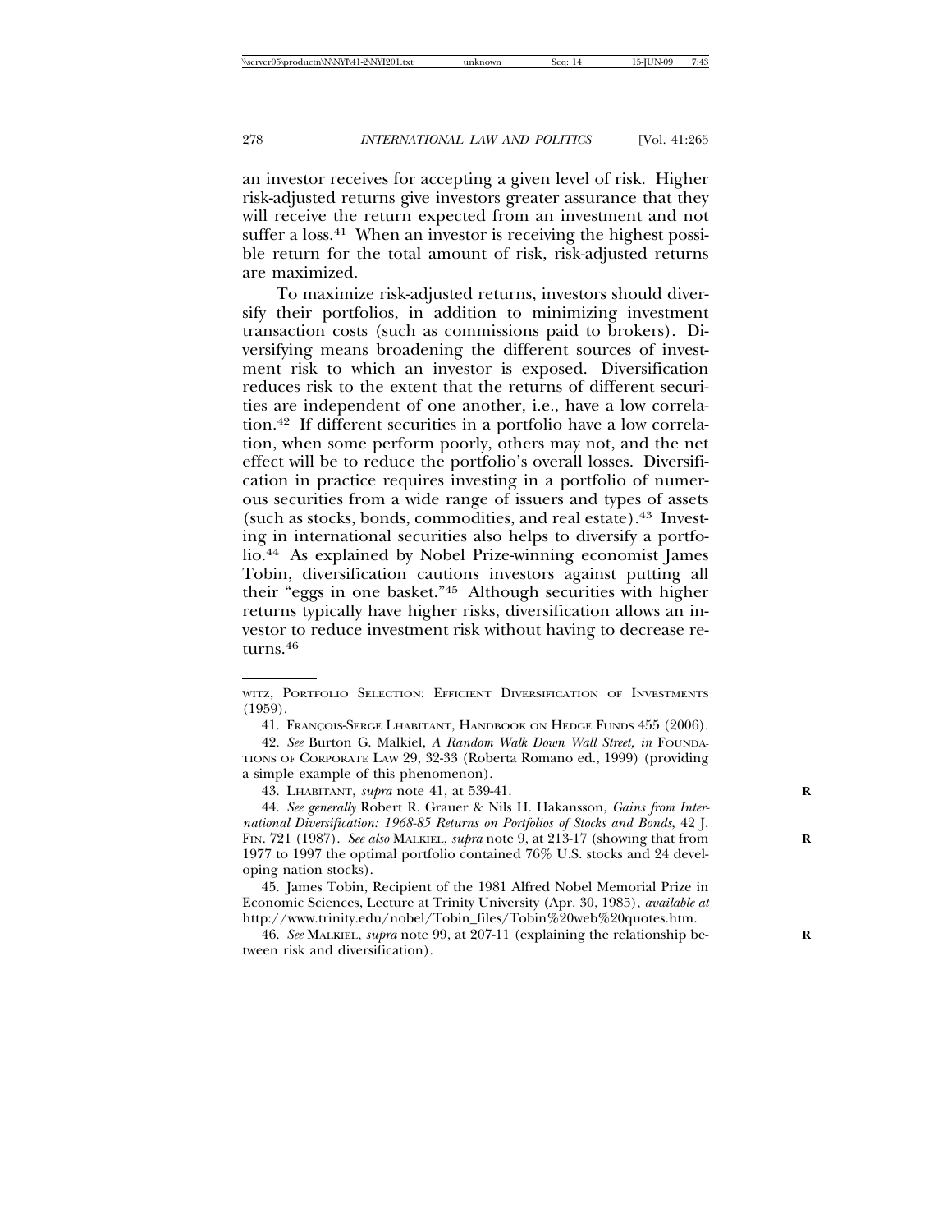an investor receives for accepting a given level of risk. Higher risk-adjusted returns give investors greater assurance that they will receive the return expected from an investment and not suffer a loss.[41] When an investor is receiving the highest possible return for the total amount of risk, risk-adjusted returns are maximized.

To maximize risk-adjusted returns, investors should diversify their portfolios, in addition to minimizing investment transaction costs (such as commissions paid to brokers). Diversifying means broadening the different sources of investment risk to which an investor is exposed. Diversification reduces risk to the extent that the returns of different securities are independent of one another, i.e., have a low correlation.[42] If different securities in a portfolio have a low correlation, when some perform poorly, others may not, and the net effect will be to reduce the portfolio's overall losses. Diversification in practice requires investing in a portfolio of numerous securities from a wide range of issuers and types of assets (such as stocks, bonds, commodities, and real estate).[43] Investing in international securities also helps to diversify a portfolio.[44] As explained by Nobel Prize-winning economist James Tobin, diversification cautions investors against putting all their "eggs in one basket."[45] Although securities with higher returns typically have higher risks, diversification allows an investor to reduce investment risk without having to decrease returns.[46]

---

WITZ, PORTFOLIO SELECTION: EFFICIENT DIVERSIFICATION OF INVESTMENTS (1959).

41. FRANÇOIS-SERGE LHABITANT, HANDBOOK ON HEDGE FUNDS 455 (2006).

42. *See* Burton G. Malkiel, *A Random Walk Down Wall Street, in* FOUNDATIONS OF CORPORATE LAW 29, 32-33 (Roberta Romano ed., 1999) (providing a simple example of this phenomenon).

43. LHABITANT, *supra* note 41, at 539-41.

44. *See generally* Robert R. Grauer & Nils H. Hakansson, *Gains from International Diversification: 1968-85 Returns on Portfolios of Stocks and Bonds*, 42 J. FIN. 721 (1987). *See also* MALKIEL, *supra* note 9, at 213-17 (showing that from 1977 to 1997 the optimal portfolio contained 76% U.S. stocks and 24 developing nation stocks).

45. James Tobin, Recipient of the 1981 Alfred Nobel Memorial Prize in Economic Sciences, Lecture at Trinity University (Apr. 30, 1985), *available at* http://www.trinity.edu/nobel/Tobin_files/Tobin%20web%20quotes.htm.

46. *See* MALKIEL, *supra* note 99, at 207-11 (explaining the relationship between risk and diversification).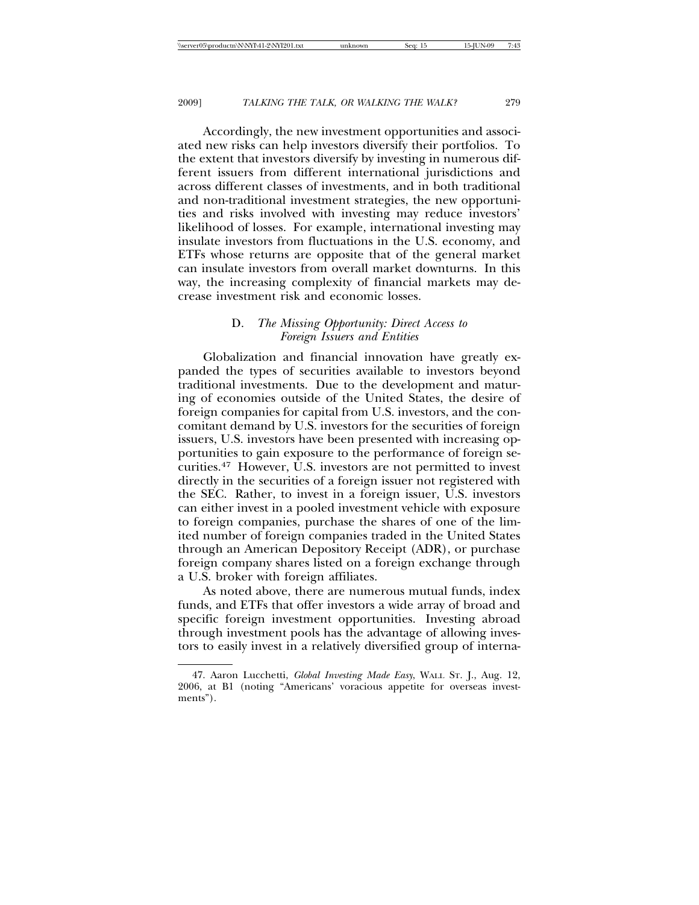Accordingly, the new investment opportunities and associated new risks can help investors diversify their portfolios. To the extent that investors diversify by investing in numerous different issuers from different international jurisdictions and across different classes of investments, and in both traditional and non-traditional investment strategies, the new opportunities and risks involved with investing may reduce investors' likelihood of losses. For example, international investing may insulate investors from fluctuations in the U.S. economy, and ETFs whose returns are opposite that of the general market can insulate investors from overall market downturns. In this way, the increasing complexity of financial markets may decrease investment risk and economic losses.

### D. *The Missing Opportunity: Direct Access to Foreign Issuers and Entities*

Globalization and financial innovation have greatly expanded the types of securities available to investors beyond traditional investments. Due to the development and maturing of economies outside of the United States, the desire of foreign companies for capital from U.S. investors, and the concomitant demand by U.S. investors for the securities of foreign issuers, U.S. investors have been presented with increasing opportunities to gain exposure to the performance of foreign securities.[47] However, U.S. investors are not permitted to invest directly in the securities of a foreign issuer not registered with the SEC. Rather, to invest in a foreign issuer, U.S. investors can either invest in a pooled investment vehicle with exposure to foreign companies, purchase the shares of one of the limited number of foreign companies traded in the United States through an American Depository Receipt (ADR), or purchase foreign company shares listed on a foreign exchange through a U.S. broker with foreign affiliates.

As noted above, there are numerous mutual funds, index funds, and ETFs that offer investors a wide array of broad and specific foreign investment opportunities. Investing abroad through investment pools has the advantage of allowing investors to easily invest in a relatively diversified group of interna-

---

47. Aaron Lucchetti, *Global Investing Made Easy*, WALL ST. J., Aug. 12, 2006, at B1 (noting "Americans' voracious appetite for overseas investments").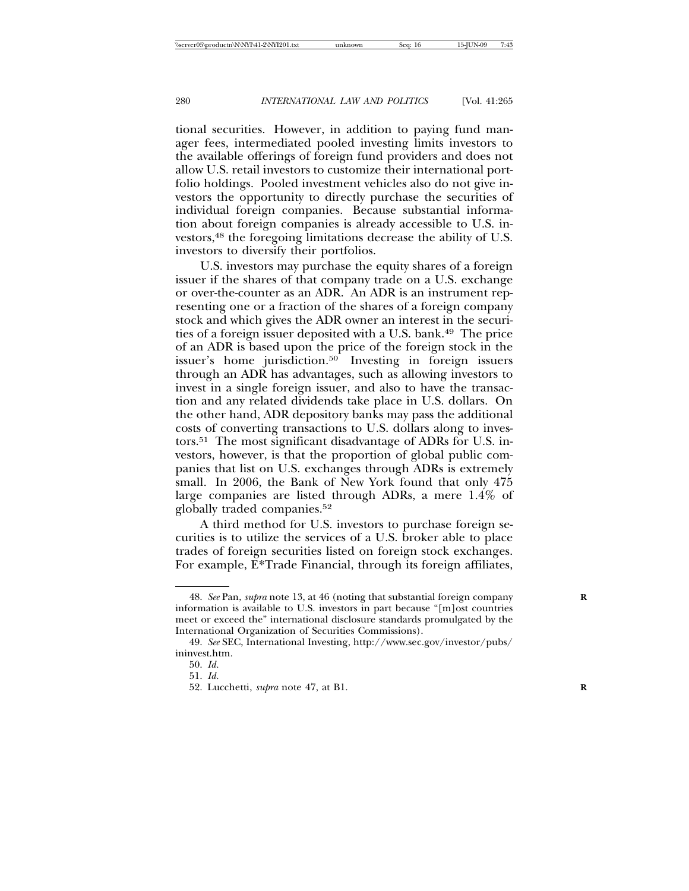tional securities. However, in addition to paying fund manager fees, intermediated pooled investing limits investors to the available offerings of foreign fund providers and does not allow U.S. retail investors to customize their international portfolio holdings. Pooled investment vehicles also do not give investors the opportunity to directly purchase the securities of individual foreign companies. Because substantial information about foreign companies is already accessible to U.S. investors,[48] the foregoing limitations decrease the ability of U.S. investors to diversify their portfolios.

U.S. investors may purchase the equity shares of a foreign issuer if the shares of that company trade on a U.S. exchange or over-the-counter as an ADR. An ADR is an instrument representing one or a fraction of the shares of a foreign company stock and which gives the ADR owner an interest in the securities of a foreign issuer deposited with a U.S. bank.[49] The price of an ADR is based upon the price of the foreign stock in the issuer's home jurisdiction.[50] Investing in foreign issuers through an ADR has advantages, such as allowing investors to invest in a single foreign issuer, and also to have the transaction and any related dividends take place in U.S. dollars. On the other hand, ADR depository banks may pass the additional costs of converting transactions to U.S. dollars along to investors.[51] The most significant disadvantage of ADRs for U.S. investors, however, is that the proportion of global public companies that list on U.S. exchanges through ADRs is extremely small. In 2006, the Bank of New York found that only 475 large companies are listed through ADRs, a mere 1.4% of globally traded companies.[52]

A third method for U.S. investors to purchase foreign securities is to utilize the services of a U.S. broker able to place trades of foreign securities listed on foreign stock exchanges. For example, E*Trade Financial, through its foreign affiliates,

---

48. *See* Pan, *supra* note 13, at 46 (noting that substantial foreign company information is available to U.S. investors in part because "[m]ost countries meet or exceed the" international disclosure standards promulgated by the International Organization of Securities Commissions).

49. *See* SEC, International Investing, http://www.sec.gov/investor/pubs/ininvest.htm.

50. *Id.*

51. *Id.*

52. Lucchetti, *supra* note 47, at B1.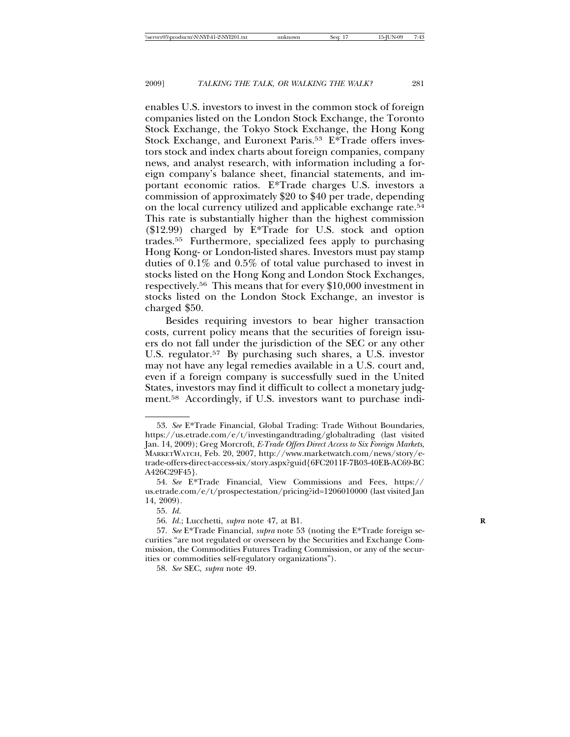enables U.S. investors to invest in the common stock of foreign companies listed on the London Stock Exchange, the Toronto Stock Exchange, the Tokyo Stock Exchange, the Hong Kong Stock Exchange, and Euronext Paris.[53] E*Trade offers investors stock and index charts about foreign companies, company news, and analyst research, with information including a foreign company's balance sheet, financial statements, and important economic ratios. E*Trade charges U.S. investors a commission of approximately $20 to $40 per trade, depending on the local currency utilized and applicable exchange rate.[54] This rate is substantially higher than the highest commission ($12.99) charged by E*Trade for U.S. stock and option trades.[55] Furthermore, specialized fees apply to purchasing Hong Kong- or London-listed shares. Investors must pay stamp duties of 0.1% and 0.5% of total value purchased to invest in stocks listed on the Hong Kong and London Stock Exchanges, respectively.[56] This means that for every $10,000 investment in stocks listed on the London Stock Exchange, an investor is charged $50.

Besides requiring investors to bear higher transaction costs, current policy means that the securities of foreign issuers do not fall under the jurisdiction of the SEC or any other U.S. regulator.[57] By purchasing such shares, a U.S. investor may not have any legal remedies available in a U.S. court and, even if a foreign company is successfully sued in the United States, investors may find it difficult to collect a monetary judgment.[58] Accordingly, if U.S. investors want to purchase indi-

---

53. *See* E*Trade Financial, Global Trading: Trade Without Boundaries, https://us.etrade.com/e/t/investingandtrading/globaltrading (last visited Jan. 14, 2009); Greg Morcroft, *E-Trade Offers Direct Access to Six Foreign Markets*, MARKETWATCH, Feb. 20, 2007, http://www.marketwatch.com/news/story/e-trade-offers-direct-access-six/story.aspx?guid{6FC2011F-7B03-40EB-AC69-BCA426C29F45}.

54. *See* E*Trade Financial, View Commissions and Fees, https://us.etrade.com/e/t/prospectestation/pricing?id=1206010000 (last visited Jan 14, 2009).

55. *Id.*

56. *Id.*; Lucchetti, *supra* note 47, at B1.

57. *See* E*Trade Financial, *supra* note 53 (noting the E*Trade foreign securities "are not regulated or overseen by the Securities and Exchange Commission, the Commodities Futures Trading Commission, or any of the securities or commodities self-regulatory organizations").

58. *See* SEC, *supra* note 49.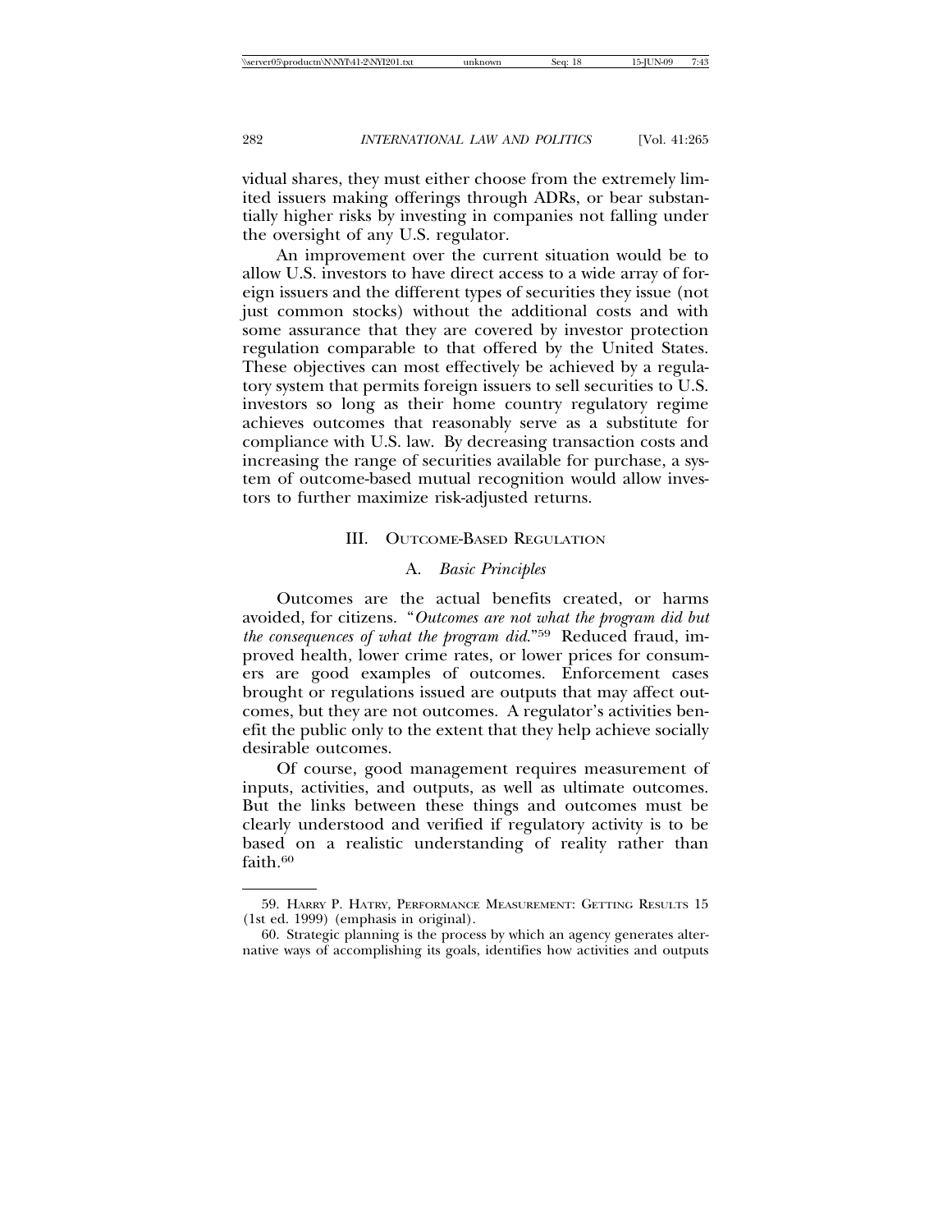vidual shares, they must either choose from the extremely limited issuers making offerings through ADRs, or bear substantially higher risks by investing in companies not falling under the oversight of any U.S. regulator.

An improvement over the current situation would be to allow U.S. investors to have direct access to a wide array of foreign issuers and the different types of securities they issue (not just common stocks) without the additional costs and with some assurance that they are covered by investor protection regulation comparable to that offered by the United States. These objectives can most effectively be achieved by a regulatory system that permits foreign issuers to sell securities to U.S. investors so long as their home country regulatory regime achieves outcomes that reasonably serve as a substitute for compliance with U.S. law. By decreasing transaction costs and increasing the range of securities available for purchase, a system of outcome-based mutual recognition would allow investors to further maximize risk-adjusted returns.

## III. Outcome-Based Regulation

### A. *Basic Principles*

Outcomes are the actual benefits created, or harms avoided, for citizens. "*Outcomes are not what the program did but the consequences of what the program did*."[59] Reduced fraud, improved health, lower crime rates, or lower prices for consumers are good examples of outcomes. Enforcement cases brought or regulations issued are outputs that may affect outcomes, but they are not outcomes. A regulator's activities benefit the public only to the extent that they help achieve socially desirable outcomes.

Of course, good management requires measurement of inputs, activities, and outputs, as well as ultimate outcomes. But the links between these things and outcomes must be clearly understood and verified if regulatory activity is to be based on a realistic understanding of reality rather than faith.[60]

---

59. Harry P. Hatry, Performance Measurement: Getting Results 15 (1st ed. 1999) (emphasis in original).

60. Strategic planning is the process by which an agency generates alternative ways of accomplishing its goals, identifies how activities and outputs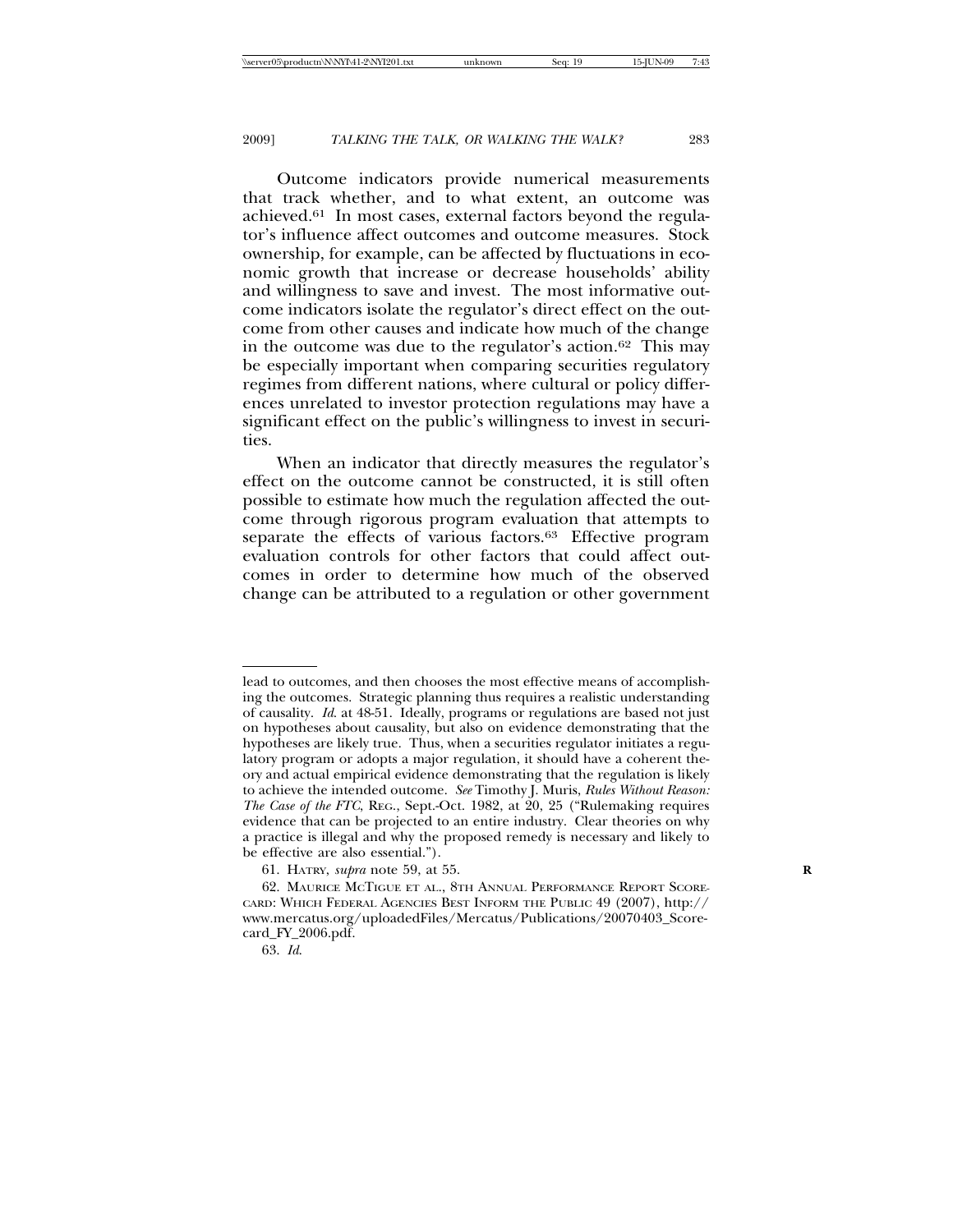Outcome indicators provide numerical measurements that track whether, and to what extent, an outcome was achieved.[61] In most cases, external factors beyond the regulator's influence affect outcomes and outcome measures. Stock ownership, for example, can be affected by fluctuations in economic growth that increase or decrease households' ability and willingness to save and invest. The most informative outcome indicators isolate the regulator's direct effect on the outcome from other causes and indicate how much of the change in the outcome was due to the regulator's action.[62] This may be especially important when comparing securities regulatory regimes from different nations, where cultural or policy differences unrelated to investor protection regulations may have a significant effect on the public's willingness to invest in securities.

When an indicator that directly measures the regulator's effect on the outcome cannot be constructed, it is still often possible to estimate how much the regulation affected the outcome through rigorous program evaluation that attempts to separate the effects of various factors.[63] Effective program evaluation controls for other factors that could affect outcomes in order to determine how much of the observed change can be attributed to a regulation or other government

---

lead to outcomes, and then chooses the most effective means of accomplishing the outcomes. Strategic planning thus requires a realistic understanding of causality. *Id.* at 48-51. Ideally, programs or regulations are based not just on hypotheses about causality, but also on evidence demonstrating that the hypotheses are likely true. Thus, when a securities regulator initiates a regulatory program or adopts a major regulation, it should have a coherent theory and actual empirical evidence demonstrating that the regulation is likely to achieve the intended outcome. *See* Timothy J. Muris, *Rules Without Reason: The Case of the FTC*, REG., Sept.-Oct. 1982, at 20, 25 ("Rulemaking requires evidence that can be projected to an entire industry. Clear theories on why a practice is illegal and why the proposed remedy is necessary and likely to be effective are also essential.").

61. HATRY, *supra* note 59, at 55.

62. MAURICE MCTIGUE ET AL., 8TH ANNUAL PERFORMANCE REPORT SCORECARD: WHICH FEDERAL AGENCIES BEST INFORM THE PUBLIC 49 (2007), http://www.mercatus.org/uploadedFiles/Mercatus/Publications/20070403_Scorecard_FY_2006.pdf.

63. *Id.*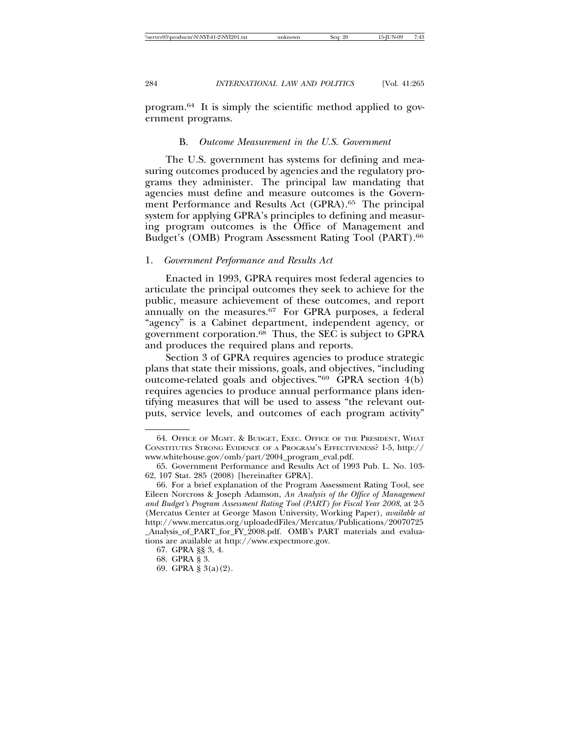program.[64] It is simply the scientific method applied to government programs.

### B. *Outcome Measurement in the U.S. Government*

The U.S. government has systems for defining and measuring outcomes produced by agencies and the regulatory programs they administer. The principal law mandating that agencies must define and measure outcomes is the Government Performance and Results Act (GPRA).[65] The principal system for applying GPRA's principles to defining and measuring program outcomes is the Office of Management and Budget's (OMB) Program Assessment Rating Tool (PART).[66]

#### 1. *Government Performance and Results Act*

Enacted in 1993, GPRA requires most federal agencies to articulate the principal outcomes they seek to achieve for the public, measure achievement of these outcomes, and report annually on the measures.[67] For GPRA purposes, a federal "agency" is a Cabinet department, independent agency, or government corporation.[68] Thus, the SEC is subject to GPRA and produces the required plans and reports.

Section 3 of GPRA requires agencies to produce strategic plans that state their missions, goals, and objectives, "including outcome-related goals and objectives."[69] GPRA section 4(b) requires agencies to produce annual performance plans identifying measures that will be used to assess "the relevant outputs, service levels, and outcomes of each program activity"

---

64. OFFICE OF MGMT. & BUDGET, EXEC. OFFICE OF THE PRESIDENT, WHAT CONSTITUTES STRONG EVIDENCE OF A PROGRAM'S EFFECTIVENESS? 1-5, http://www.whitehouse.gov/omb/part/2004_program_eval.pdf.

65. Government Performance and Results Act of 1993 Pub. L. No. 103-62, 107 Stat. 285 (2008) [hereinafter GPRA].

66. For a brief explanation of the Program Assessment Rating Tool, see Eileen Norcross & Joseph Adamson, *An Analysis of the Office of Management and Budget's Program Assessment Rating Tool (PART) for Fiscal Year 2008*, at 2-5 (Mercatus Center at George Mason University, Working Paper), *available at* http://www.mercatus.org/uploadedFiles/Mercatus/Publications/20070725_Analysis_of_PART_for_FY_2008.pdf. OMB's PART materials and evaluations are available at http://www.expectmore.gov.

67. GPRA §§ 3, 4.

68. GPRA § 3.

69. GPRA § 3(a)(2).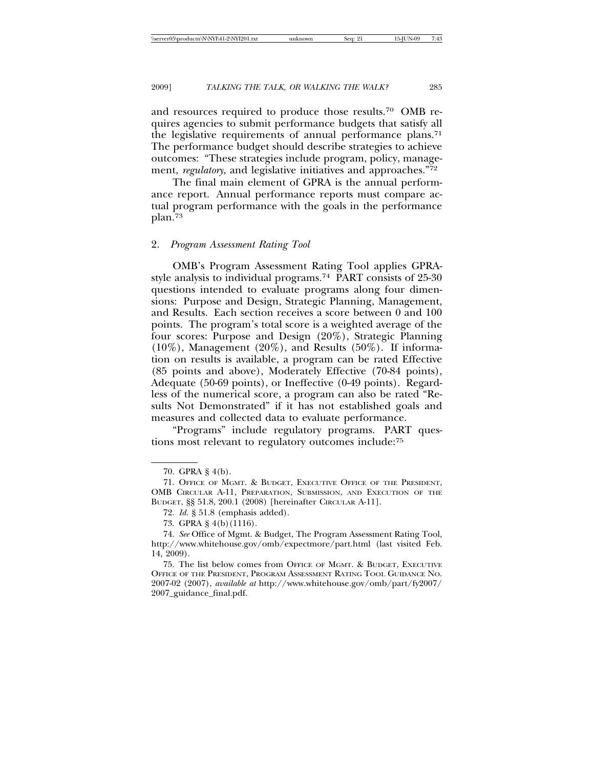and resources required to produce those results.[70] OMB requires agencies to submit performance budgets that satisfy all the legislative requirements of annual performance plans.[71] The performance budget should describe strategies to achieve outcomes: "These strategies include program, policy, management, *regulatory*, and legislative initiatives and approaches."[72]

The final main element of GPRA is the annual performance report. Annual performance reports must compare actual program performance with the goals in the performance plan.[73]

### 2. *Program Assessment Rating Tool*

OMB's Program Assessment Rating Tool applies GPRA-style analysis to individual programs.[74] PART consists of 25-30 questions intended to evaluate programs along four dimensions: Purpose and Design, Strategic Planning, Management, and Results. Each section receives a score between 0 and 100 points. The program's total score is a weighted average of the four scores: Purpose and Design (20%), Strategic Planning (10%), Management (20%), and Results (50%). If information on results is available, a program can be rated Effective (85 points and above), Moderately Effective (70-84 points), Adequate (50-69 points), or Ineffective (0-49 points). Regardless of the numerical score, a program can also be rated "Results Not Demonstrated" if it has not established goals and measures and collected data to evaluate performance.

"Programs" include regulatory programs. PART questions most relevant to regulatory outcomes include:[75]

---

70. GPRA § 4(b).

71. OFFICE OF MGMT. & BUDGET, EXECUTIVE OFFICE OF THE PRESIDENT, OMB CIRCULAR A-11, PREPARATION, SUBMISSION, AND EXECUTION OF THE BUDGET, §§ 51.8, 200.1 (2008) [hereinafter CIRCULAR A-11].

72. *Id.* § 51.8 (emphasis added).

73. GPRA § 4(b)(1116).

74. *See* Office of Mgmt. & Budget, The Program Assessment Rating Tool, http://www.whitehouse.gov/omb/expectmore/part.html (last visited Feb. 14, 2009).

75. The list below comes from OFFICE OF MGMT. & BUDGET, EXECUTIVE OFFICE OF THE PRESIDENT, PROGRAM ASSESSMENT RATING TOOL GUIDANCE NO. 2007-02 (2007), *available at* http://www.whitehouse.gov/omb/part/fy2007/2007_guidance_final.pdf.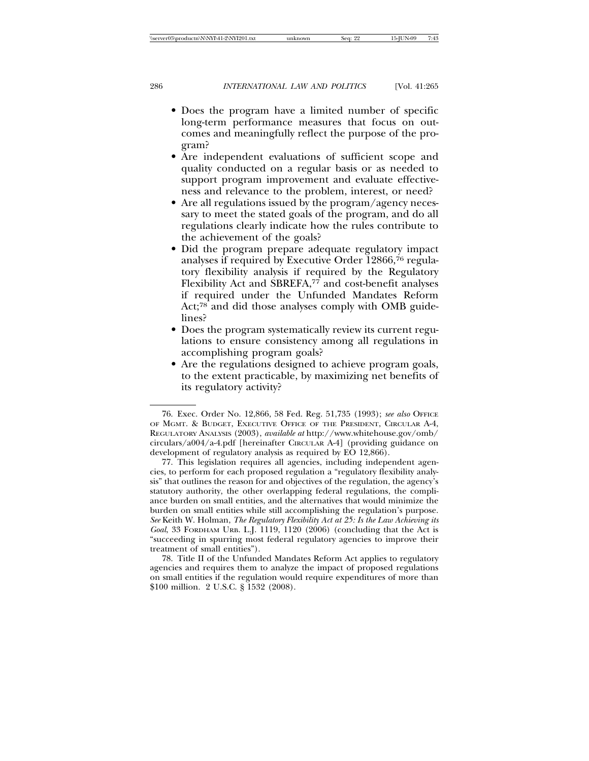- Does the program have a limited number of specific long-term performance measures that focus on outcomes and meaningfully reflect the purpose of the program?
- Are independent evaluations of sufficient scope and quality conducted on a regular basis or as needed to support program improvement and evaluate effectiveness and relevance to the problem, interest, or need?
- Are all regulations issued by the program/agency necessary to meet the stated goals of the program, and do all regulations clearly indicate how the rules contribute to the achievement of the goals?
- Did the program prepare adequate regulatory impact analyses if required by Executive Order 12866,[76] regulatory flexibility analysis if required by the Regulatory Flexibility Act and SBREFA,[77] and cost-benefit analyses if required under the Unfunded Mandates Reform Act;[78] and did those analyses comply with OMB guidelines?
- Does the program systematically review its current regulations to ensure consistency among all regulations in accomplishing program goals?
- Are the regulations designed to achieve program goals, to the extent practicable, by maximizing net benefits of its regulatory activity?

---

76. Exec. Order No. 12,866, 58 Fed. Reg. 51,735 (1993); *see also* OFFICE OF MGMT. & BUDGET, EXECUTIVE OFFICE OF THE PRESIDENT, CIRCULAR A-4, REGULATORY ANALYSIS (2003), *available at* http://www.whitehouse.gov/omb/circulars/a004/a-4.pdf [hereinafter CIRCULAR A-4] (providing guidance on development of regulatory analysis as required by EO 12,866).

77. This legislation requires all agencies, including independent agencies, to perform for each proposed regulation a "regulatory flexibility analysis" that outlines the reason for and objectives of the regulation, the agency's statutory authority, the other overlapping federal regulations, the compliance burden on small entities, and the alternatives that would minimize the burden on small entities while still accomplishing the regulation's purpose. *See* Keith W. Holman, *The Regulatory Flexibility Act at 25: Is the Law Achieving its Goal*, 33 FORDHAM URB. L.J. 1119, 1120 (2006) (concluding that the Act is "succeeding in spurring most federal regulatory agencies to improve their treatment of small entities").

78. Title II of the Unfunded Mandates Reform Act applies to regulatory agencies and requires them to analyze the impact of proposed regulations on small entities if the regulation would require expenditures of more than $100 million. 2 U.S.C. § 1532 (2008).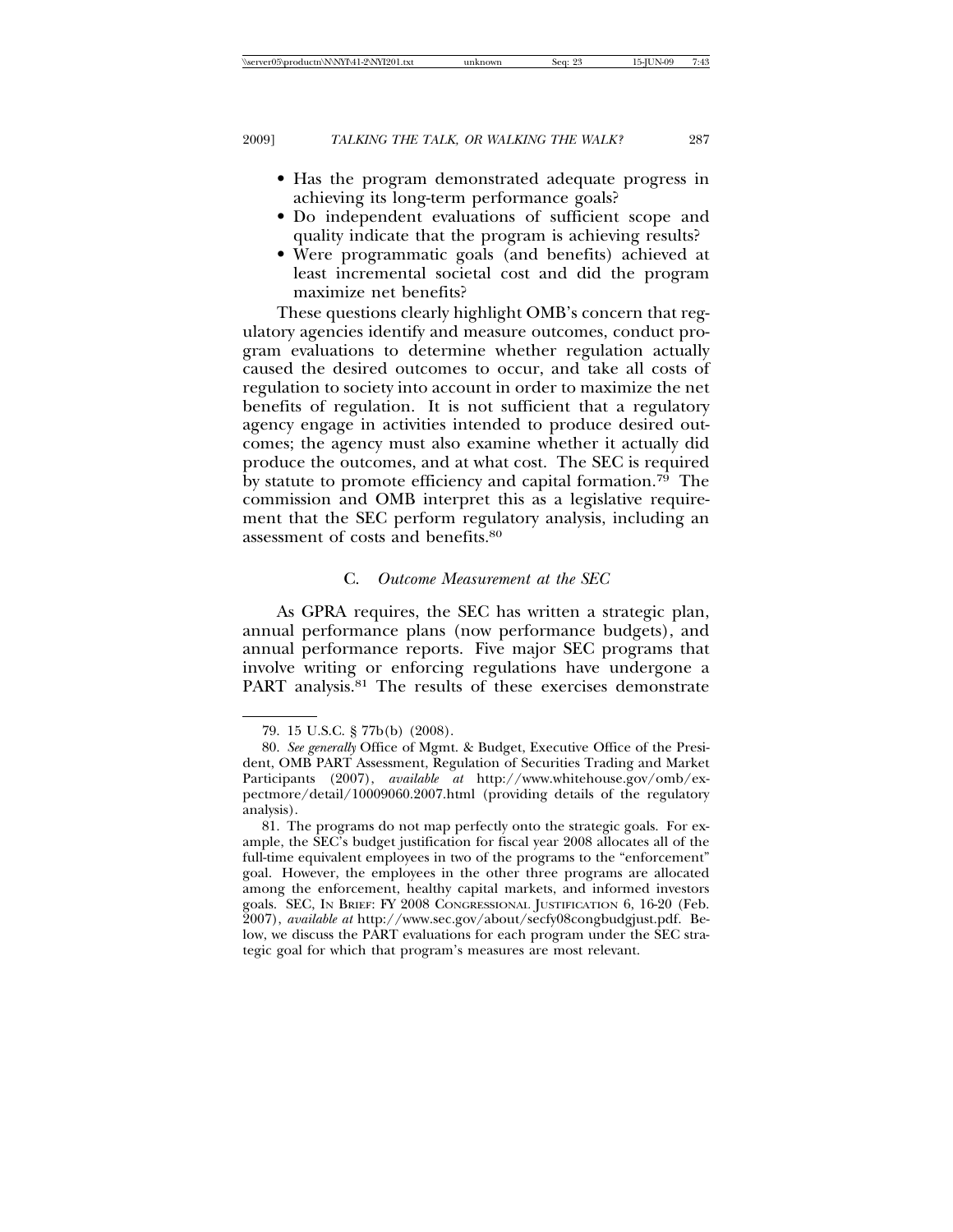- Has the program demonstrated adequate progress in achieving its long-term performance goals?
- Do independent evaluations of sufficient scope and quality indicate that the program is achieving results?
- Were programmatic goals (and benefits) achieved at least incremental societal cost and did the program maximize net benefits?

These questions clearly highlight OMB's concern that regulatory agencies identify and measure outcomes, conduct program evaluations to determine whether regulation actually caused the desired outcomes to occur, and take all costs of regulation to society into account in order to maximize the net benefits of regulation. It is not sufficient that a regulatory agency engage in activities intended to produce desired outcomes; the agency must also examine whether it actually did produce the outcomes, and at what cost. The SEC is required by statute to promote efficiency and capital formation.[79] The commission and OMB interpret this as a legislative requirement that the SEC perform regulatory analysis, including an assessment of costs and benefits.[80]

### C. *Outcome Measurement at the SEC*

As GPRA requires, the SEC has written a strategic plan, annual performance plans (now performance budgets), and annual performance reports. Five major SEC programs that involve writing or enforcing regulations have undergone a PART analysis.[81] The results of these exercises demonstrate

79. 15 U.S.C. § 77b(b) (2008).

80. *See generally* Office of Mgmt. & Budget, Executive Office of the President, OMB PART Assessment, Regulation of Securities Trading and Market Participants (2007), *available at* http://www.whitehouse.gov/omb/expectmore/detail/10009060.2007.html (providing details of the regulatory analysis).

81. The programs do not map perfectly onto the strategic goals. For example, the SEC's budget justification for fiscal year 2008 allocates all of the full-time equivalent employees in two of the programs to the "enforcement" goal. However, the employees in the other three programs are allocated among the enforcement, healthy capital markets, and informed investors goals. SEC, In Brief: FY 2008 Congressional Justification 6, 16-20 (Feb. 2007), *available at* http://www.sec.gov/about/secfy08congbudgjust.pdf. Below, we discuss the PART evaluations for each program under the SEC strategic goal for which that program's measures are most relevant.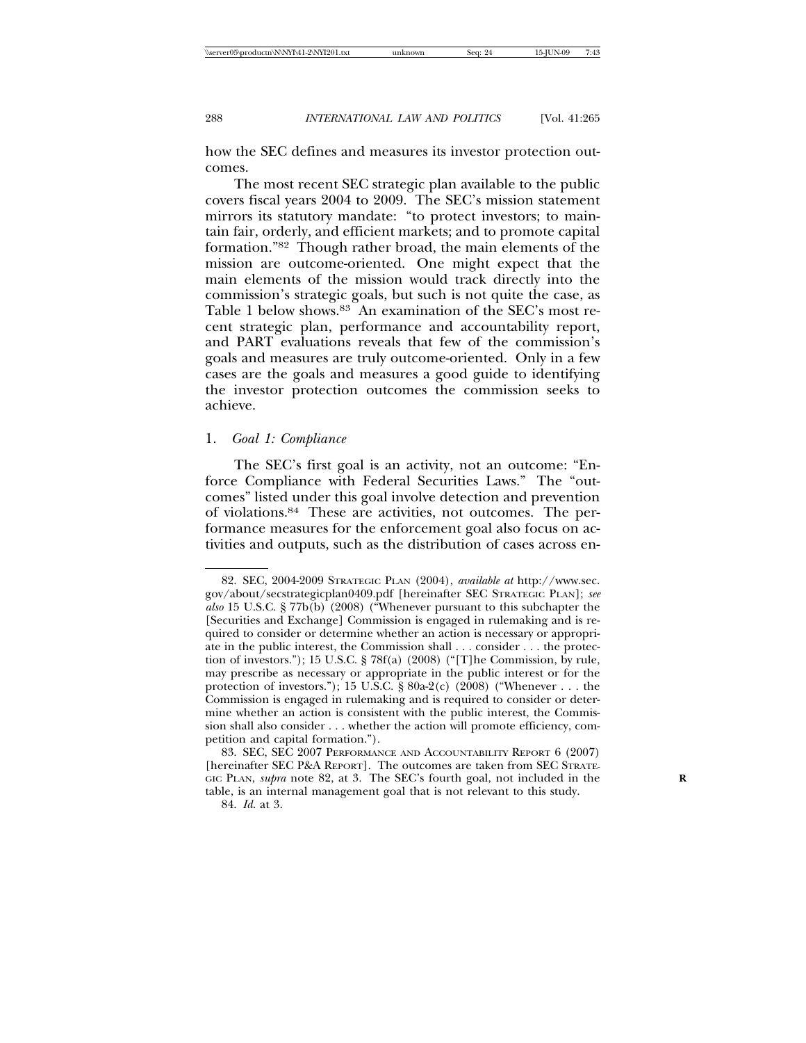how the SEC defines and measures its investor protection outcomes.

The most recent SEC strategic plan available to the public covers fiscal years 2004 to 2009. The SEC's mission statement mirrors its statutory mandate: "to protect investors; to maintain fair, orderly, and efficient markets; and to promote capital formation."[82] Though rather broad, the main elements of the mission are outcome-oriented. One might expect that the main elements of the mission would track directly into the commission's strategic goals, but such is not quite the case, as Table 1 below shows.[83] An examination of the SEC's most recent strategic plan, performance and accountability report, and PART evaluations reveals that few of the commission's goals and measures are truly outcome-oriented. Only in a few cases are the goals and measures a good guide to identifying the investor protection outcomes the commission seeks to achieve.

### 1. *Goal 1: Compliance*

The SEC's first goal is an activity, not an outcome: "Enforce Compliance with Federal Securities Laws." The "outcomes" listed under this goal involve detection and prevention of violations.[84] These are activities, not outcomes. The performance measures for the enforcement goal also focus on activities and outputs, such as the distribution of cases across en-

---

82. SEC, 2004-2009 STRATEGIC PLAN (2004), *available at* http://www.sec.gov/about/secstrategicplan0409.pdf [hereinafter SEC STRATEGIC PLAN]; *see also* 15 U.S.C. § 77b(b) (2008) ("Whenever pursuant to this subchapter the [Securities and Exchange] Commission is engaged in rulemaking and is required to consider or determine whether an action is necessary or appropriate in the public interest, the Commission shall . . . consider . . . the protection of investors."); 15 U.S.C. § 78f(a) (2008) ("[T]he Commission, by rule, may prescribe as necessary or appropriate in the public interest or for the protection of investors."); 15 U.S.C. § 80a-2(c) (2008) ("Whenever . . . the Commission is engaged in rulemaking and is required to consider or determine whether an action is consistent with the public interest, the Commission shall also consider . . . whether the action will promote efficiency, competition and capital formation.").

83. SEC, SEC 2007 PERFORMANCE AND ACCOUNTABILITY REPORT 6 (2007) [hereinafter SEC P&A REPORT]. The outcomes are taken from SEC STRATEGIC PLAN, *supra* note 82, at 3. The SEC's fourth goal, not included in the table, is an internal management goal that is not relevant to this study.

84. *Id.* at 3.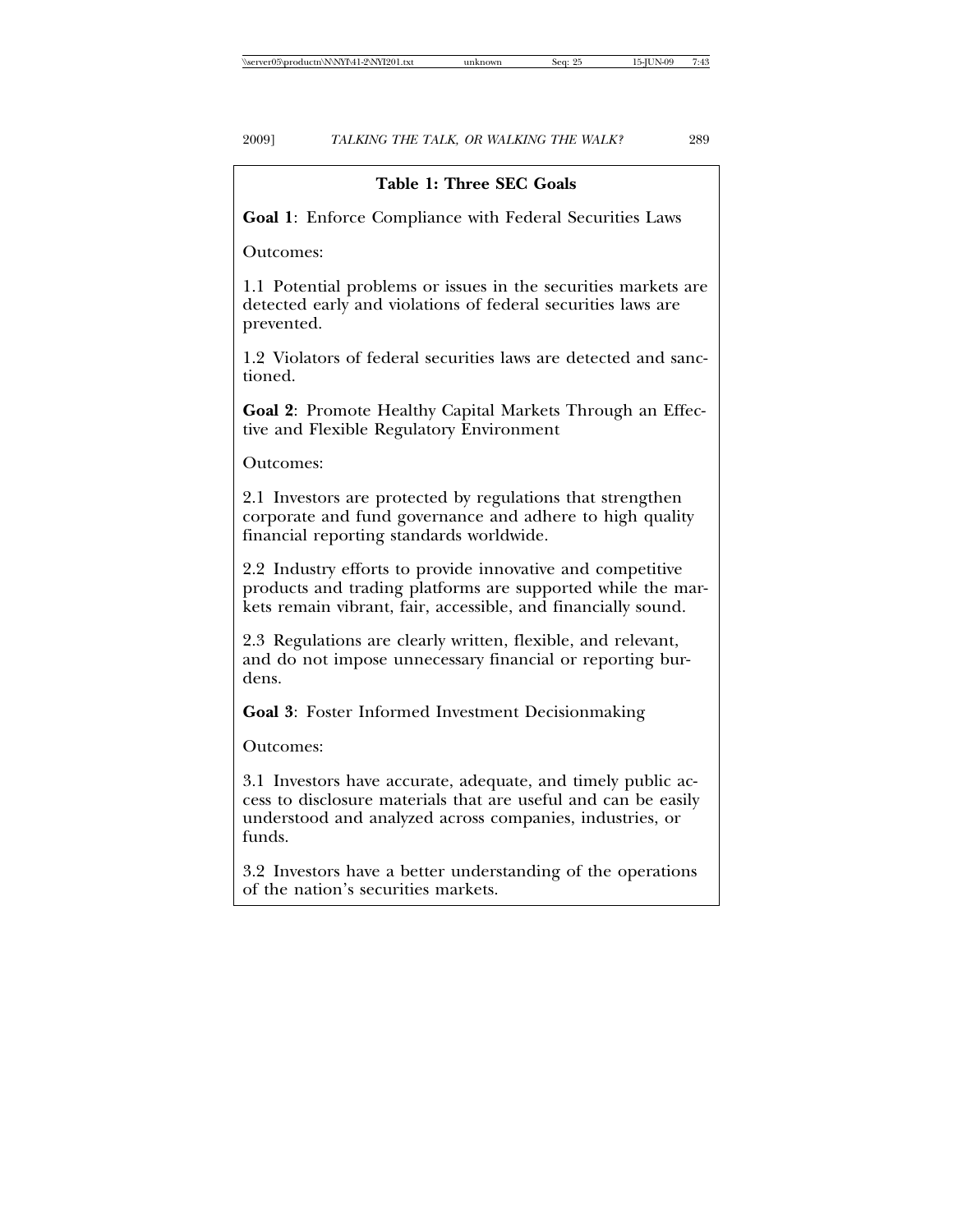**Table 1: Three SEC Goals**

**Goal 1**: Enforce Compliance with Federal Securities Laws

Outcomes:

1.1 Potential problems or issues in the securities markets are detected early and violations of federal securities laws are prevented.

1.2 Violators of federal securities laws are detected and sanctioned.

**Goal 2**: Promote Healthy Capital Markets Through an Effective and Flexible Regulatory Environment

Outcomes:

2.1 Investors are protected by regulations that strengthen corporate and fund governance and adhere to high quality financial reporting standards worldwide.

2.2 Industry efforts to provide innovative and competitive products and trading platforms are supported while the markets remain vibrant, fair, accessible, and financially sound.

2.3 Regulations are clearly written, flexible, and relevant, and do not impose unnecessary financial or reporting burdens.

**Goal 3**: Foster Informed Investment Decisionmaking

Outcomes:

3.1 Investors have accurate, adequate, and timely public access to disclosure materials that are useful and can be easily understood and analyzed across companies, industries, or funds.

3.2 Investors have a better understanding of the operations of the nation's securities markets.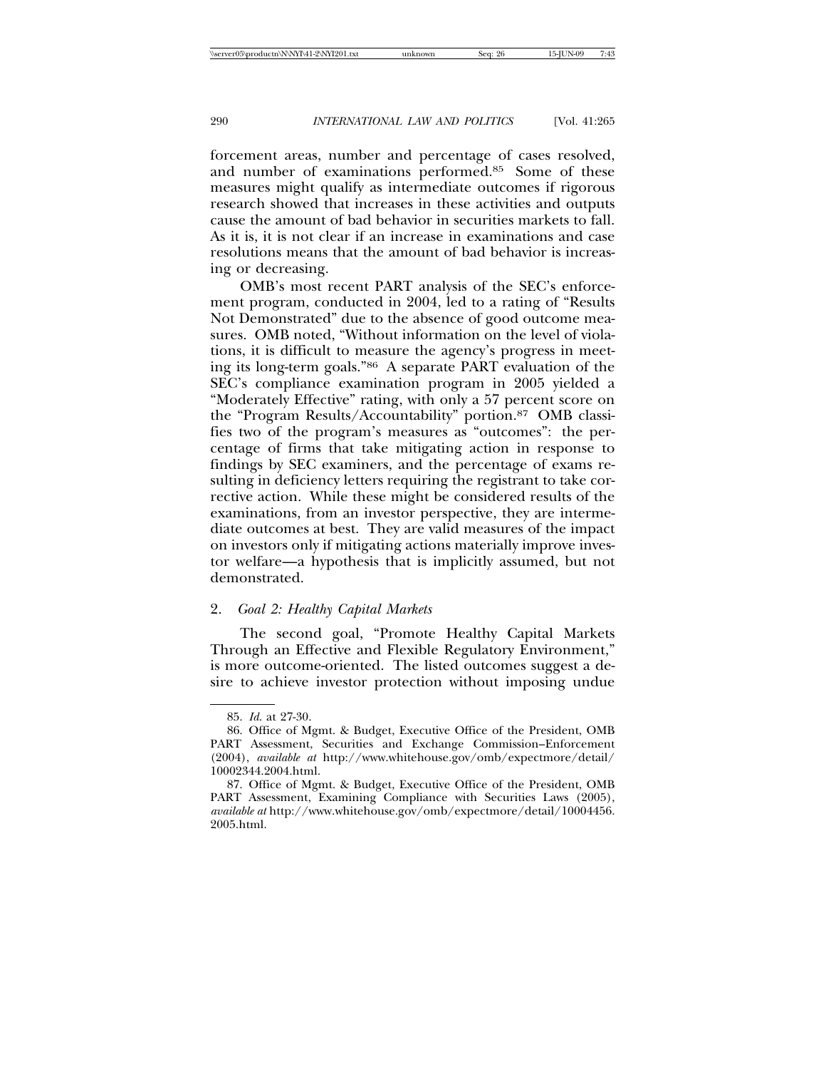forcement areas, number and percentage of cases resolved, and number of examinations performed.[85] Some of these measures might qualify as intermediate outcomes if rigorous research showed that increases in these activities and outputs cause the amount of bad behavior in securities markets to fall. As it is, it is not clear if an increase in examinations and case resolutions means that the amount of bad behavior is increasing or decreasing.

OMB's most recent PART analysis of the SEC's enforcement program, conducted in 2004, led to a rating of "Results Not Demonstrated" due to the absence of good outcome measures. OMB noted, "Without information on the level of violations, it is difficult to measure the agency's progress in meeting its long-term goals."[86] A separate PART evaluation of the SEC's compliance examination program in 2005 yielded a "Moderately Effective" rating, with only a 57 percent score on the "Program Results/Accountability" portion.[87] OMB classifies two of the program's measures as "outcomes": the percentage of firms that take mitigating action in response to findings by SEC examiners, and the percentage of exams resulting in deficiency letters requiring the registrant to take corrective action. While these might be considered results of the examinations, from an investor perspective, they are intermediate outcomes at best. They are valid measures of the impact on investors only if mitigating actions materially improve investor welfare—a hypothesis that is implicitly assumed, but not demonstrated.

### 2. *Goal 2: Healthy Capital Markets*

The second goal, "Promote Healthy Capital Markets Through an Effective and Flexible Regulatory Environment," is more outcome-oriented. The listed outcomes suggest a desire to achieve investor protection without imposing undue

---

85. *Id.* at 27-30.

86. Office of Mgmt. & Budget, Executive Office of the President, OMB PART Assessment, Securities and Exchange Commission–Enforcement (2004), *available at* http://www.whitehouse.gov/omb/expectmore/detail/10002344.2004.html.

87. Office of Mgmt. & Budget, Executive Office of the President, OMB PART Assessment, Examining Compliance with Securities Laws (2005), *available at* http://www.whitehouse.gov/omb/expectmore/detail/10004456.2005.html.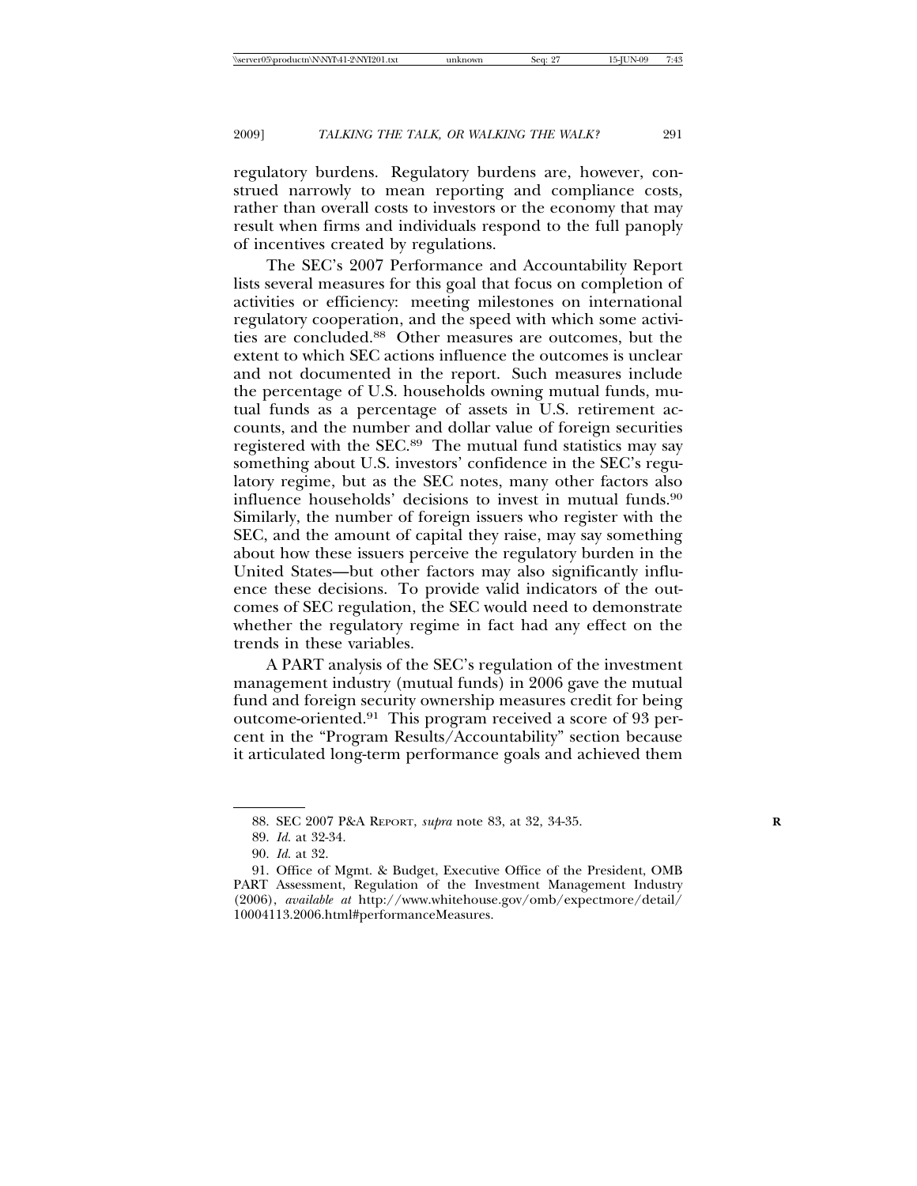regulatory burdens. Regulatory burdens are, however, construed narrowly to mean reporting and compliance costs, rather than overall costs to investors or the economy that may result when firms and individuals respond to the full panoply of incentives created by regulations.

The SEC's 2007 Performance and Accountability Report lists several measures for this goal that focus on completion of activities or efficiency: meeting milestones on international regulatory cooperation, and the speed with which some activities are concluded.[88] Other measures are outcomes, but the extent to which SEC actions influence the outcomes is unclear and not documented in the report. Such measures include the percentage of U.S. households owning mutual funds, mutual funds as a percentage of assets in U.S. retirement accounts, and the number and dollar value of foreign securities registered with the SEC.[89] The mutual fund statistics may say something about U.S. investors' confidence in the SEC's regulatory regime, but as the SEC notes, many other factors also influence households' decisions to invest in mutual funds.[90] Similarly, the number of foreign issuers who register with the SEC, and the amount of capital they raise, may say something about how these issuers perceive the regulatory burden in the United States—but other factors may also significantly influence these decisions. To provide valid indicators of the outcomes of SEC regulation, the SEC would need to demonstrate whether the regulatory regime in fact had any effect on the trends in these variables.

A PART analysis of the SEC's regulation of the investment management industry (mutual funds) in 2006 gave the mutual fund and foreign security ownership measures credit for being outcome-oriented.[91] This program received a score of 93 percent in the "Program Results/Accountability" section because it articulated long-term performance goals and achieved them

---

88. SEC 2007 P&A REPORT, *supra* note 83, at 32, 34-35.

89. *Id.* at 32-34.

90. *Id.* at 32.

91. Office of Mgmt. & Budget, Executive Office of the President, OMB PART Assessment, Regulation of the Investment Management Industry (2006), *available at* http://www.whitehouse.gov/omb/expectmore/detail/10004113.2006.html#performanceMeasures.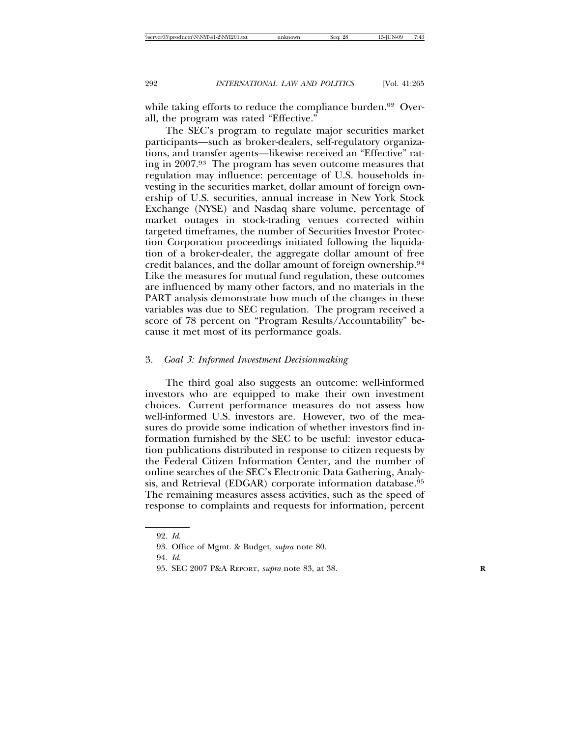while taking efforts to reduce the compliance burden.[92] Overall, the program was rated "Effective."

The SEC's program to regulate major securities market participants—such as broker-dealers, self-regulatory organizations, and transfer agents—likewise received an "Effective" rating in 2007.[93] The program has seven outcome measures that regulation may influence: percentage of U.S. households investing in the securities market, dollar amount of foreign ownership of U.S. securities, annual increase in New York Stock Exchange (NYSE) and Nasdaq share volume, percentage of market outages in stock-trading venues corrected within targeted timeframes, the number of Securities Investor Protection Corporation proceedings initiated following the liquidation of a broker-dealer, the aggregate dollar amount of free credit balances, and the dollar amount of foreign ownership.[94] Like the measures for mutual fund regulation, these outcomes are influenced by many other factors, and no materials in the PART analysis demonstrate how much of the changes in these variables was due to SEC regulation. The program received a score of 78 percent on "Program Results/Accountability" because it met most of its performance goals.

### 3. *Goal 3: Informed Investment Decisionmaking*

The third goal also suggests an outcome: well-informed investors who are equipped to make their own investment choices. Current performance measures do not assess how well-informed U.S. investors are. However, two of the measures do provide some indication of whether investors find information furnished by the SEC to be useful: investor education publications distributed in response to citizen requests by the Federal Citizen Information Center, and the number of online searches of the SEC's Electronic Data Gathering, Analysis, and Retrieval (EDGAR) corporate information database.[95] The remaining measures assess activities, such as the speed of response to complaints and requests for information, percent

---

92. *Id.*

93. Office of Mgmt. & Budget, *supra* note 80.

94. *Id.*

95. SEC 2007 P&A Report, *supra* note 83, at 38.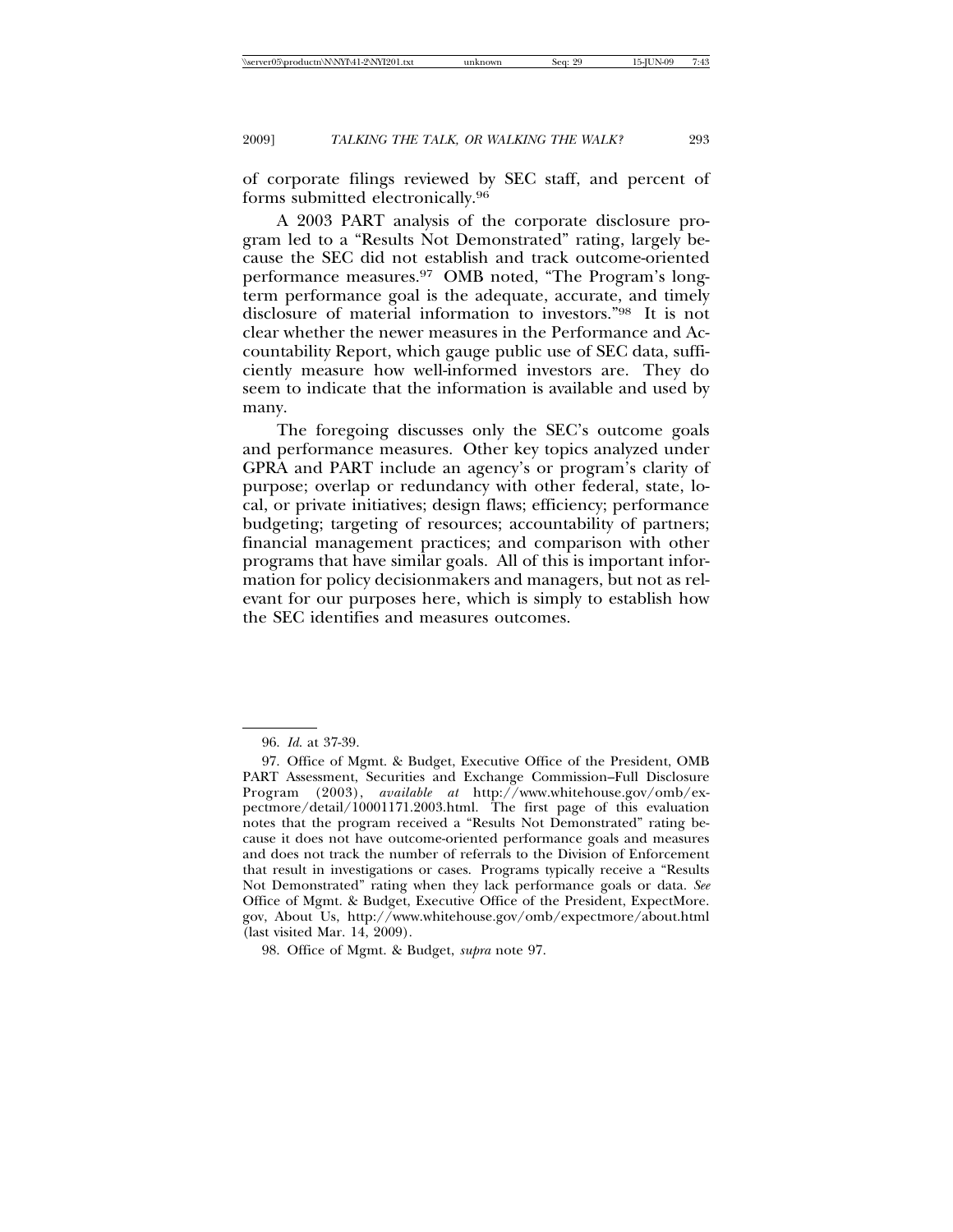of corporate filings reviewed by SEC staff, and percent of forms submitted electronically.[96]

A 2003 PART analysis of the corporate disclosure program led to a "Results Not Demonstrated" rating, largely because the SEC did not establish and track outcome-oriented performance measures.[97] OMB noted, "The Program's long-term performance goal is the adequate, accurate, and timely disclosure of material information to investors."[98] It is not clear whether the newer measures in the Performance and Accountability Report, which gauge public use of SEC data, sufficiently measure how well-informed investors are. They do seem to indicate that the information is available and used by many.

The foregoing discusses only the SEC's outcome goals and performance measures. Other key topics analyzed under GPRA and PART include an agency's or program's clarity of purpose; overlap or redundancy with other federal, state, local, or private initiatives; design flaws; efficiency; performance budgeting; targeting of resources; accountability of partners; financial management practices; and comparison with other programs that have similar goals. All of this is important information for policy decisionmakers and managers, but not as relevant for our purposes here, which is simply to establish how the SEC identifies and measures outcomes.

---

96. *Id.* at 37-39.

97. Office of Mgmt. & Budget, Executive Office of the President, OMB PART Assessment, Securities and Exchange Commission–Full Disclosure Program (2003), *available at* http://www.whitehouse.gov/omb/expectmore/detail/10001171.2003.html. The first page of this evaluation notes that the program received a "Results Not Demonstrated" rating because it does not have outcome-oriented performance goals and measures and does not track the number of referrals to the Division of Enforcement that result in investigations or cases. Programs typically receive a "Results Not Demonstrated" rating when they lack performance goals or data. *See* Office of Mgmt. & Budget, Executive Office of the President, ExpectMore.gov, About Us, http://www.whitehouse.gov/omb/expectmore/about.html (last visited Mar. 14, 2009).

98. Office of Mgmt. & Budget, *supra* note 97.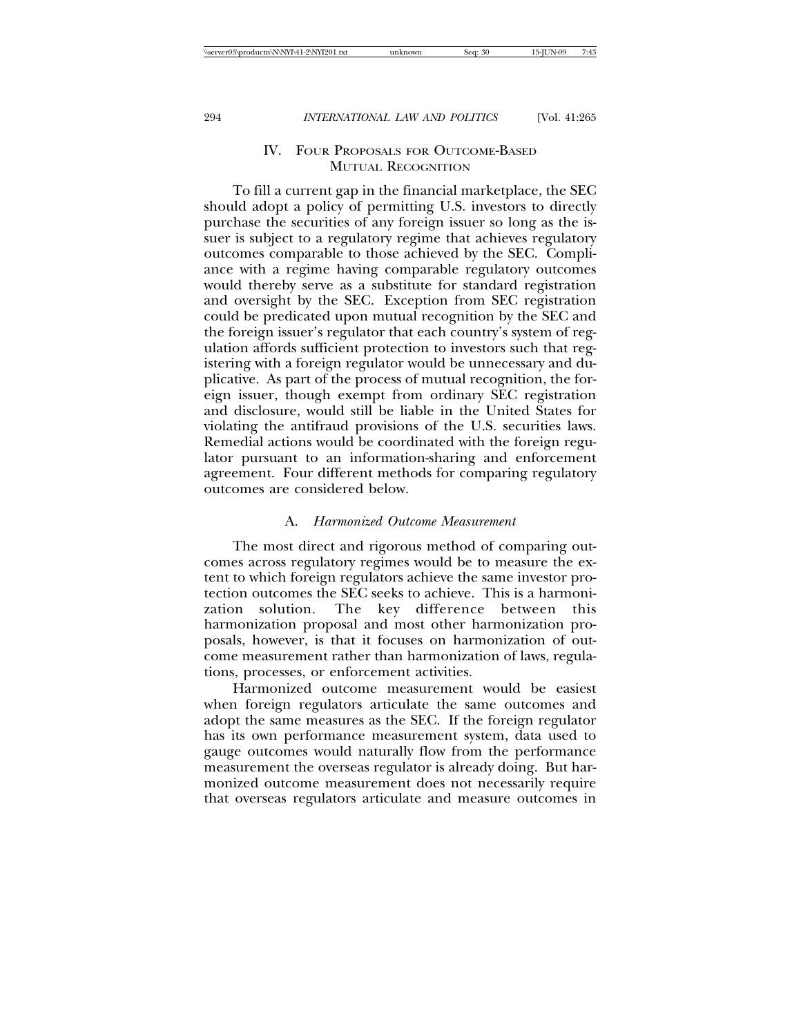## IV. Four Proposals for Outcome-Based Mutual Recognition

To fill a current gap in the financial marketplace, the SEC should adopt a policy of permitting U.S. investors to directly purchase the securities of any foreign issuer so long as the issuer is subject to a regulatory regime that achieves regulatory outcomes comparable to those achieved by the SEC. Compliance with a regime having comparable regulatory outcomes would thereby serve as a substitute for standard registration and oversight by the SEC. Exception from SEC registration could be predicated upon mutual recognition by the SEC and the foreign issuer's regulator that each country's system of regulation affords sufficient protection to investors such that registering with a foreign regulator would be unnecessary and duplicative. As part of the process of mutual recognition, the foreign issuer, though exempt from ordinary SEC registration and disclosure, would still be liable in the United States for violating the antifraud provisions of the U.S. securities laws. Remedial actions would be coordinated with the foreign regulator pursuant to an information-sharing and enforcement agreement. Four different methods for comparing regulatory outcomes are considered below.

### A. *Harmonized Outcome Measurement*

The most direct and rigorous method of comparing outcomes across regulatory regimes would be to measure the extent to which foreign regulators achieve the same investor protection outcomes the SEC seeks to achieve. This is a harmonization solution. The key difference between this harmonization proposal and most other harmonization proposals, however, is that it focuses on harmonization of outcome measurement rather than harmonization of laws, regulations, processes, or enforcement activities.

Harmonized outcome measurement would be easiest when foreign regulators articulate the same outcomes and adopt the same measures as the SEC. If the foreign regulator has its own performance measurement system, data used to gauge outcomes would naturally flow from the performance measurement the overseas regulator is already doing. But harmonized outcome measurement does not necessarily require that overseas regulators articulate and measure outcomes in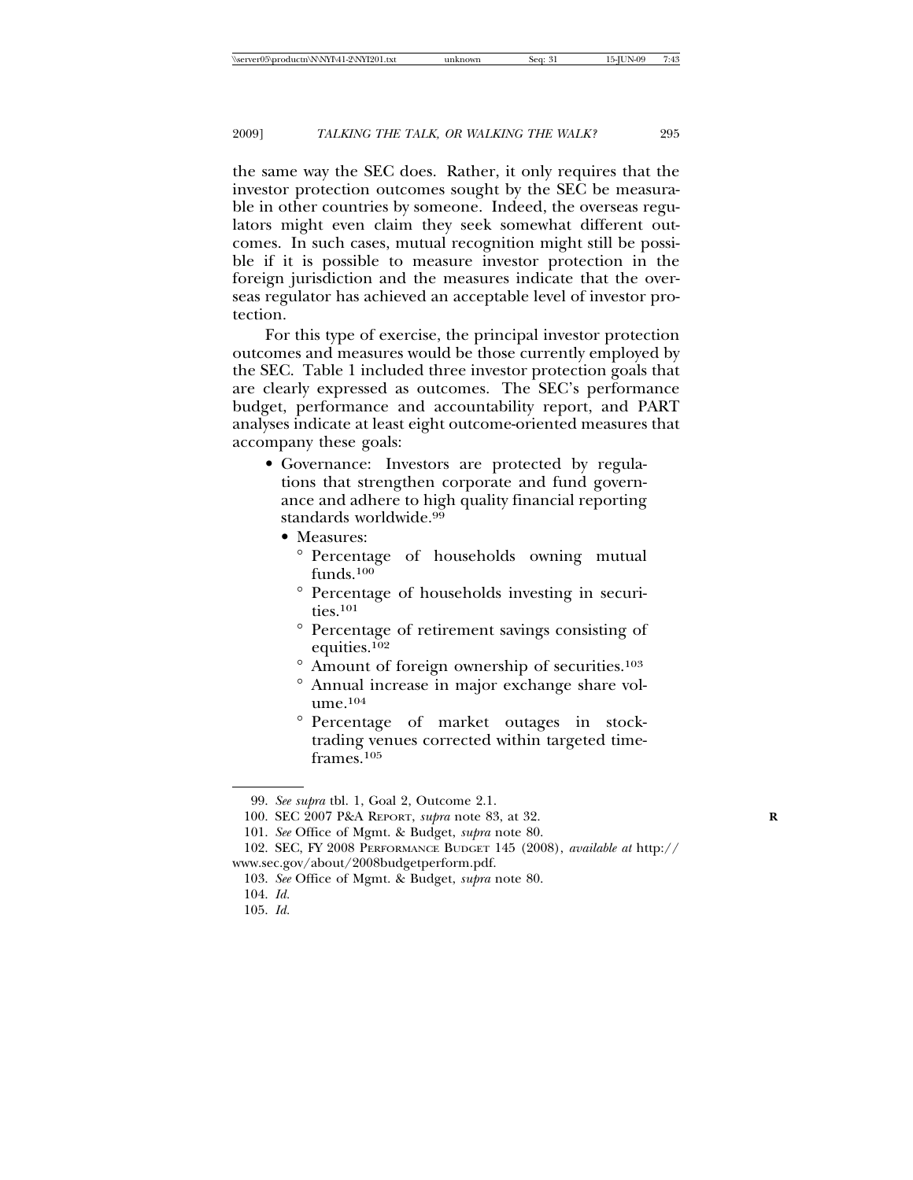the same way the SEC does. Rather, it only requires that the investor protection outcomes sought by the SEC be measurable in other countries by someone. Indeed, the overseas regulators might even claim they seek somewhat different outcomes. In such cases, mutual recognition might still be possible if it is possible to measure investor protection in the foreign jurisdiction and the measures indicate that the overseas regulator has achieved an acceptable level of investor protection.

For this type of exercise, the principal investor protection outcomes and measures would be those currently employed by the SEC. Table 1 included three investor protection goals that are clearly expressed as outcomes. The SEC's performance budget, performance and accountability report, and PART analyses indicate at least eight outcome-oriented measures that accompany these goals:

- Governance: Investors are protected by regulations that strengthen corporate and fund governance and adhere to high quality financial reporting standards worldwide.[99]
  - Measures:
    - Percentage of households owning mutual funds.[100]
    - Percentage of households investing in securities.[101]
    - Percentage of retirement savings consisting of equities.[102]
    - Amount of foreign ownership of securities.[103]
    - Annual increase in major exchange share volume.[104]
    - Percentage of market outages in stock-trading venues corrected within targeted timeframes.[105]

---

99. *See supra* tbl. 1, Goal 2, Outcome 2.1.

100. SEC 2007 P&A REPORT, *supra* note 83, at 32.

101. *See* Office of Mgmt. & Budget, *supra* note 80.

102. SEC, FY 2008 PERFORMANCE BUDGET 145 (2008), *available at* http://www.sec.gov/about/2008budgetperform.pdf.

103. *See* Office of Mgmt. & Budget, *supra* note 80.

104. *Id.*

105. *Id.*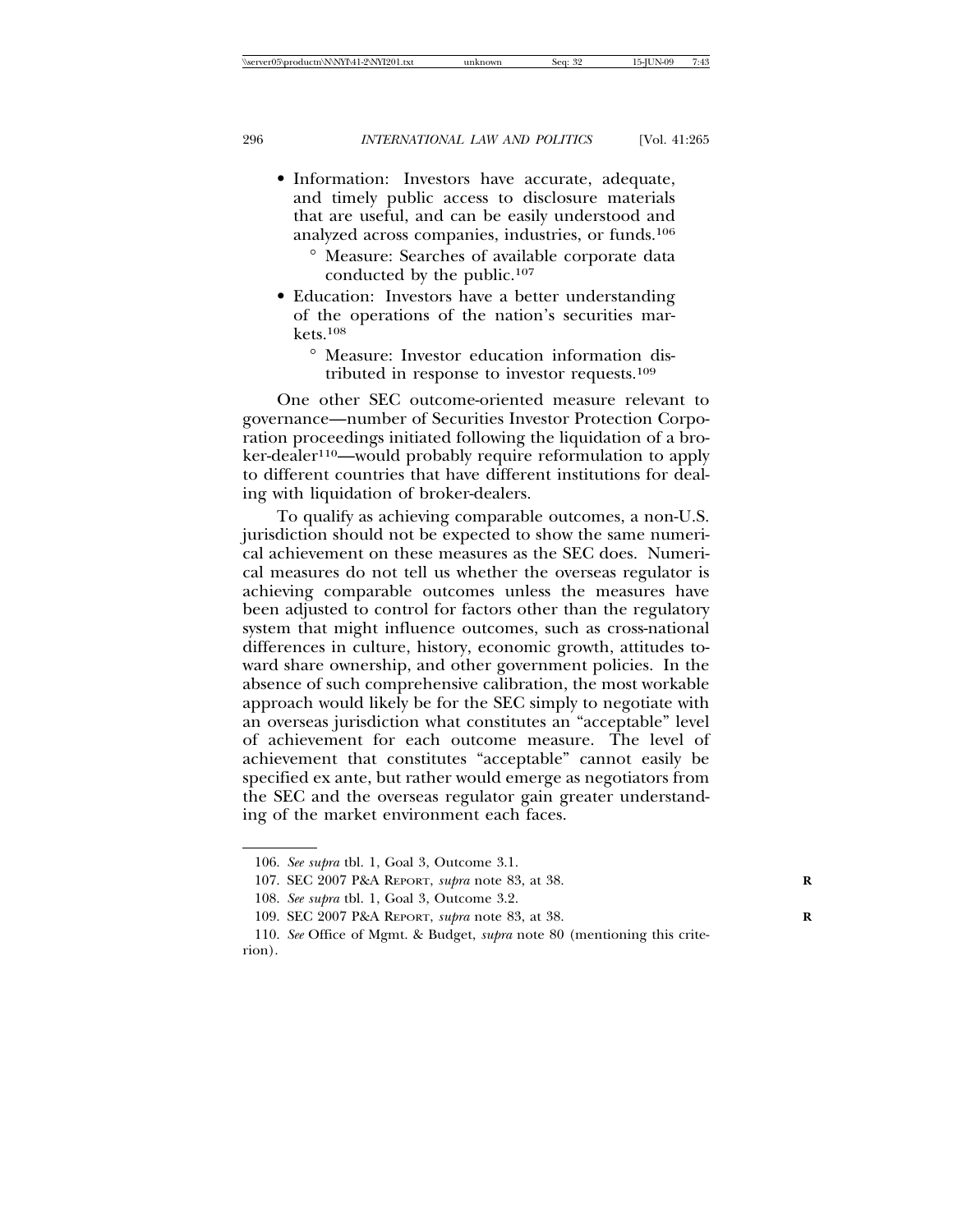- Information: Investors have accurate, adequate, and timely public access to disclosure materials that are useful, and can be easily understood and analyzed across companies, industries, or funds.[106]
    - Measure: Searches of available corporate data conducted by the public.[107]
- Education: Investors have a better understanding of the operations of the nation's securities markets.[108]
    - Measure: Investor education information distributed in response to investor requests.[109]

One other SEC outcome-oriented measure relevant to governance—number of Securities Investor Protection Corporation proceedings initiated following the liquidation of a broker-dealer[110]—would probably require reformulation to apply to different countries that have different institutions for dealing with liquidation of broker-dealers.

To qualify as achieving comparable outcomes, a non-U.S. jurisdiction should not be expected to show the same numerical achievement on these measures as the SEC does. Numerical measures do not tell us whether the overseas regulator is achieving comparable outcomes unless the measures have been adjusted to control for factors other than the regulatory system that might influence outcomes, such as cross-national differences in culture, history, economic growth, attitudes toward share ownership, and other government policies. In the absence of such comprehensive calibration, the most workable approach would likely be for the SEC simply to negotiate with an overseas jurisdiction what constitutes an "acceptable" level of achievement for each outcome measure. The level of achievement that constitutes "acceptable" cannot easily be specified ex ante, but rather would emerge as negotiators from the SEC and the overseas regulator gain greater understanding of the market environment each faces.

106. *See supra* tbl. 1, Goal 3, Outcome 3.1.

107. SEC 2007 P&A REPORT, *supra* note 83, at 38.

108. *See supra* tbl. 1, Goal 3, Outcome 3.2.

109. SEC 2007 P&A REPORT, *supra* note 83, at 38.

110. *See* Office of Mgmt. & Budget, *supra* note 80 (mentioning this criterion).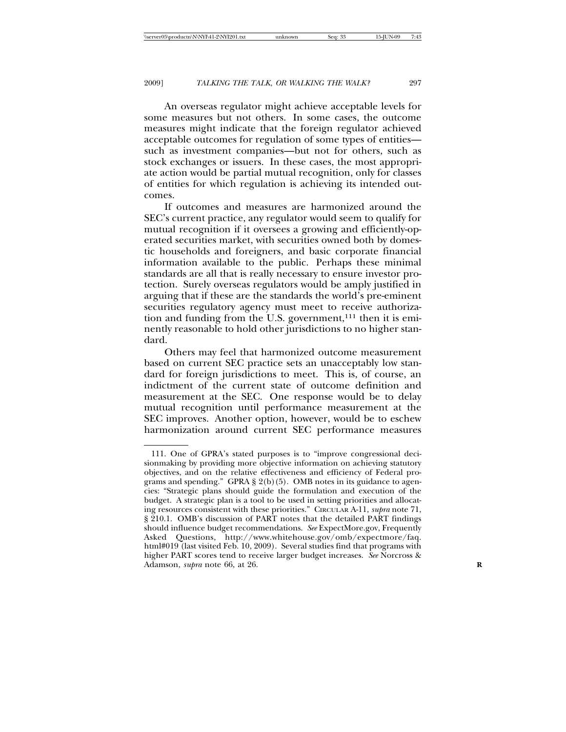An overseas regulator might achieve acceptable levels for some measures but not others. In some cases, the outcome measures might indicate that the foreign regulator achieved acceptable outcomes for regulation of some types of entities—such as investment companies—but not for others, such as stock exchanges or issuers. In these cases, the most appropriate action would be partial mutual recognition, only for classes of entities for which regulation is achieving its intended outcomes.

If outcomes and measures are harmonized around the SEC's current practice, any regulator would seem to qualify for mutual recognition if it oversees a growing and efficiently-operated securities market, with securities owned both by domestic households and foreigners, and basic corporate financial information available to the public. Perhaps these minimal standards are all that is really necessary to ensure investor protection. Surely overseas regulators would be amply justified in arguing that if these are the standards the world's pre-eminent securities regulatory agency must meet to receive authorization and funding from the U.S. government,[111] then it is eminently reasonable to hold other jurisdictions to no higher standard.

Others may feel that harmonized outcome measurement based on current SEC practice sets an unacceptably low standard for foreign jurisdictions to meet. This is, of course, an indictment of the current state of outcome definition and measurement at the SEC. One response would be to delay mutual recognition until performance measurement at the SEC improves. Another option, however, would be to eschew harmonization around current SEC performance measures

---

111. One of GPRA's stated purposes is to "improve congressional decisionmaking by providing more objective information on achieving statutory objectives, and on the relative effectiveness and efficiency of Federal programs and spending." GPRA § 2(b)(5). OMB notes in its guidance to agencies: "Strategic plans should guide the formulation and execution of the budget. A strategic plan is a tool to be used in setting priorities and allocating resources consistent with these priorities." CIRCULAR A-11, *supra* note 71, § 210.1. OMB's discussion of PART notes that the detailed PART findings should influence budget recommendations. *See* ExpectMore.gov, Frequently Asked Questions, http://www.whitehouse.gov/omb/expectmore/faq.html#019 (last visited Feb. 10, 2009). Several studies find that programs with higher PART scores tend to receive larger budget increases. *See* Norcross & Adamson, *supra* note 66, at 26.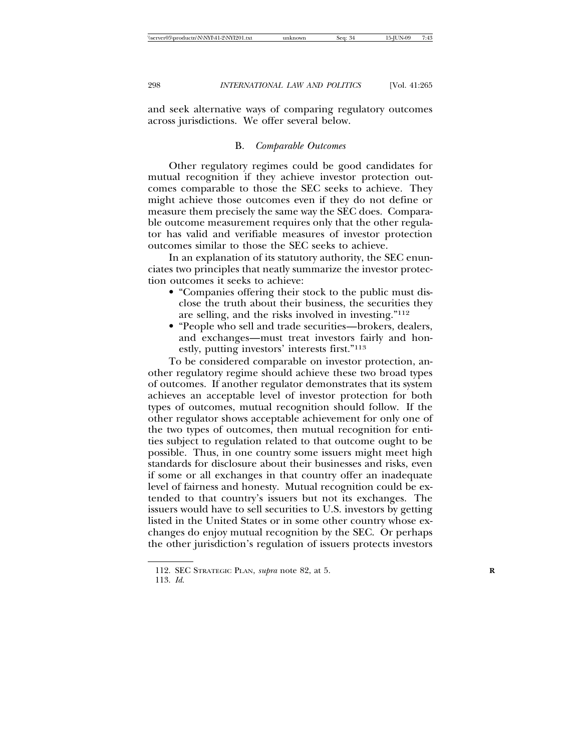and seek alternative ways of comparing regulatory outcomes across jurisdictions. We offer several below.

### B. *Comparable Outcomes*

Other regulatory regimes could be good candidates for mutual recognition if they achieve investor protection outcomes comparable to those the SEC seeks to achieve. They might achieve those outcomes even if they do not define or measure them precisely the same way the SEC does. Comparable outcome measurement requires only that the other regulator has valid and verifiable measures of investor protection outcomes similar to those the SEC seeks to achieve.

In an explanation of its statutory authority, the SEC enunciates two principles that neatly summarize the investor protection outcomes it seeks to achieve:

- "Companies offering their stock to the public must disclose the truth about their business, the securities they are selling, and the risks involved in investing."[112]
- "People who sell and trade securities—brokers, dealers, and exchanges—must treat investors fairly and honestly, putting investors' interests first."[113]

To be considered comparable on investor protection, another regulatory regime should achieve these two broad types of outcomes. If another regulator demonstrates that its system achieves an acceptable level of investor protection for both types of outcomes, mutual recognition should follow. If the other regulator shows acceptable achievement for only one of the two types of outcomes, then mutual recognition for entities subject to regulation related to that outcome ought to be possible. Thus, in one country some issuers might meet high standards for disclosure about their businesses and risks, even if some or all exchanges in that country offer an inadequate level of fairness and honesty. Mutual recognition could be extended to that country's issuers but not its exchanges. The issuers would have to sell securities to U.S. investors by getting listed in the United States or in some other country whose exchanges do enjoy mutual recognition by the SEC. Or perhaps the other jurisdiction's regulation of issuers protects investors

---

112. SEC STRATEGIC PLAN, *supra* note 82, at 5.

113. *Id.*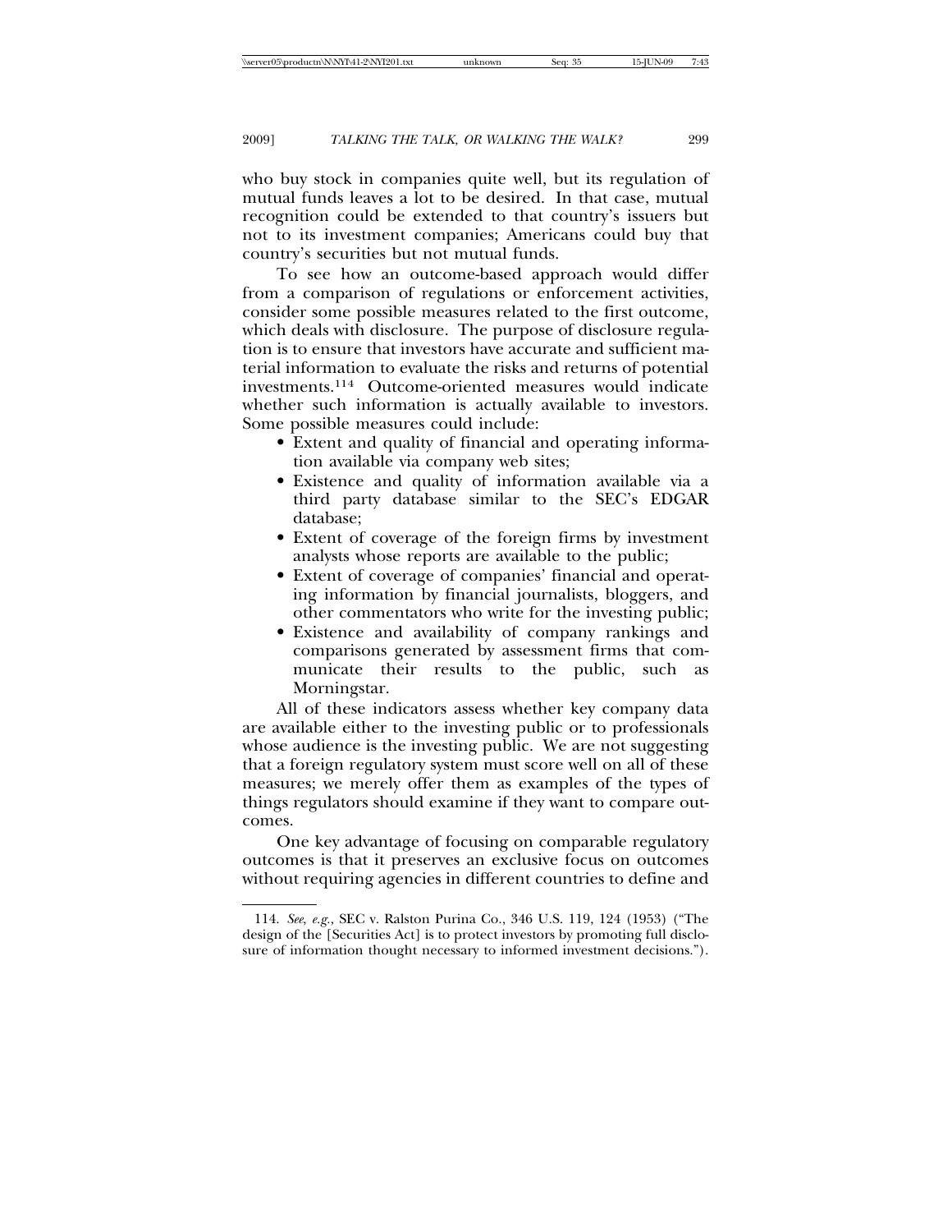who buy stock in companies quite well, but its regulation of mutual funds leaves a lot to be desired. In that case, mutual recognition could be extended to that country's issuers but not to its investment companies; Americans could buy that country's securities but not mutual funds.

To see how an outcome-based approach would differ from a comparison of regulations or enforcement activities, consider some possible measures related to the first outcome, which deals with disclosure. The purpose of disclosure regulation is to ensure that investors have accurate and sufficient material information to evaluate the risks and returns of potential investments.[114] Outcome-oriented measures would indicate whether such information is actually available to investors. Some possible measures could include:

- Extent and quality of financial and operating information available via company web sites;
- Existence and quality of information available via a third party database similar to the SEC's EDGAR database;
- Extent of coverage of the foreign firms by investment analysts whose reports are available to the public;
- Extent of coverage of companies' financial and operating information by financial journalists, bloggers, and other commentators who write for the investing public;
- Existence and availability of company rankings and comparisons generated by assessment firms that communicate their results to the public, such as Morningstar.

All of these indicators assess whether key company data are available either to the investing public or to professionals whose audience is the investing public. We are not suggesting that a foreign regulatory system must score well on all of these measures; we merely offer them as examples of the types of things regulators should examine if they want to compare outcomes.

One key advantage of focusing on comparable regulatory outcomes is that it preserves an exclusive focus on outcomes without requiring agencies in different countries to define and

---

114. *See, e.g.*, SEC v. Ralston Purina Co., 346 U.S. 119, 124 (1953) ("The design of the [Securities Act] is to protect investors by promoting full disclosure of information thought necessary to informed investment decisions.").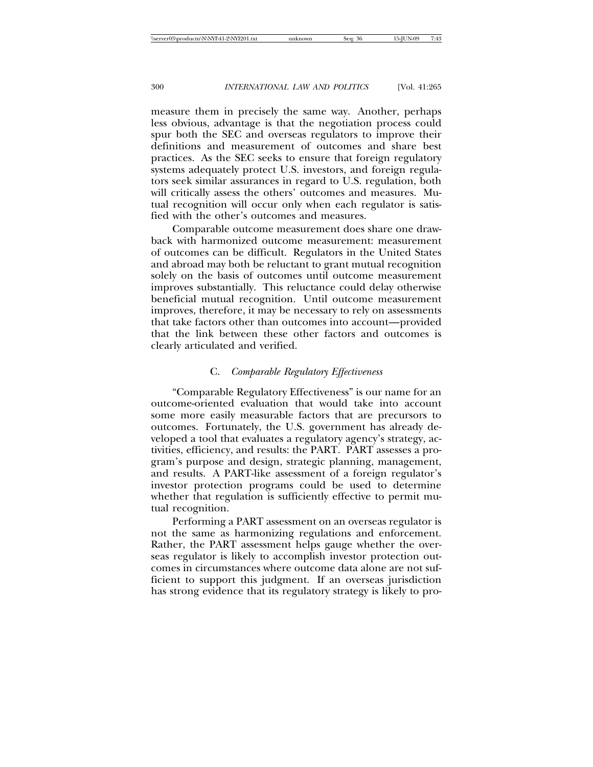measure them in precisely the same way. Another, perhaps less obvious, advantage is that the negotiation process could spur both the SEC and overseas regulators to improve their definitions and measurement of outcomes and share best practices. As the SEC seeks to ensure that foreign regulatory systems adequately protect U.S. investors, and foreign regulators seek similar assurances in regard to U.S. regulation, both will critically assess the others' outcomes and measures. Mutual recognition will occur only when each regulator is satisfied with the other's outcomes and measures.

Comparable outcome measurement does share one drawback with harmonized outcome measurement: measurement of outcomes can be difficult. Regulators in the United States and abroad may both be reluctant to grant mutual recognition solely on the basis of outcomes until outcome measurement improves substantially. This reluctance could delay otherwise beneficial mutual recognition. Until outcome measurement improves, therefore, it may be necessary to rely on assessments that take factors other than outcomes into account—provided that the link between these other factors and outcomes is clearly articulated and verified.

### C. *Comparable Regulatory Effectiveness*

"Comparable Regulatory Effectiveness" is our name for an outcome-oriented evaluation that would take into account some more easily measurable factors that are precursors to outcomes. Fortunately, the U.S. government has already developed a tool that evaluates a regulatory agency's strategy, activities, efficiency, and results: the PART. PART assesses a program's purpose and design, strategic planning, management, and results. A PART-like assessment of a foreign regulator's investor protection programs could be used to determine whether that regulation is sufficiently effective to permit mutual recognition.

Performing a PART assessment on an overseas regulator is not the same as harmonizing regulations and enforcement. Rather, the PART assessment helps gauge whether the overseas regulator is likely to accomplish investor protection outcomes in circumstances where outcome data alone are not sufficient to support this judgment. If an overseas jurisdiction has strong evidence that its regulatory strategy is likely to pro-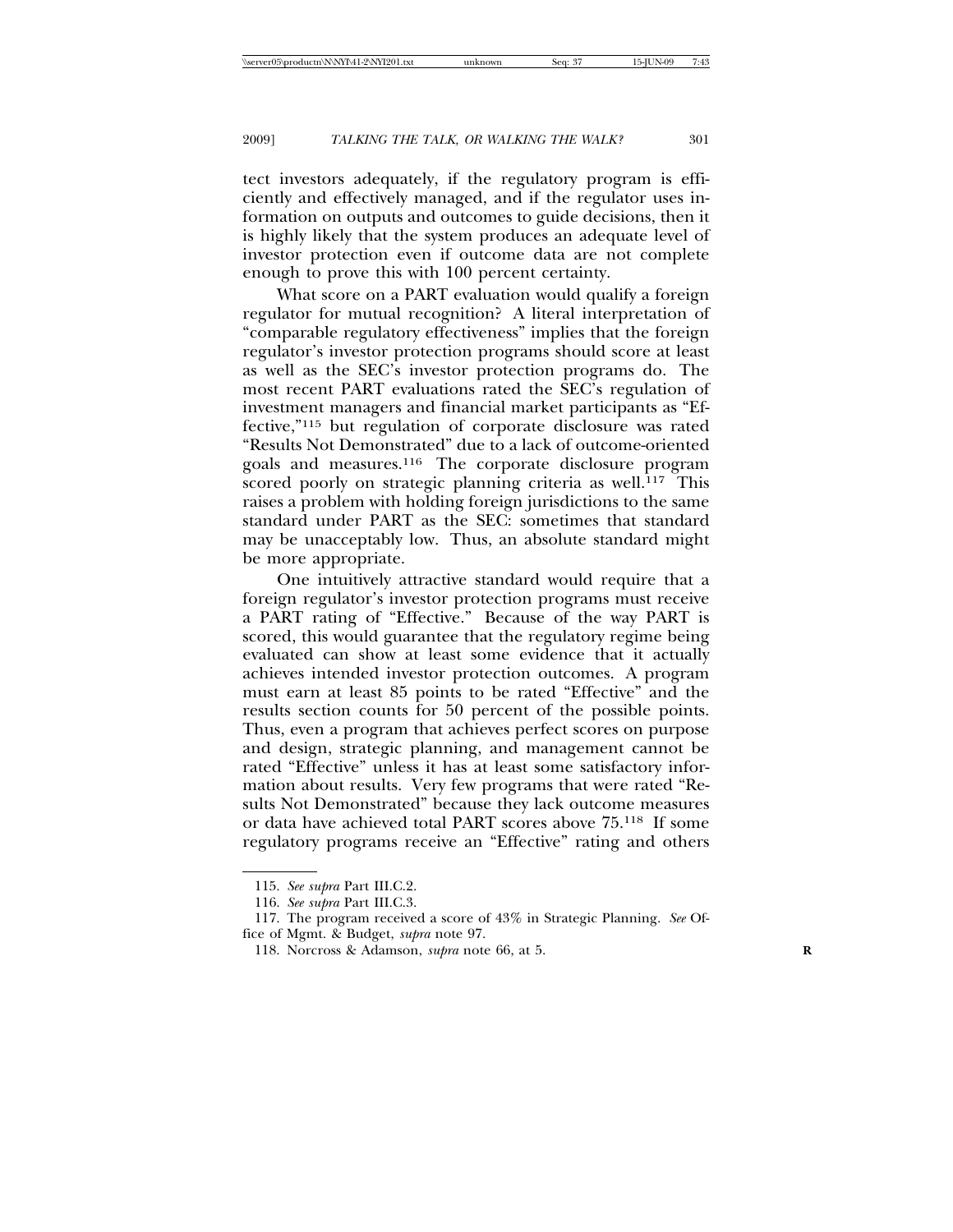tect investors adequately, if the regulatory program is efficiently and effectively managed, and if the regulator uses information on outputs and outcomes to guide decisions, then it is highly likely that the system produces an adequate level of investor protection even if outcome data are not complete enough to prove this with 100 percent certainty.

What score on a PART evaluation would qualify a foreign regulator for mutual recognition? A literal interpretation of "comparable regulatory effectiveness" implies that the foreign regulator's investor protection programs should score at least as well as the SEC's investor protection programs do. The most recent PART evaluations rated the SEC's regulation of investment managers and financial market participants as "Effective,"[115] but regulation of corporate disclosure was rated "Results Not Demonstrated" due to a lack of outcome-oriented goals and measures.[116] The corporate disclosure program scored poorly on strategic planning criteria as well.[117] This raises a problem with holding foreign jurisdictions to the same standard under PART as the SEC: sometimes that standard may be unacceptably low. Thus, an absolute standard might be more appropriate.

One intuitively attractive standard would require that a foreign regulator's investor protection programs must receive a PART rating of "Effective." Because of the way PART is scored, this would guarantee that the regulatory regime being evaluated can show at least some evidence that it actually achieves intended investor protection outcomes. A program must earn at least 85 points to be rated "Effective" and the results section counts for 50 percent of the possible points. Thus, even a program that achieves perfect scores on purpose and design, strategic planning, and management cannot be rated "Effective" unless it has at least some satisfactory information about results. Very few programs that were rated "Results Not Demonstrated" because they lack outcome measures or data have achieved total PART scores above 75.[118] If some regulatory programs receive an "Effective" rating and others

---

115. *See supra* Part III.C.2.

116. *See supra* Part III.C.3.

117. The program received a score of 43% in Strategic Planning. *See* Office of Mgmt. & Budget, *supra* note 97.

118. Norcross & Adamson, *supra* note 66, at 5.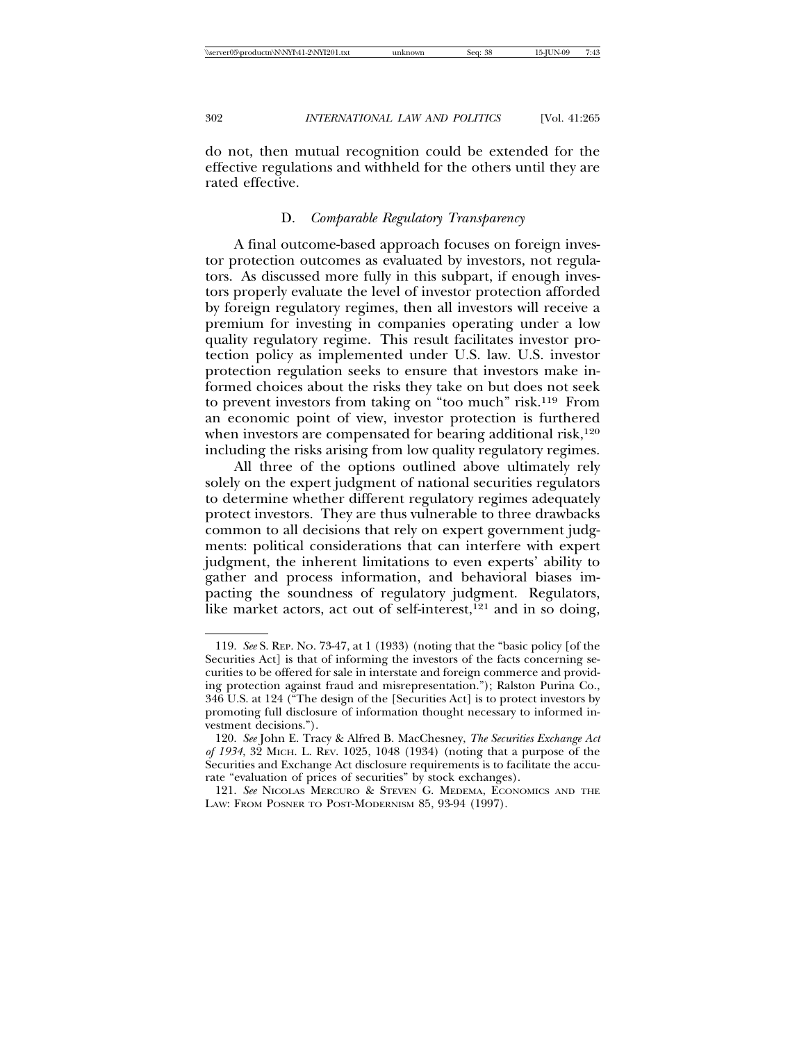do not, then mutual recognition could be extended for the effective regulations and withheld for the others until they are rated effective.

### D. *Comparable Regulatory Transparency*

A final outcome-based approach focuses on foreign investor protection outcomes as evaluated by investors, not regulators. As discussed more fully in this subpart, if enough investors properly evaluate the level of investor protection afforded by foreign regulatory regimes, then all investors will receive a premium for investing in companies operating under a low quality regulatory regime. This result facilitates investor protection policy as implemented under U.S. law. U.S. investor protection regulation seeks to ensure that investors make informed choices about the risks they take on but does not seek to prevent investors from taking on "too much" risk.[119] From an economic point of view, investor protection is furthered when investors are compensated for bearing additional risk,[120] including the risks arising from low quality regulatory regimes.

All three of the options outlined above ultimately rely solely on the expert judgment of national securities regulators to determine whether different regulatory regimes adequately protect investors. They are thus vulnerable to three drawbacks common to all decisions that rely on expert government judgments: political considerations that can interfere with expert judgment, the inherent limitations to even experts' ability to gather and process information, and behavioral biases impacting the soundness of regulatory judgment. Regulators, like market actors, act out of self-interest,[121] and in so doing,

---

119. *See* S. REP. NO. 73-47, at 1 (1933) (noting that the "basic policy [of the Securities Act] is that of informing the investors of the facts concerning securities to be offered for sale in interstate and foreign commerce and providing protection against fraud and misrepresentation."); Ralston Purina Co., 346 U.S. at 124 ("The design of the [Securities Act] is to protect investors by promoting full disclosure of information thought necessary to informed investment decisions.").

120. *See* John E. Tracy & Alfred B. MacChesney, *The Securities Exchange Act of 1934*, 32 MICH. L. REV. 1025, 1048 (1934) (noting that a purpose of the Securities and Exchange Act disclosure requirements is to facilitate the accurate "evaluation of prices of securities" by stock exchanges).

121. *See* NICOLAS MERCURO & STEVEN G. MEDEMA, ECONOMICS AND THE LAW: FROM POSNER TO POST-MODERNISM 85, 93-94 (1997).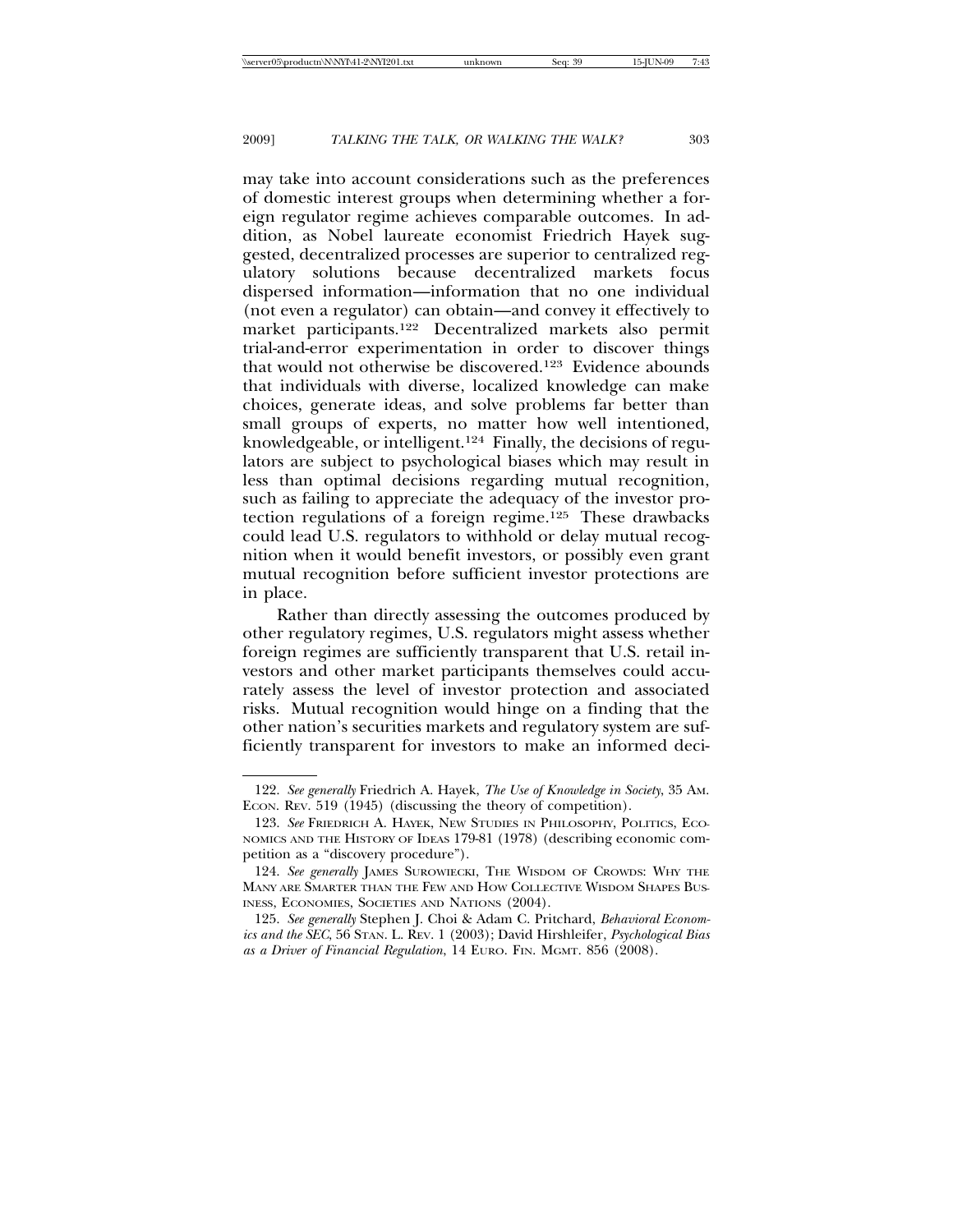may take into account considerations such as the preferences of domestic interest groups when determining whether a foreign regulator regime achieves comparable outcomes. In addition, as Nobel laureate economist Friedrich Hayek suggested, decentralized processes are superior to centralized regulatory solutions because decentralized markets focus dispersed information—information that no one individual (not even a regulator) can obtain—and convey it effectively to market participants.[122] Decentralized markets also permit trial-and-error experimentation in order to discover things that would not otherwise be discovered.[123] Evidence abounds that individuals with diverse, localized knowledge can make choices, generate ideas, and solve problems far better than small groups of experts, no matter how well intentioned, knowledgeable, or intelligent.[124] Finally, the decisions of regulators are subject to psychological biases which may result in less than optimal decisions regarding mutual recognition, such as failing to appreciate the adequacy of the investor protection regulations of a foreign regime.[125] These drawbacks could lead U.S. regulators to withhold or delay mutual recognition when it would benefit investors, or possibly even grant mutual recognition before sufficient investor protections are in place.

Rather than directly assessing the outcomes produced by other regulatory regimes, U.S. regulators might assess whether foreign regimes are sufficiently transparent that U.S. retail investors and other market participants themselves could accurately assess the level of investor protection and associated risks. Mutual recognition would hinge on a finding that the other nation's securities markets and regulatory system are sufficiently transparent for investors to make an informed deci-

---

122. *See generally* Friedrich A. Hayek, *The Use of Knowledge in Society*, 35 AM. ECON. REV. 519 (1945) (discussing the theory of competition).

123. *See* FRIEDRICH A. HAYEK, NEW STUDIES IN PHILOSOPHY, POLITICS, ECONOMICS AND THE HISTORY OF IDEAS 179-81 (1978) (describing economic competition as a "discovery procedure").

124. *See generally* JAMES SUROWIECKI, THE WISDOM OF CROWDS: WHY THE MANY ARE SMARTER THAN THE FEW AND HOW COLLECTIVE WISDOM SHAPES BUSINESS, ECONOMIES, SOCIETIES AND NATIONS (2004).

125. *See generally* Stephen J. Choi & Adam C. Pritchard, *Behavioral Economics and the SEC*, 56 STAN. L. REV. 1 (2003); David Hirshleifer, *Psychological Bias as a Driver of Financial Regulation*, 14 EURO. FIN. MGMT. 856 (2008).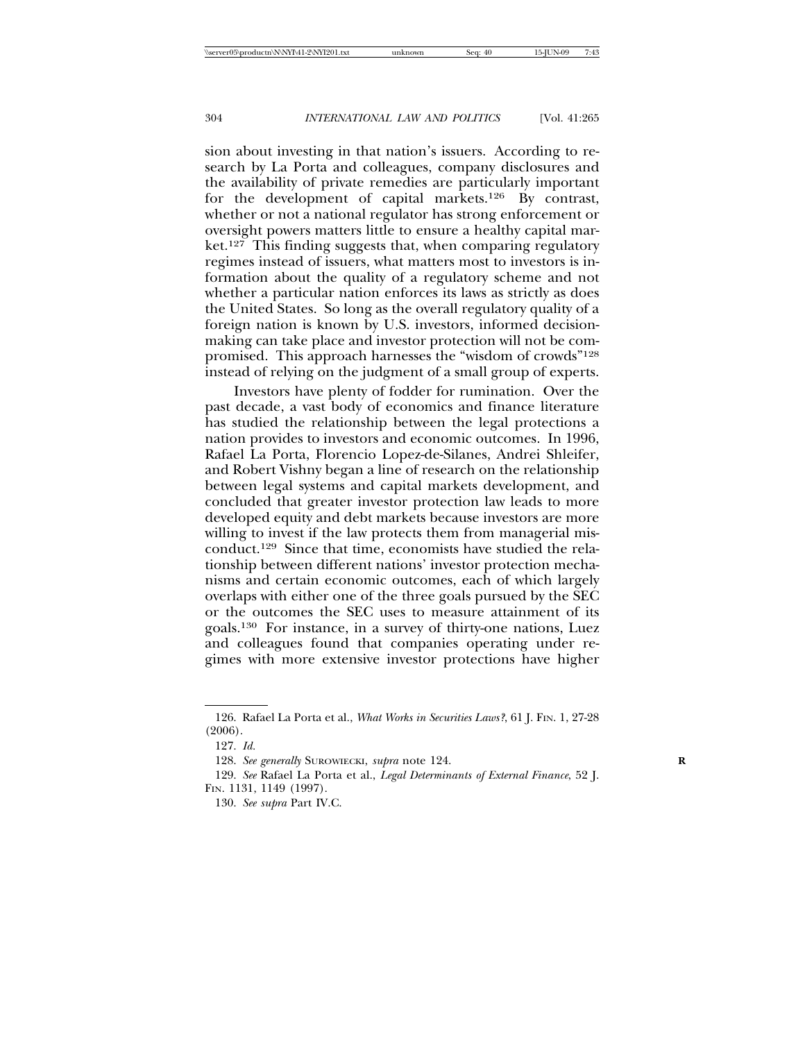sion about investing in that nation's issuers. According to research by La Porta and colleagues, company disclosures and the availability of private remedies are particularly important for the development of capital markets.[126] By contrast, whether or not a national regulator has strong enforcement or oversight powers matters little to ensure a healthy capital market.[127] This finding suggests that, when comparing regulatory regimes instead of issuers, what matters most to investors is information about the quality of a regulatory scheme and not whether a particular nation enforces its laws as strictly as does the United States. So long as the overall regulatory quality of a foreign nation is known by U.S. investors, informed decision-making can take place and investor protection will not be compromised. This approach harnesses the "wisdom of crowds"[128] instead of relying on the judgment of a small group of experts.

Investors have plenty of fodder for rumination. Over the past decade, a vast body of economics and finance literature has studied the relationship between the legal protections a nation provides to investors and economic outcomes. In 1996, Rafael La Porta, Florencio Lopez-de-Silanes, Andrei Shleifer, and Robert Vishny began a line of research on the relationship between legal systems and capital markets development, and concluded that greater investor protection law leads to more developed equity and debt markets because investors are more willing to invest if the law protects them from managerial misconduct.[129] Since that time, economists have studied the relationship between different nations' investor protection mechanisms and certain economic outcomes, each of which largely overlaps with either one of the three goals pursued by the SEC or the outcomes the SEC uses to measure attainment of its goals.[130] For instance, in a survey of thirty-one nations, Luez and colleagues found that companies operating under regimes with more extensive investor protections have higher

---

126. Rafael La Porta et al., *What Works in Securities Laws?*, 61 J. FIN. 1, 27-28 (2006).

127. *Id.*

128. *See generally* SUROWIECKI, *supra* note 124.

129. *See* Rafael La Porta et al., *Legal Determinants of External Finance*, 52 J. FIN. 1131, 1149 (1997).

130. *See supra* Part IV.C.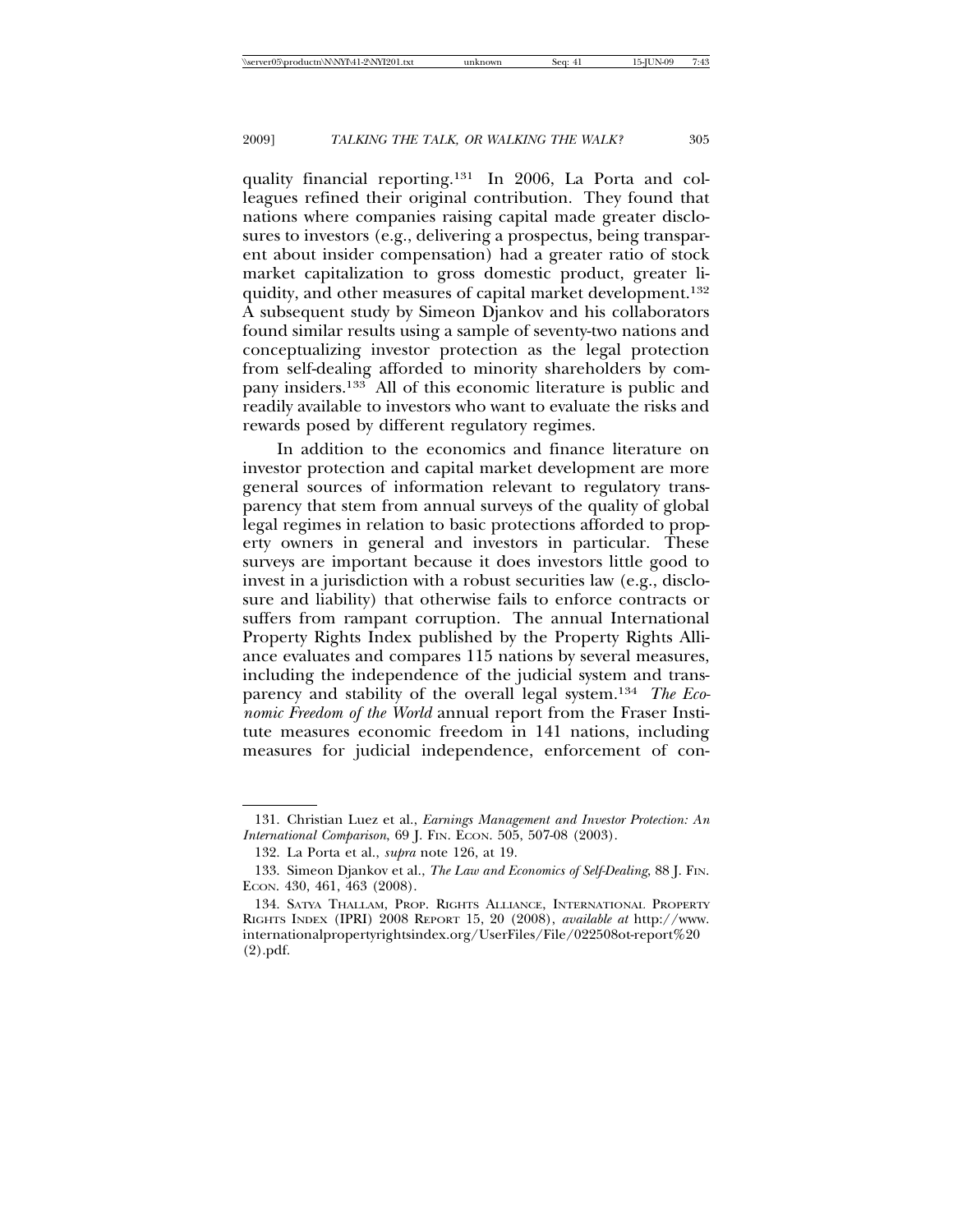quality financial reporting.[131] In 2006, La Porta and colleagues refined their original contribution. They found that nations where companies raising capital made greater disclosures to investors (e.g., delivering a prospectus, being transparent about insider compensation) had a greater ratio of stock market capitalization to gross domestic product, greater liquidity, and other measures of capital market development.[132] A subsequent study by Simeon Djankov and his collaborators found similar results using a sample of seventy-two nations and conceptualizing investor protection as the legal protection from self-dealing afforded to minority shareholders by company insiders.[133] All of this economic literature is public and readily available to investors who want to evaluate the risks and rewards posed by different regulatory regimes.

In addition to the economics and finance literature on investor protection and capital market development are more general sources of information relevant to regulatory transparency that stem from annual surveys of the quality of global legal regimes in relation to basic protections afforded to property owners in general and investors in particular. These surveys are important because it does investors little good to invest in a jurisdiction with a robust securities law (e.g., disclosure and liability) that otherwise fails to enforce contracts or suffers from rampant corruption. The annual International Property Rights Index published by the Property Rights Alliance evaluates and compares 115 nations by several measures, including the independence of the judicial system and transparency and stability of the overall legal system.[134] *The Economic Freedom of the World* annual report from the Fraser Institute measures economic freedom in 141 nations, including measures for judicial independence, enforcement of con-

---

131. Christian Luez et al., *Earnings Management and Investor Protection: An International Comparison*, 69 J. FIN. ECON. 505, 507-08 (2003).

132. La Porta et al., *supra* note 126, at 19.

133. Simeon Djankov et al., *The Law and Economics of Self-Dealing*, 88 J. FIN. ECON. 430, 461, 463 (2008).

134. SATYA THALLAM, PROP. RIGHTS ALLIANCE, INTERNATIONAL PROPERTY RIGHTS INDEX (IPRI) 2008 REPORT 15, 20 (2008), *available at* http://www.internationalpropertyrightsindex.org/UserFiles/File/022508ot-report%20(2).pdf.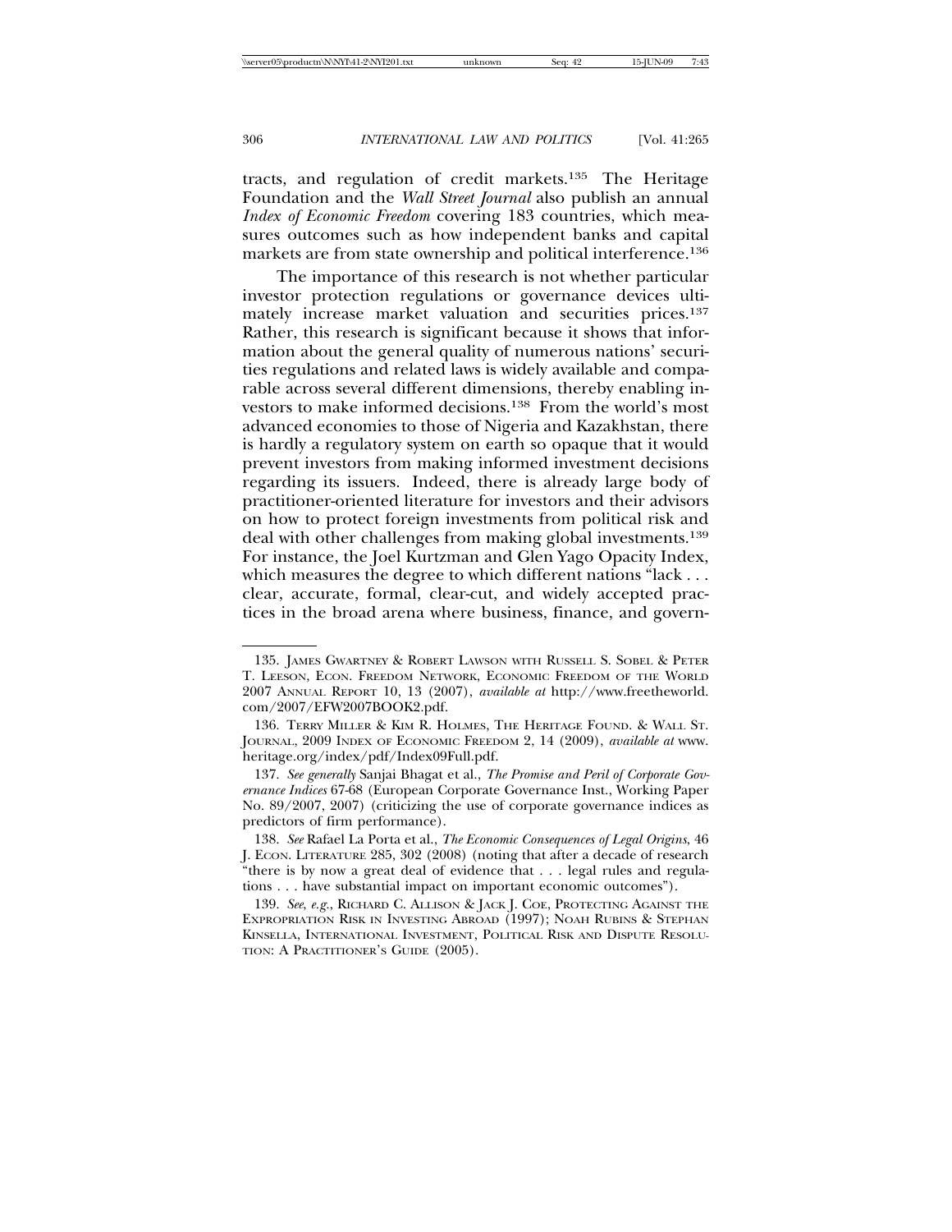tracts, and regulation of credit markets.[135] The Heritage Foundation and the *Wall Street Journal* also publish an annual *Index of Economic Freedom* covering 183 countries, which measures outcomes such as how independent banks and capital markets are from state ownership and political interference.[136]

The importance of this research is not whether particular investor protection regulations or governance devices ultimately increase market valuation and securities prices.[137] Rather, this research is significant because it shows that information about the general quality of numerous nations' securities regulations and related laws is widely available and comparable across several different dimensions, thereby enabling investors to make informed decisions.[138] From the world's most advanced economies to those of Nigeria and Kazakhstan, there is hardly a regulatory system on earth so opaque that it would prevent investors from making informed investment decisions regarding its issuers. Indeed, there is already large body of practitioner-oriented literature for investors and their advisors on how to protect foreign investments from political risk and deal with other challenges from making global investments.[139] For instance, the Joel Kurtzman and Glen Yago Opacity Index, which measures the degree to which different nations "lack . . . clear, accurate, formal, clear-cut, and widely accepted practices in the broad arena where business, finance, and govern-

---

135. JAMES GWARTNEY & ROBERT LAWSON WITH RUSSELL S. SOBEL & PETER T. LEESON, ECON. FREEDOM NETWORK, ECONOMIC FREEDOM OF THE WORLD 2007 ANNUAL REPORT 10, 13 (2007), *available at* http://www.freetheworld.com/2007/EFW2007BOOK2.pdf.

136. TERRY MILLER & KIM R. HOLMES, THE HERITAGE FOUND. & WALL ST. JOURNAL, 2009 INDEX OF ECONOMIC FREEDOM 2, 14 (2009), *available at* www.heritage.org/index/pdf/Index09Full.pdf.

137. *See generally* Sanjai Bhagat et al., *The Promise and Peril of Corporate Governance Indices* 67-68 (European Corporate Governance Inst., Working Paper No. 89/2007, 2007) (criticizing the use of corporate governance indices as predictors of firm performance).

138. *See* Rafael La Porta et al., *The Economic Consequences of Legal Origins*, 46 J. ECON. LITERATURE 285, 302 (2008) (noting that after a decade of research "there is by now a great deal of evidence that . . . legal rules and regulations . . . have substantial impact on important economic outcomes").

139. *See, e.g.*, RICHARD C. ALLISON & JACK J. COE, PROTECTING AGAINST THE EXPROPRIATION RISK IN INVESTING ABROAD (1997); NOAH RUBINS & STEPHAN KINSELLA, INTERNATIONAL INVESTMENT, POLITICAL RISK AND DISPUTE RESOLUTION: A PRACTITIONER'S GUIDE (2005).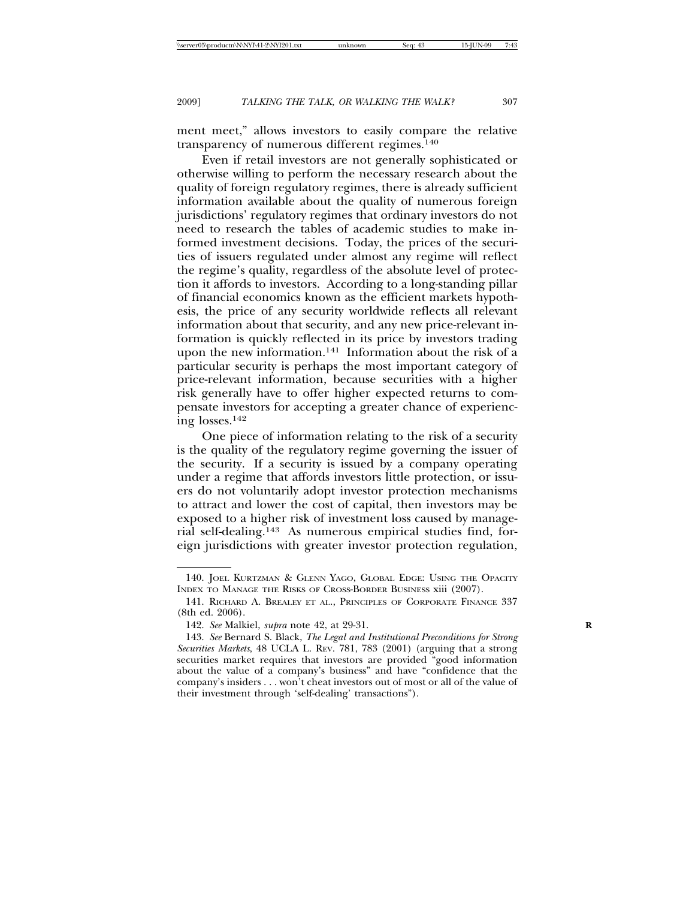ment meet," allows investors to easily compare the relative transparency of numerous different regimes.[140]

Even if retail investors are not generally sophisticated or otherwise willing to perform the necessary research about the quality of foreign regulatory regimes, there is already sufficient information available about the quality of numerous foreign jurisdictions' regulatory regimes that ordinary investors do not need to research the tables of academic studies to make informed investment decisions. Today, the prices of the securities of issuers regulated under almost any regime will reflect the regime's quality, regardless of the absolute level of protection it affords to investors. According to a long-standing pillar of financial economics known as the efficient markets hypothesis, the price of any security worldwide reflects all relevant information about that security, and any new price-relevant information is quickly reflected in its price by investors trading upon the new information.[141] Information about the risk of a particular security is perhaps the most important category of price-relevant information, because securities with a higher risk generally have to offer higher expected returns to compensate investors for accepting a greater chance of experiencing losses.[142]

One piece of information relating to the risk of a security is the quality of the regulatory regime governing the issuer of the security. If a security is issued by a company operating under a regime that affords investors little protection, or issuers do not voluntarily adopt investor protection mechanisms to attract and lower the cost of capital, then investors may be exposed to a higher risk of investment loss caused by managerial self-dealing.[143] As numerous empirical studies find, foreign jurisdictions with greater investor protection regulation,

---

140. JOEL KURTZMAN & GLENN YAGO, GLOBAL EDGE: USING THE OPACITY INDEX TO MANAGE THE RISKS OF CROSS-BORDER BUSINESS xiii (2007).

141. RICHARD A. BREALEY ET AL., PRINCIPLES OF CORPORATE FINANCE 337 (8th ed. 2006).

142. *See* Malkiel, *supra* note 42, at 29-31.

143. *See* Bernard S. Black, *The Legal and Institutional Preconditions for Strong Securities Markets*, 48 UCLA L. REV. 781, 783 (2001) (arguing that a strong securities market requires that investors are provided "good information about the value of a company's business" and have "confidence that the company's insiders . . . won't cheat investors out of most or all of the value of their investment through 'self-dealing' transactions").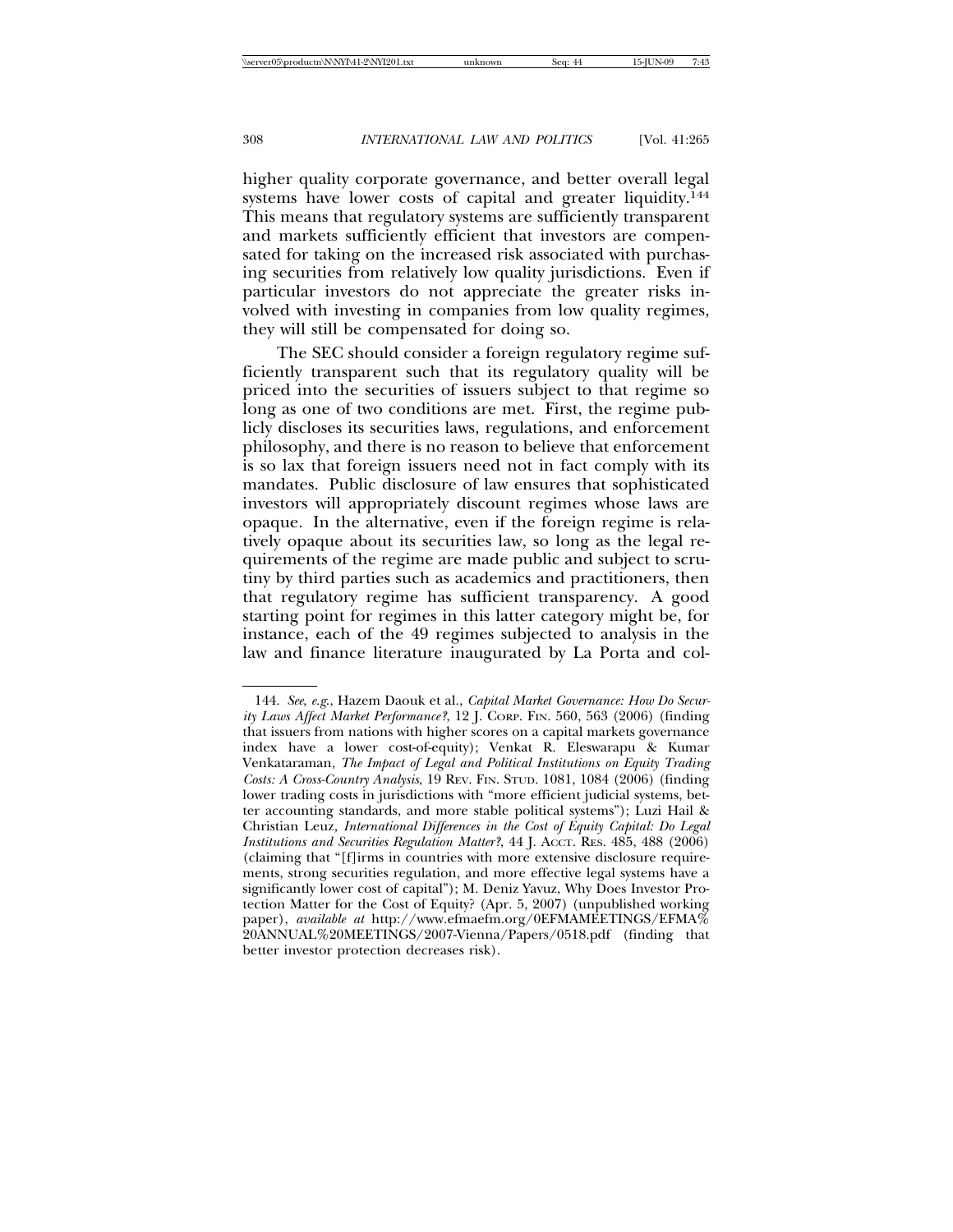higher quality corporate governance, and better overall legal systems have lower costs of capital and greater liquidity.[144] This means that regulatory systems are sufficiently transparent and markets sufficiently efficient that investors are compensated for taking on the increased risk associated with purchasing securities from relatively low quality jurisdictions. Even if particular investors do not appreciate the greater risks involved with investing in companies from low quality regimes, they will still be compensated for doing so.

The SEC should consider a foreign regulatory regime sufficiently transparent such that its regulatory quality will be priced into the securities of issuers subject to that regime so long as one of two conditions are met. First, the regime publicly discloses its securities laws, regulations, and enforcement philosophy, and there is no reason to believe that enforcement is so lax that foreign issuers need not in fact comply with its mandates. Public disclosure of law ensures that sophisticated investors will appropriately discount regimes whose laws are opaque. In the alternative, even if the foreign regime is relatively opaque about its securities law, so long as the legal requirements of the regime are made public and subject to scrutiny by third parties such as academics and practitioners, then that regulatory regime has sufficient transparency. A good starting point for regimes in this latter category might be, for instance, each of the 49 regimes subjected to analysis in the law and finance literature inaugurated by La Porta and col-

---

144. *See, e.g.*, Hazem Daouk et al., *Capital Market Governance: How Do Security Laws Affect Market Performance?*, 12 J. CORP. FIN. 560, 563 (2006) (finding that issuers from nations with higher scores on a capital markets governance index have a lower cost-of-equity); Venkat R. Eleswarapu & Kumar Venkataraman, *The Impact of Legal and Political Institutions on Equity Trading Costs: A Cross-Country Analysis*, 19 REV. FIN. STUD. 1081, 1084 (2006) (finding lower trading costs in jurisdictions with "more efficient judicial systems, better accounting standards, and more stable political systems"); Luzi Hail & Christian Leuz, *International Differences in the Cost of Equity Capital: Do Legal Institutions and Securities Regulation Matter?*, 44 J. ACCT. RES. 485, 488 (2006) (claiming that "[f]irms in countries with more extensive disclosure requirements, strong securities regulation, and more effective legal systems have a significantly lower cost of capital"); M. Deniz Yavuz, Why Does Investor Protection Matter for the Cost of Equity? (Apr. 5, 2007) (unpublished working paper), *available at* http://www.efmaefm.org/0EFMAMEETINGS/EFMA%20ANNUAL%20MEETINGS/2007-Vienna/Papers/0518.pdf (finding that better investor protection decreases risk).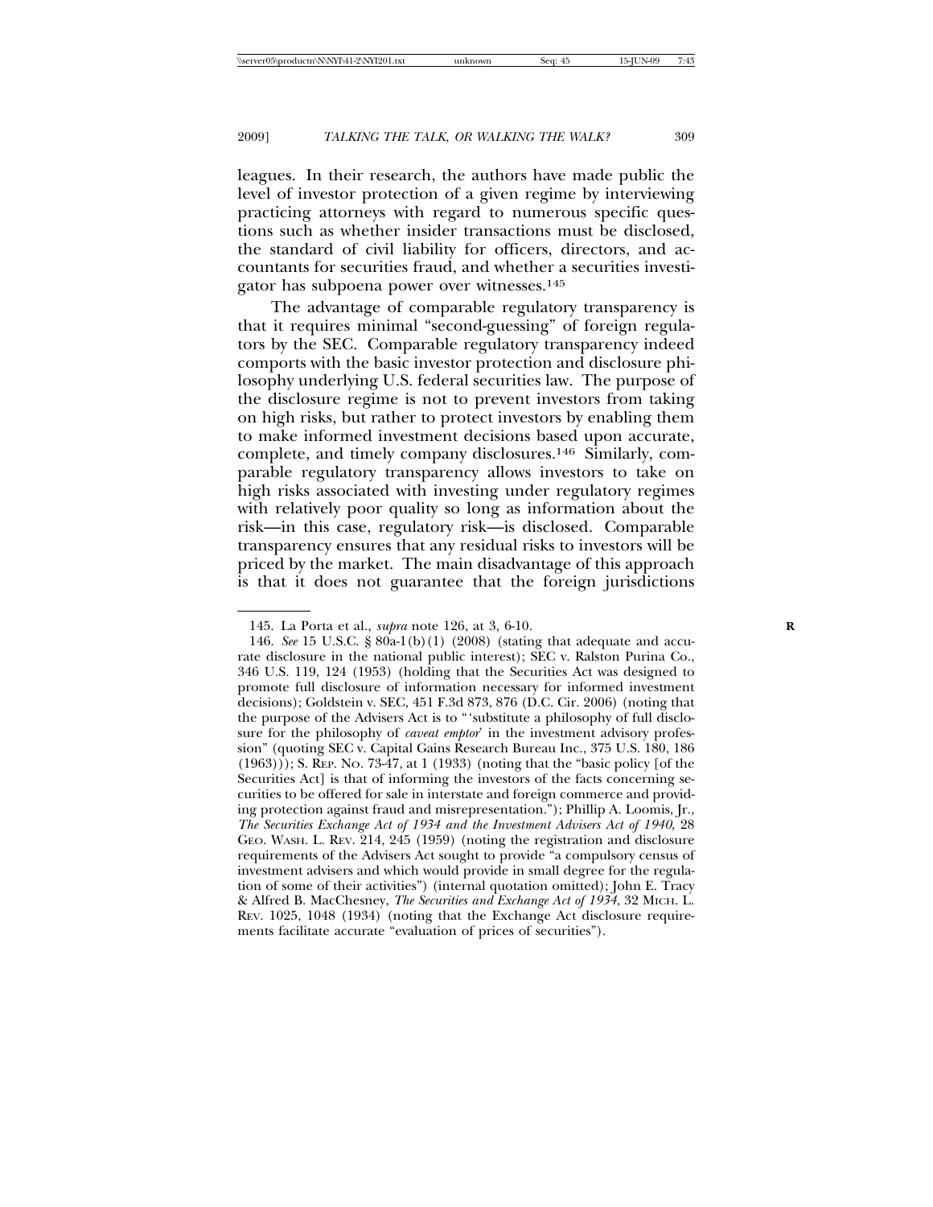leagues. In their research, the authors have made public the level of investor protection of a given regime by interviewing practicing attorneys with regard to numerous specific questions such as whether insider transactions must be disclosed, the standard of civil liability for officers, directors, and accountants for securities fraud, and whether a securities investigator has subpoena power over witnesses.[145]

The advantage of comparable regulatory transparency is that it requires minimal "second-guessing" of foreign regulators by the SEC. Comparable regulatory transparency indeed comports with the basic investor protection and disclosure philosophy underlying U.S. federal securities law. The purpose of the disclosure regime is not to prevent investors from taking on high risks, but rather to protect investors by enabling them to make informed investment decisions based upon accurate, complete, and timely company disclosures.[146] Similarly, comparable regulatory transparency allows investors to take on high risks associated with investing under regulatory regimes with relatively poor quality so long as information about the risk—in this case, regulatory risk—is disclosed. Comparable transparency ensures that any residual risks to investors will be priced by the market. The main disadvantage of this approach is that it does not guarantee that the foreign jurisdictions

---

145. La Porta et al., *supra* note 126, at 3, 6-10.

146. *See* 15 U.S.C. § 80a-1(b)(1) (2008) (stating that adequate and accurate disclosure in the national public interest); SEC v. Ralston Purina Co., 346 U.S. 119, 124 (1953) (holding that the Securities Act was designed to promote full disclosure of information necessary for informed investment decisions); Goldstein v. SEC, 451 F.3d 873, 876 (D.C. Cir. 2006) (noting that the purpose of the Advisers Act is to "'substitute a philosophy of full disclosure for the philosophy of *caveat emptor*' in the investment advisory profession" (quoting SEC v. Capital Gains Research Bureau Inc., 375 U.S. 180, 186 (1963))); S. REP. NO. 73-47, at 1 (1933) (noting that the "basic policy [of the Securities Act] is that of informing the investors of the facts concerning securities to be offered for sale in interstate and foreign commerce and providing protection against fraud and misrepresentation."); Phillip A. Loomis, Jr., *The Securities Exchange Act of 1934 and the Investment Advisers Act of 1940*, 28 GEO. WASH. L. REV. 214, 245 (1959) (noting the registration and disclosure requirements of the Advisers Act sought to provide "a compulsory census of investment advisers and which would provide in small degree for the regulation of some of their activities") (internal quotation omitted); John E. Tracy & Alfred B. MacChesney, *The Securities and Exchange Act of 1934*, 32 MICH. L. REV. 1025, 1048 (1934) (noting that the Exchange Act disclosure requirements facilitate accurate "evaluation of prices of securities").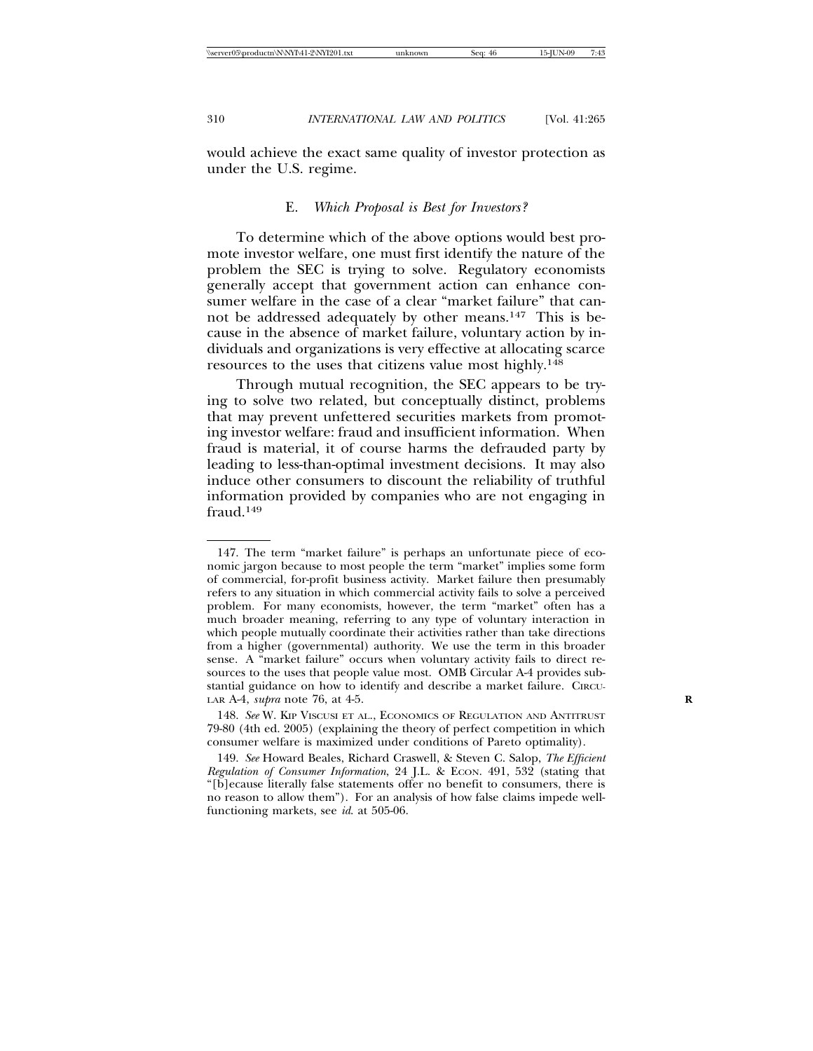would achieve the exact same quality of investor protection as under the U.S. regime.

### E. *Which Proposal is Best for Investors?*

To determine which of the above options would best promote investor welfare, one must first identify the nature of the problem the SEC is trying to solve. Regulatory economists generally accept that government action can enhance consumer welfare in the case of a clear "market failure" that cannot be addressed adequately by other means.[147] This is because in the absence of market failure, voluntary action by individuals and organizations is very effective at allocating scarce resources to the uses that citizens value most highly.[148]

Through mutual recognition, the SEC appears to be trying to solve two related, but conceptually distinct, problems that may prevent unfettered securities markets from promoting investor welfare: fraud and insufficient information. When fraud is material, it of course harms the defrauded party by leading to less-than-optimal investment decisions. It may also induce other consumers to discount the reliability of truthful information provided by companies who are not engaging in fraud.[149]

---

147. The term "market failure" is perhaps an unfortunate piece of economic jargon because to most people the term "market" implies some form of commercial, for-profit business activity. Market failure then presumably refers to any situation in which commercial activity fails to solve a perceived problem. For many economists, however, the term "market" often has a much broader meaning, referring to any type of voluntary interaction in which people mutually coordinate their activities rather than take directions from a higher (governmental) authority. We use the term in this broader sense. A "market failure" occurs when voluntary activity fails to direct resources to the uses that people value most. OMB Circular A-4 provides substantial guidance on how to identify and describe a market failure. CIRCULAR A-4, *supra* note 76, at 4-5.

148. *See* W. KIP VISCUSI ET AL., ECONOMICS OF REGULATION AND ANTITRUST 79-80 (4th ed. 2005) (explaining the theory of perfect competition in which consumer welfare is maximized under conditions of Pareto optimality).

149. *See* Howard Beales, Richard Craswell, & Steven C. Salop, *The Efficient Regulation of Consumer Information*, 24 J.L. & ECON. 491, 532 (stating that "[b]ecause literally false statements offer no benefit to consumers, there is no reason to allow them"). For an analysis of how false claims impede well-functioning markets, see *id.* at 505-06.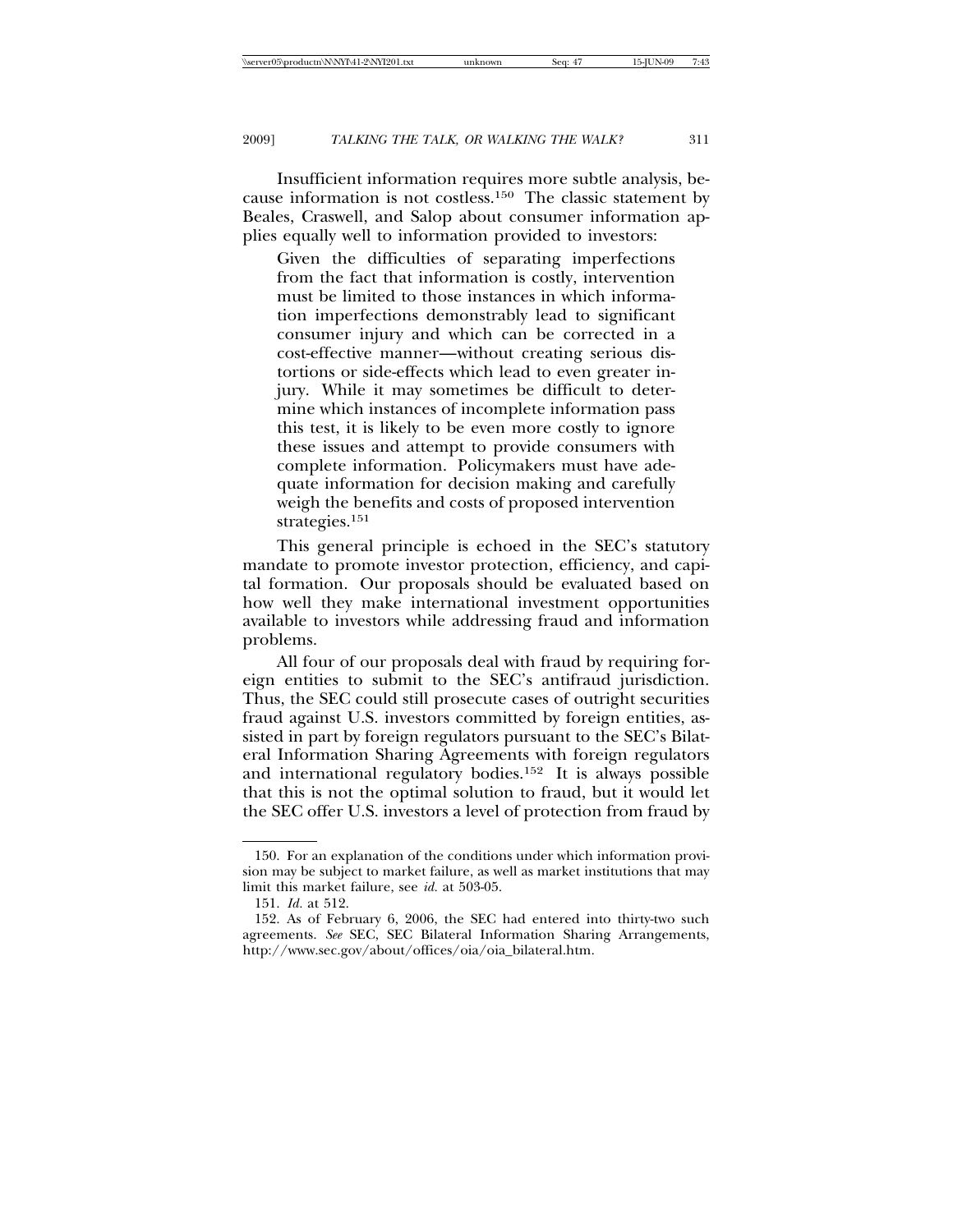Insufficient information requires more subtle analysis, because information is not costless.[150] The classic statement by Beales, Craswell, and Salop about consumer information applies equally well to information provided to investors:

> Given the difficulties of separating imperfections from the fact that information is costly, intervention must be limited to those instances in which information imperfections demonstrably lead to significant consumer injury and which can be corrected in a cost-effective manner—without creating serious distortions or side-effects which lead to even greater injury. While it may sometimes be difficult to determine which instances of incomplete information pass this test, it is likely to be even more costly to ignore these issues and attempt to provide consumers with complete information. Policymakers must have adequate information for decision making and carefully weigh the benefits and costs of proposed intervention strategies.[151]

This general principle is echoed in the SEC's statutory mandate to promote investor protection, efficiency, and capital formation. Our proposals should be evaluated based on how well they make international investment opportunities available to investors while addressing fraud and information problems.

All four of our proposals deal with fraud by requiring foreign entities to submit to the SEC's antifraud jurisdiction. Thus, the SEC could still prosecute cases of outright securities fraud against U.S. investors committed by foreign entities, assisted in part by foreign regulators pursuant to the SEC's Bilateral Information Sharing Agreements with foreign regulators and international regulatory bodies.[152] It is always possible that this is not the optimal solution to fraud, but it would let the SEC offer U.S. investors a level of protection from fraud by

---

150. For an explanation of the conditions under which information provision may be subject to market failure, as well as market institutions that may limit this market failure, see *id.* at 503-05.

151. *Id.* at 512.

152. As of February 6, 2006, the SEC had entered into thirty-two such agreements. *See* SEC, SEC Bilateral Information Sharing Arrangements, http://www.sec.gov/about/offices/oia/oia_bilateral.htm.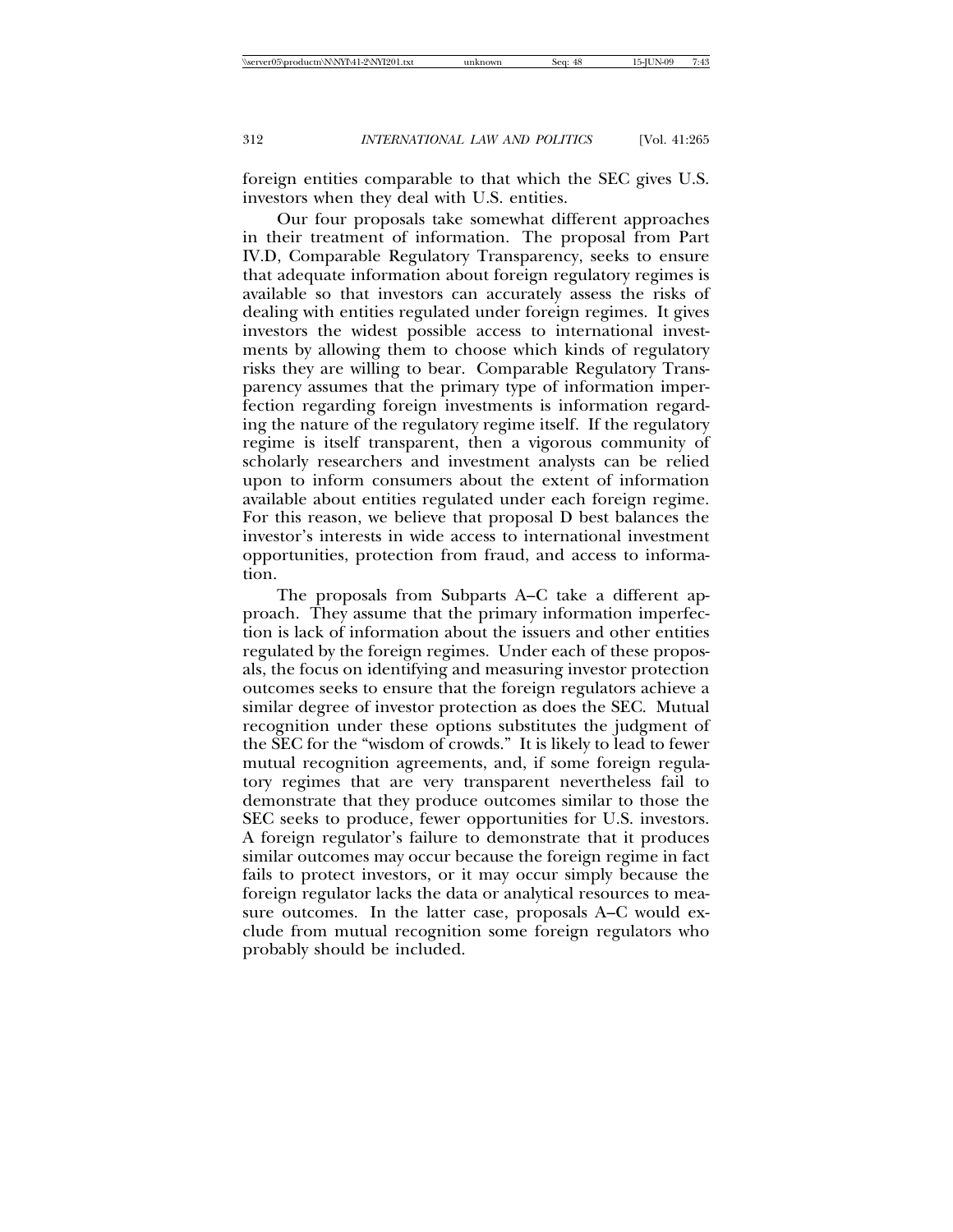foreign entities comparable to that which the SEC gives U.S. investors when they deal with U.S. entities.

Our four proposals take somewhat different approaches in their treatment of information. The proposal from Part IV.D, Comparable Regulatory Transparency, seeks to ensure that adequate information about foreign regulatory regimes is available so that investors can accurately assess the risks of dealing with entities regulated under foreign regimes. It gives investors the widest possible access to international investments by allowing them to choose which kinds of regulatory risks they are willing to bear. Comparable Regulatory Transparency assumes that the primary type of information imperfection regarding foreign investments is information regarding the nature of the regulatory regime itself. If the regulatory regime is itself transparent, then a vigorous community of scholarly researchers and investment analysts can be relied upon to inform consumers about the extent of information available about entities regulated under each foreign regime. For this reason, we believe that proposal D best balances the investor's interests in wide access to international investment opportunities, protection from fraud, and access to information.

The proposals from Subparts A–C take a different approach. They assume that the primary information imperfection is lack of information about the issuers and other entities regulated by the foreign regimes. Under each of these proposals, the focus on identifying and measuring investor protection outcomes seeks to ensure that the foreign regulators achieve a similar degree of investor protection as does the SEC. Mutual recognition under these options substitutes the judgment of the SEC for the "wisdom of crowds." It is likely to lead to fewer mutual recognition agreements, and, if some foreign regulatory regimes that are very transparent nevertheless fail to demonstrate that they produce outcomes similar to those the SEC seeks to produce, fewer opportunities for U.S. investors. A foreign regulator's failure to demonstrate that it produces similar outcomes may occur because the foreign regime in fact fails to protect investors, or it may occur simply because the foreign regulator lacks the data or analytical resources to measure outcomes. In the latter case, proposals A–C would exclude from mutual recognition some foreign regulators who probably should be included.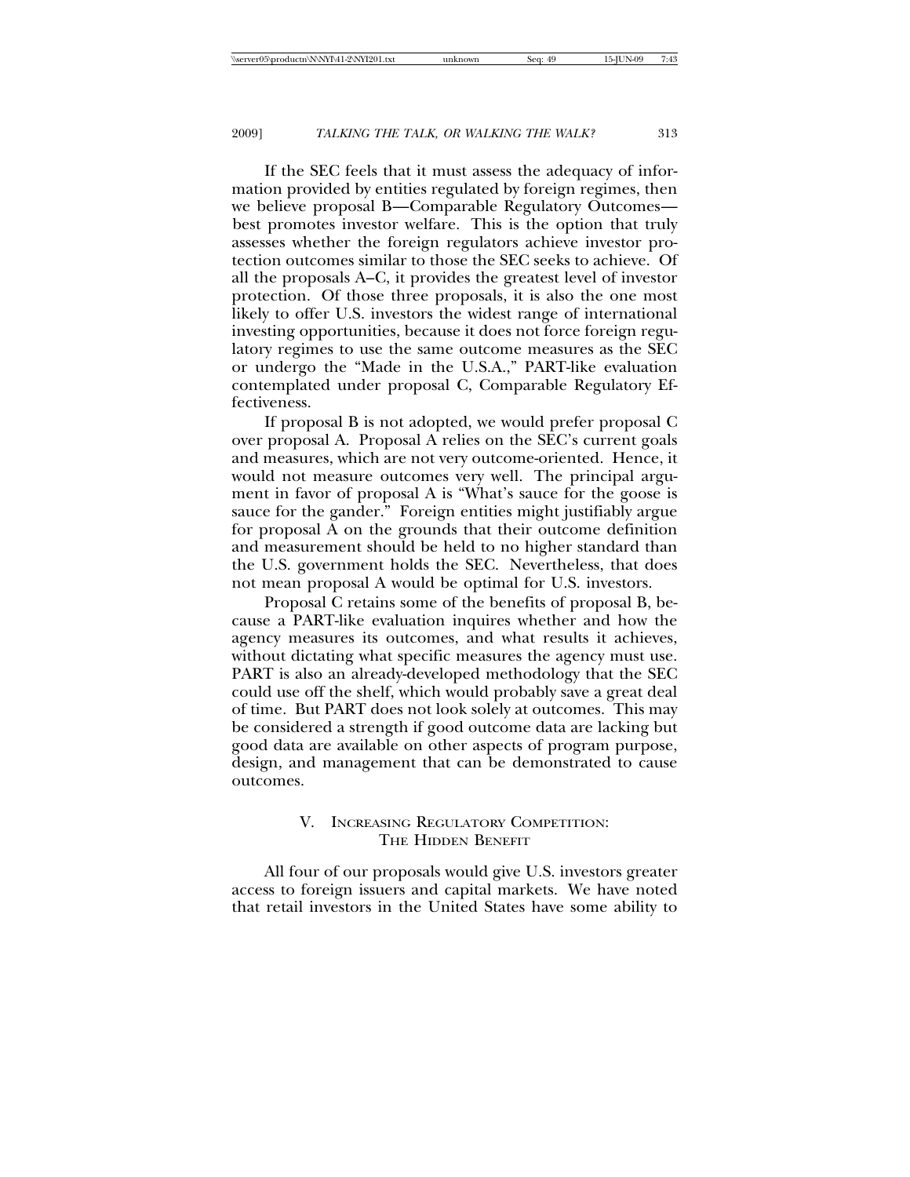If the SEC feels that it must assess the adequacy of information provided by entities regulated by foreign regimes, then we believe proposal B—Comparable Regulatory Outcomes—best promotes investor welfare. This is the option that truly assesses whether the foreign regulators achieve investor protection outcomes similar to those the SEC seeks to achieve. Of all the proposals A–C, it provides the greatest level of investor protection. Of those three proposals, it is also the one most likely to offer U.S. investors the widest range of international investing opportunities, because it does not force foreign regulatory regimes to use the same outcome measures as the SEC or undergo the "Made in the U.S.A.," PART-like evaluation contemplated under proposal C, Comparable Regulatory Effectiveness.

If proposal B is not adopted, we would prefer proposal C over proposal A. Proposal A relies on the SEC's current goals and measures, which are not very outcome-oriented. Hence, it would not measure outcomes very well. The principal argument in favor of proposal A is "What's sauce for the goose is sauce for the gander." Foreign entities might justifiably argue for proposal A on the grounds that their outcome definition and measurement should be held to no higher standard than the U.S. government holds the SEC. Nevertheless, that does not mean proposal A would be optimal for U.S. investors.

Proposal C retains some of the benefits of proposal B, because a PART-like evaluation inquires whether and how the agency measures its outcomes, and what results it achieves, without dictating what specific measures the agency must use. PART is also an already-developed methodology that the SEC could use off the shelf, which would probably save a great deal of time. But PART does not look solely at outcomes. This may be considered a strength if good outcome data are lacking but good data are available on other aspects of program purpose, design, and management that can be demonstrated to cause outcomes.

## V. Increasing Regulatory Competition: The Hidden Benefit

All four of our proposals would give U.S. investors greater access to foreign issuers and capital markets. We have noted that retail investors in the United States have some ability to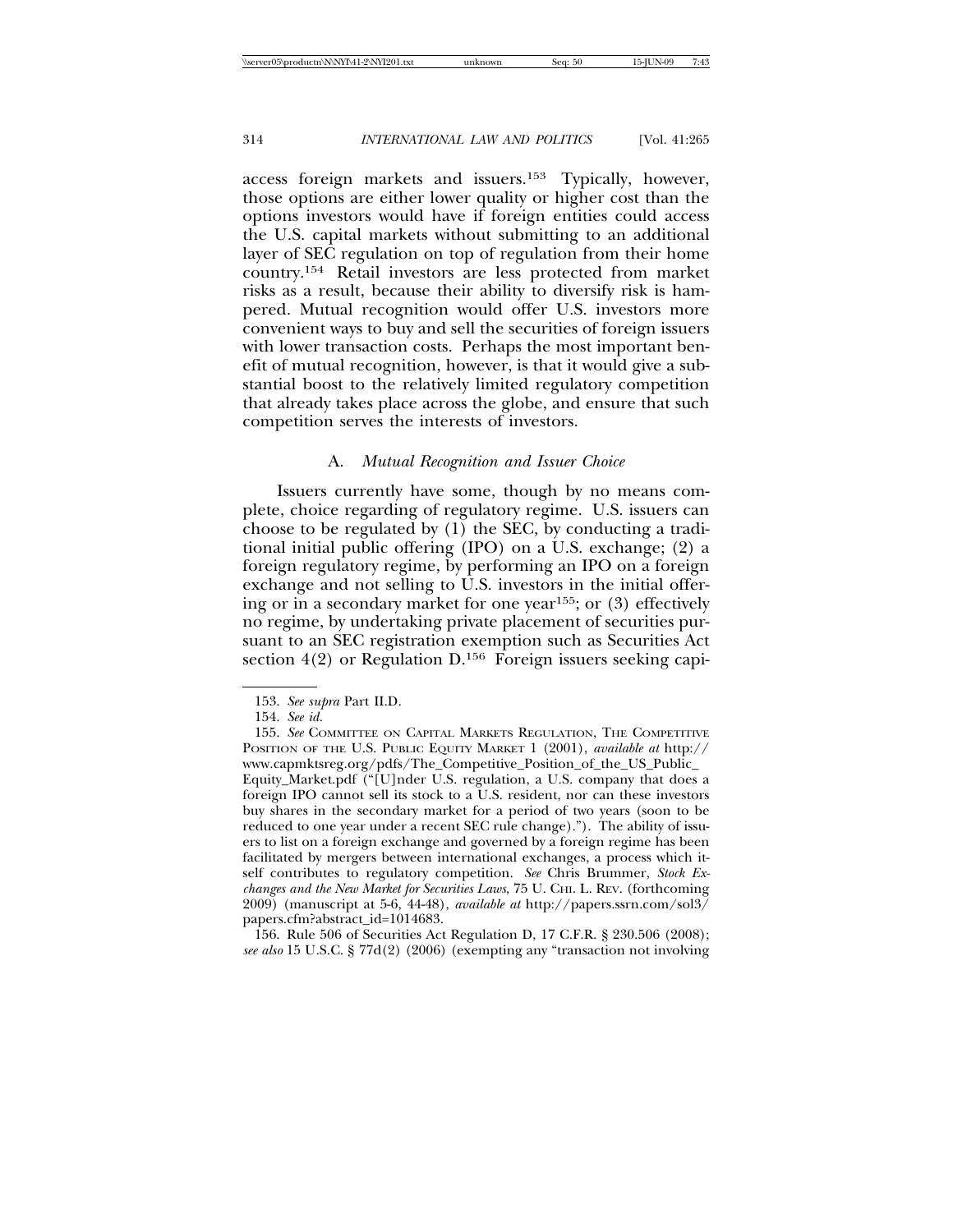access foreign markets and issuers.[153] Typically, however, those options are either lower quality or higher cost than the options investors would have if foreign entities could access the U.S. capital markets without submitting to an additional layer of SEC regulation on top of regulation from their home country.[154] Retail investors are less protected from market risks as a result, because their ability to diversify risk is hampered. Mutual recognition would offer U.S. investors more convenient ways to buy and sell the securities of foreign issuers with lower transaction costs. Perhaps the most important benefit of mutual recognition, however, is that it would give a substantial boost to the relatively limited regulatory competition that already takes place across the globe, and ensure that such competition serves the interests of investors.

### A. *Mutual Recognition and Issuer Choice*

Issuers currently have some, though by no means complete, choice regarding of regulatory regime. U.S. issuers can choose to be regulated by (1) the SEC, by conducting a traditional initial public offering (IPO) on a U.S. exchange; (2) a foreign regulatory regime, by performing an IPO on a foreign exchange and not selling to U.S. investors in the initial offering or in a secondary market for one year[155]; or (3) effectively no regime, by undertaking private placement of securities pursuant to an SEC registration exemption such as Securities Act section 4(2) or Regulation D.[156] Foreign issuers seeking capi-

---

153. *See supra* Part II.D.

154. *See id.*

155. *See* COMMITTEE ON CAPITAL MARKETS REGULATION, THE COMPETITIVE POSITION OF THE U.S. PUBLIC EQUITY MARKET 1 (2001), *available at* http://www.capmktsreg.org/pdfs/The_Competitive_Position_of_the_US_Public_Equity_Market.pdf ("[U]nder U.S. regulation, a U.S. company that does a foreign IPO cannot sell its stock to a U.S. resident, nor can these investors buy shares in the secondary market for a period of two years (soon to be reduced to one year under a recent SEC rule change)."). The ability of issuers to list on a foreign exchange and governed by a foreign regime has been facilitated by mergers between international exchanges, a process which itself contributes to regulatory competition. *See* Chris Brummer, *Stock Exchanges and the New Market for Securities Laws*, 75 U. CHI. L. REV. (forthcoming 2009) (manuscript at 5-6, 44-48), *available at* http://papers.ssrn.com/sol3/papers.cfm?abstract_id=1014683.

156. Rule 506 of Securities Act Regulation D, 17 C.F.R. § 230.506 (2008); *see also* 15 U.S.C. § 77d(2) (2006) (exempting any "transaction not involving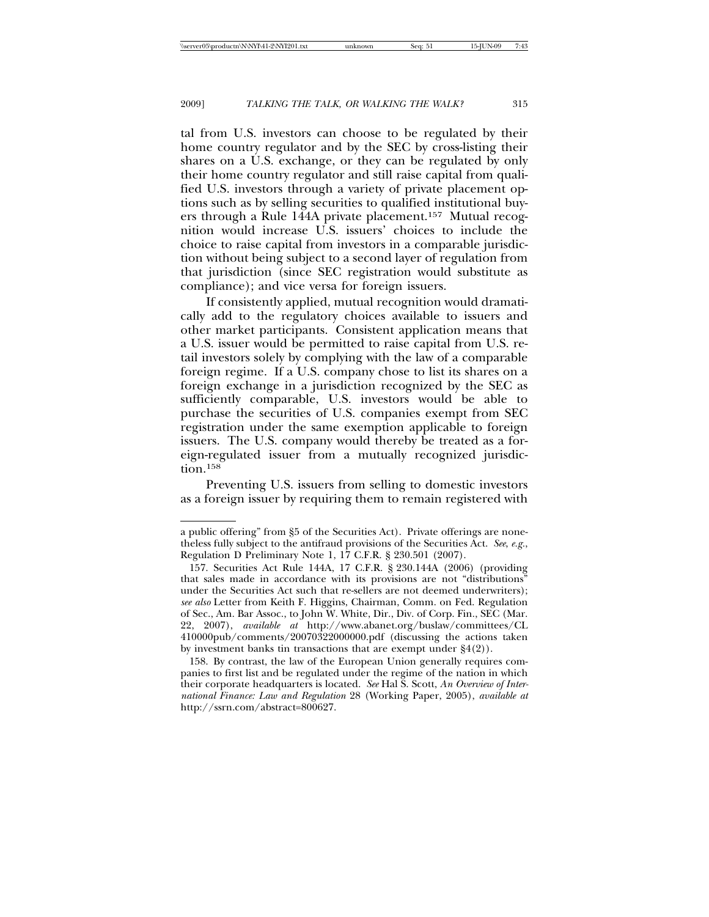tal from U.S. investors can choose to be regulated by their home country regulator and by the SEC by cross-listing their shares on a U.S. exchange, or they can be regulated by only their home country regulator and still raise capital from qualified U.S. investors through a variety of private placement options such as by selling securities to qualified institutional buyers through a Rule 144A private placement.[157] Mutual recognition would increase U.S. issuers' choices to include the choice to raise capital from investors in a comparable jurisdiction without being subject to a second layer of regulation from that jurisdiction (since SEC registration would substitute as compliance); and vice versa for foreign issuers.

If consistently applied, mutual recognition would dramatically add to the regulatory choices available to issuers and other market participants. Consistent application means that a U.S. issuer would be permitted to raise capital from U.S. retail investors solely by complying with the law of a comparable foreign regime. If a U.S. company chose to list its shares on a foreign exchange in a jurisdiction recognized by the SEC as sufficiently comparable, U.S. investors would be able to purchase the securities of U.S. companies exempt from SEC registration under the same exemption applicable to foreign issuers. The U.S. company would thereby be treated as a foreign-regulated issuer from a mutually recognized jurisdiction.[158]

Preventing U.S. issuers from selling to domestic investors as a foreign issuer by requiring them to remain registered with

---

a public offering" from §5 of the Securities Act). Private offerings are nonetheless fully subject to the antifraud provisions of the Securities Act. *See, e.g.*, Regulation D Preliminary Note 1, 17 C.F.R. § 230.501 (2007).

157. Securities Act Rule 144A, 17 C.F.R. § 230.144A (2006) (providing that sales made in accordance with its provisions are not "distributions" under the Securities Act such that re-sellers are not deemed underwriters); *see also* Letter from Keith F. Higgins, Chairman, Comm. on Fed. Regulation of Sec., Am. Bar Assoc., to John W. White, Dir., Div. of Corp. Fin., SEC (Mar. 22, 2007), *available at* http://www.abanet.org/buslaw/committees/CL410000pub/comments/20070322000000.pdf (discussing the actions taken by investment banks tin transactions that are exempt under §4(2)).

158. By contrast, the law of the European Union generally requires companies to first list and be regulated under the regime of the nation in which their corporate headquarters is located. *See* Hal S. Scott, *An Overview of International Finance: Law and Regulation* 28 (Working Paper, 2005), *available at* http://ssrn.com/abstract=800627.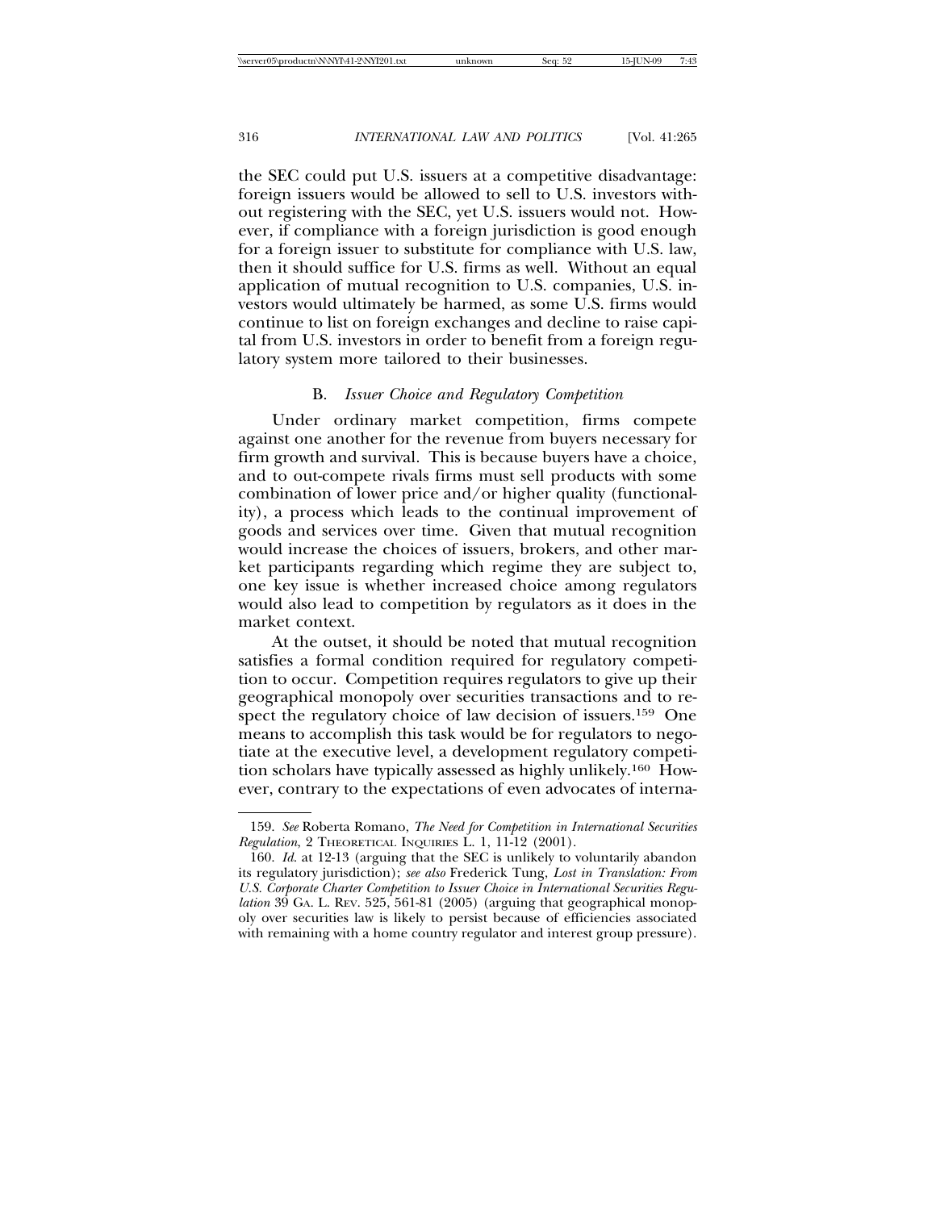the SEC could put U.S. issuers at a competitive disadvantage: foreign issuers would be allowed to sell to U.S. investors without registering with the SEC, yet U.S. issuers would not. However, if compliance with a foreign jurisdiction is good enough for a foreign issuer to substitute for compliance with U.S. law, then it should suffice for U.S. firms as well. Without an equal application of mutual recognition to U.S. companies, U.S. investors would ultimately be harmed, as some U.S. firms would continue to list on foreign exchanges and decline to raise capital from U.S. investors in order to benefit from a foreign regulatory system more tailored to their businesses.

### B. *Issuer Choice and Regulatory Competition*

Under ordinary market competition, firms compete against one another for the revenue from buyers necessary for firm growth and survival. This is because buyers have a choice, and to out-compete rivals firms must sell products with some combination of lower price and/or higher quality (functionality), a process which leads to the continual improvement of goods and services over time. Given that mutual recognition would increase the choices of issuers, brokers, and other market participants regarding which regime they are subject to, one key issue is whether increased choice among regulators would also lead to competition by regulators as it does in the market context.

At the outset, it should be noted that mutual recognition satisfies a formal condition required for regulatory competition to occur. Competition requires regulators to give up their geographical monopoly over securities transactions and to respect the regulatory choice of law decision of issuers.[159] One means to accomplish this task would be for regulators to negotiate at the executive level, a development regulatory competition scholars have typically assessed as highly unlikely.[160] However, contrary to the expectations of even advocates of interna-

---

159. *See* Roberta Romano, *The Need for Competition in International Securities Regulation*, 2 THEORETICAL INQUIRIES L. 1, 11-12 (2001).

160. *Id.* at 12-13 (arguing that the SEC is unlikely to voluntarily abandon its regulatory jurisdiction); *see also* Frederick Tung, *Lost in Translation: From U.S. Corporate Charter Competition to Issuer Choice in International Securities Regulation* 39 GA. L. REV. 525, 561-81 (2005) (arguing that geographical monopoly over securities law is likely to persist because of efficiencies associated with remaining with a home country regulator and interest group pressure).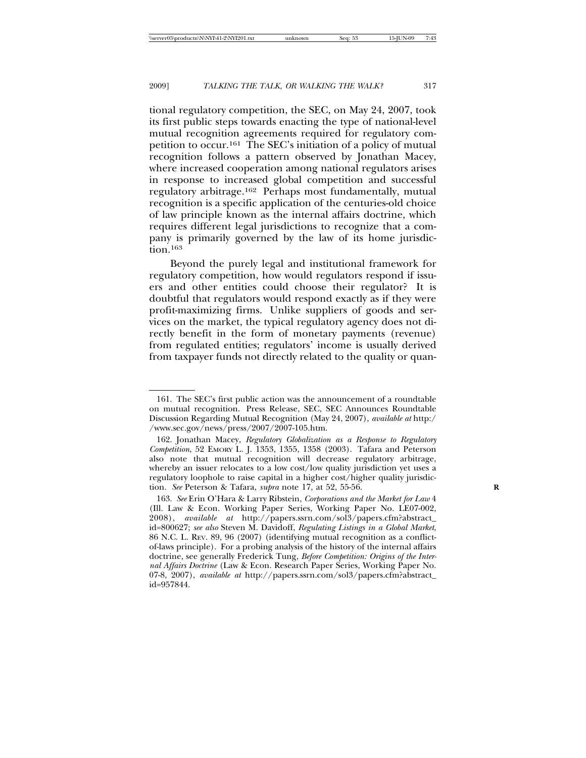tional regulatory competition, the SEC, on May 24, 2007, took its first public steps towards enacting the type of national-level mutual recognition agreements required for regulatory competition to occur.[161] The SEC's initiation of a policy of mutual recognition follows a pattern observed by Jonathan Macey, where increased cooperation among national regulators arises in response to increased global competition and successful regulatory arbitrage.[162] Perhaps most fundamentally, mutual recognition is a specific application of the centuries-old choice of law principle known as the internal affairs doctrine, which requires different legal jurisdictions to recognize that a company is primarily governed by the law of its home jurisdiction.[163]

Beyond the purely legal and institutional framework for regulatory competition, how would regulators respond if issuers and other entities could choose their regulator? It is doubtful that regulators would respond exactly as if they were profit-maximizing firms. Unlike suppliers of goods and services on the market, the typical regulatory agency does not directly benefit in the form of monetary payments (revenue) from regulated entities; regulators' income is usually derived from taxpayer funds not directly related to the quality or quan-

---

161. The SEC's first public action was the announcement of a roundtable on mutual recognition. Press Release, SEC, SEC Announces Roundtable Discussion Regarding Mutual Recognition (May 24, 2007), *available at* http://www.sec.gov/news/press/2007/2007-105.htm.

162. Jonathan Macey, *Regulatory Globalization as a Response to Regulatory Competition*, 52 EMORY L. J. 1353, 1355, 1358 (2003). Tafara and Peterson also note that mutual recognition will decrease regulatory arbitrage, whereby an issuer relocates to a low cost/low quality jurisdiction yet uses a regulatory loophole to raise capital in a higher cost/higher quality jurisdiction. *See* Peterson & Tafara, *supra* note 17, at 52, 55-56.

163. *See* Erin O'Hara & Larry Ribstein, *Corporations and the Market for Law* 4 (Ill. Law & Econ. Working Paper Series, Working Paper No. LE07-002, 2008), *available at* http://papers.ssrn.com/sol3/papers.cfm?abstract_id=800627; *see also* Steven M. Davidoff, *Regulating Listings in a Global Market*, 86 N.C. L. REV. 89, 96 (2007) (identifying mutual recognition as a conflict-of-laws principle). For a probing analysis of the history of the internal affairs doctrine, see generally Frederick Tung, *Before Competition: Origins of the Internal Affairs Doctrine* (Law & Econ. Research Paper Series, Working Paper No. 07-8, 2007), *available at* http://papers.ssrn.com/sol3/papers.cfm?abstract_id=957844.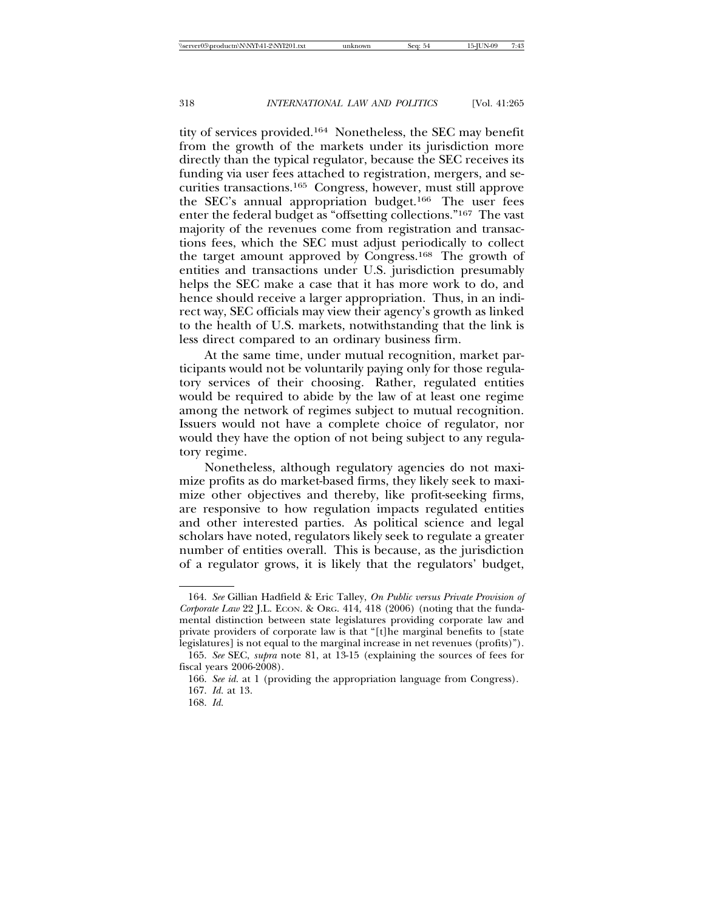tity of services provided.[164] Nonetheless, the SEC may benefit from the growth of the markets under its jurisdiction more directly than the typical regulator, because the SEC receives its funding via user fees attached to registration, mergers, and securities transactions.[165] Congress, however, must still approve the SEC's annual appropriation budget.[166] The user fees enter the federal budget as "offsetting collections."[167] The vast majority of the revenues come from registration and transactions fees, which the SEC must adjust periodically to collect the target amount approved by Congress.[168] The growth of entities and transactions under U.S. jurisdiction presumably helps the SEC make a case that it has more work to do, and hence should receive a larger appropriation. Thus, in an indirect way, SEC officials may view their agency's growth as linked to the health of U.S. markets, notwithstanding that the link is less direct compared to an ordinary business firm.

At the same time, under mutual recognition, market participants would not be voluntarily paying only for those regulatory services of their choosing. Rather, regulated entities would be required to abide by the law of at least one regime among the network of regimes subject to mutual recognition. Issuers would not have a complete choice of regulator, nor would they have the option of not being subject to any regulatory regime.

Nonetheless, although regulatory agencies do not maximize profits as do market-based firms, they likely seek to maximize other objectives and thereby, like profit-seeking firms, are responsive to how regulation impacts regulated entities and other interested parties. As political science and legal scholars have noted, regulators likely seek to regulate a greater number of entities overall. This is because, as the jurisdiction of a regulator grows, it is likely that the regulators' budget,

---

164. *See* Gillian Hadfield & Eric Talley, *On Public versus Private Provision of Corporate Law* 22 J.L. Econ. & Org. 414, 418 (2006) (noting that the fundamental distinction between state legislatures providing corporate law and private providers of corporate law is that "[t]he marginal benefits to [state legislatures] is not equal to the marginal increase in net revenues (profits)").

165. *See* SEC, *supra* note 81, at 13-15 (explaining the sources of fees for fiscal years 2006-2008).

166. *See id.* at 1 (providing the appropriation language from Congress).

167. *Id.* at 13.

168. *Id.*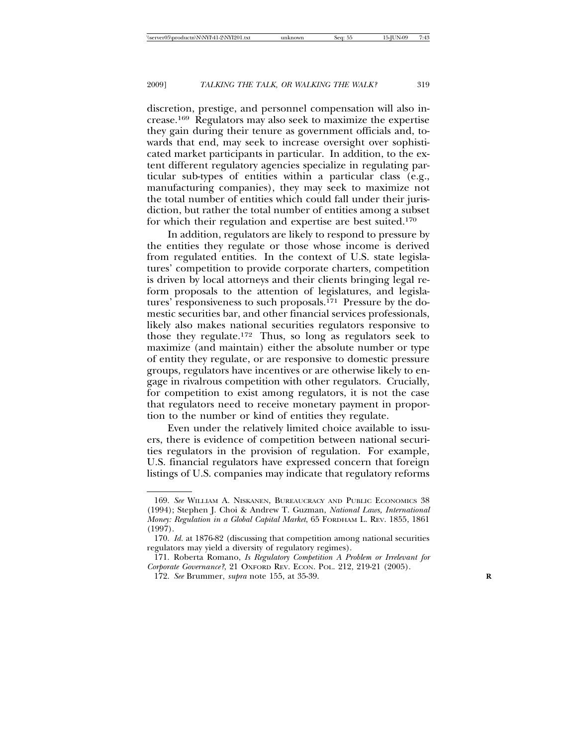discretion, prestige, and personnel compensation will also increase.[169] Regulators may also seek to maximize the expertise they gain during their tenure as government officials and, towards that end, may seek to increase oversight over sophisticated market participants in particular. In addition, to the extent different regulatory agencies specialize in regulating particular sub-types of entities within a particular class (e.g., manufacturing companies), they may seek to maximize not the total number of entities which could fall under their jurisdiction, but rather the total number of entities among a subset for which their regulation and expertise are best suited.[170]

In addition, regulators are likely to respond to pressure by the entities they regulate or those whose income is derived from regulated entities. In the context of U.S. state legislatures' competition to provide corporate charters, competition is driven by local attorneys and their clients bringing legal reform proposals to the attention of legislatures, and legislatures' responsiveness to such proposals.[171] Pressure by the domestic securities bar, and other financial services professionals, likely also makes national securities regulators responsive to those they regulate.[172] Thus, so long as regulators seek to maximize (and maintain) either the absolute number or type of entity they regulate, or are responsive to domestic pressure groups, regulators have incentives or are otherwise likely to engage in rivalrous competition with other regulators. Crucially, for competition to exist among regulators, it is not the case that regulators need to receive monetary payment in proportion to the number or kind of entities they regulate.

Even under the relatively limited choice available to issuers, there is evidence of competition between national securities regulators in the provision of regulation. For example, U.S. financial regulators have expressed concern that foreign listings of U.S. companies may indicate that regulatory reforms

---

169. *See* William A. Niskanen, Bureaucracy and Public Economics 38 (1994); Stephen J. Choi & Andrew T. Guzman, *National Laws, International Money: Regulation in a Global Capital Market*, 65 Fordham L. Rev. 1855, 1861 (1997).

170. *Id.* at 1876-82 (discussing that competition among national securities regulators may yield a diversity of regulatory regimes).

171. Roberta Romano, *Is Regulatory Competition A Problem or Irrelevant for Corporate Governance?*, 21 Oxford Rev. Econ. Pol. 212, 219-21 (2005).

172. *See* Brummer, *supra* note 155, at 35-39.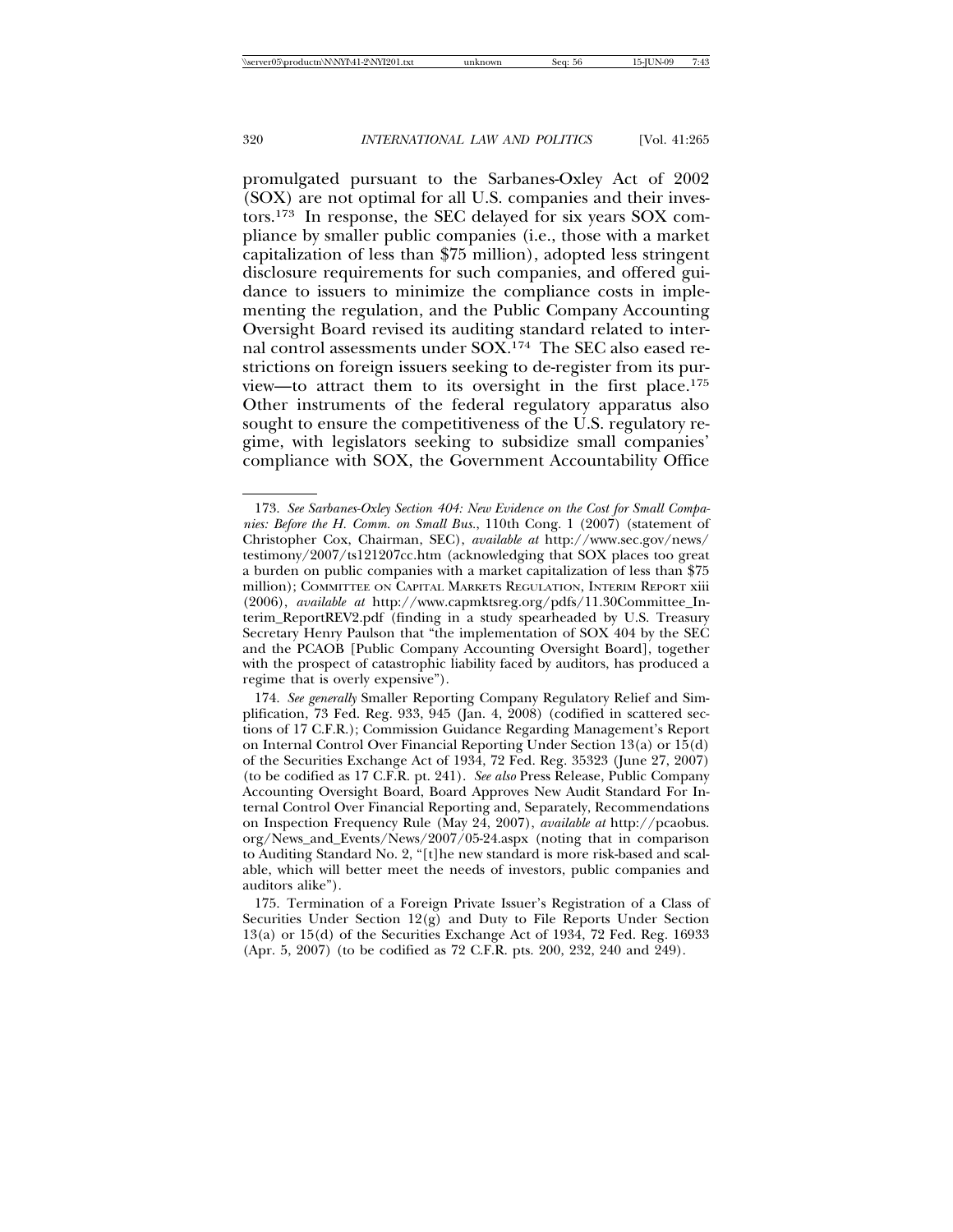promulgated pursuant to the Sarbanes-Oxley Act of 2002 (SOX) are not optimal for all U.S. companies and their investors.[173] In response, the SEC delayed for six years SOX compliance by smaller public companies (i.e., those with a market capitalization of less than $75 million), adopted less stringent disclosure requirements for such companies, and offered guidance to issuers to minimize the compliance costs in implementing the regulation, and the Public Company Accounting Oversight Board revised its auditing standard related to internal control assessments under SOX.[174] The SEC also eased restrictions on foreign issuers seeking to de-register from its purview—to attract them to its oversight in the first place.[175] Other instruments of the federal regulatory apparatus also sought to ensure the competitiveness of the U.S. regulatory regime, with legislators seeking to subsidize small companies' compliance with SOX, the Government Accountability Office

---

173. *See Sarbanes-Oxley Section 404: New Evidence on the Cost for Small Companies: Before the H. Comm. on Small Bus.*, 110th Cong. 1 (2007) (statement of Christopher Cox, Chairman, SEC), *available at* http://www.sec.gov/news/testimony/2007/ts121207cc.htm (acknowledging that SOX places too great a burden on public companies with a market capitalization of less than $75 million); COMMITTEE ON CAPITAL MARKETS REGULATION, INTERIM REPORT xiii (2006), *available at* http://www.capmktsreg.org/pdfs/11.30Committee_Interim_ReportREV2.pdf (finding in a study spearheaded by U.S. Treasury Secretary Henry Paulson that "the implementation of SOX 404 by the SEC and the PCAOB [Public Company Accounting Oversight Board], together with the prospect of catastrophic liability faced by auditors, has produced a regime that is overly expensive").

174. *See generally* Smaller Reporting Company Regulatory Relief and Simplification, 73 Fed. Reg. 933, 945 (Jan. 4, 2008) (codified in scattered sections of 17 C.F.R.); Commission Guidance Regarding Management's Report on Internal Control Over Financial Reporting Under Section 13(a) or 15(d) of the Securities Exchange Act of 1934, 72 Fed. Reg. 35323 (June 27, 2007) (to be codified as 17 C.F.R. pt. 241). *See also* Press Release, Public Company Accounting Oversight Board, Board Approves New Audit Standard For Internal Control Over Financial Reporting and, Separately, Recommendations on Inspection Frequency Rule (May 24, 2007), *available at* http://pcaobus.org/News_and_Events/News/2007/05-24.aspx (noting that in comparison to Auditing Standard No. 2, "[t]he new standard is more risk-based and scalable, which will better meet the needs of investors, public companies and auditors alike").

175. Termination of a Foreign Private Issuer's Registration of a Class of Securities Under Section 12(g) and Duty to File Reports Under Section 13(a) or 15(d) of the Securities Exchange Act of 1934, 72 Fed. Reg. 16933 (Apr. 5, 2007) (to be codified as 72 C.F.R. pts. 200, 232, 240 and 249).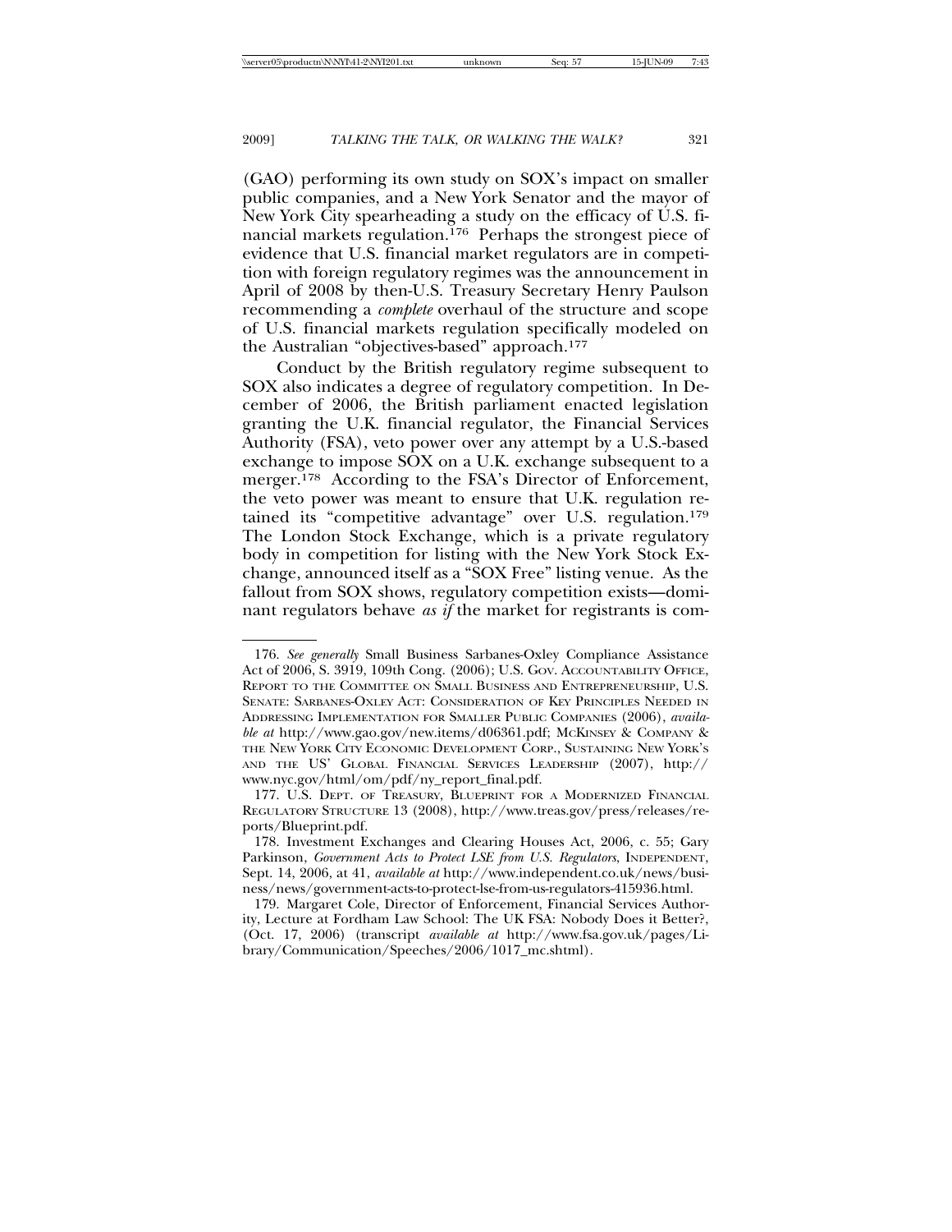(GAO) performing its own study on SOX's impact on smaller public companies, and a New York Senator and the mayor of New York City spearheading a study on the efficacy of U.S. financial markets regulation.[176] Perhaps the strongest piece of evidence that U.S. financial market regulators are in competition with foreign regulatory regimes was the announcement in April of 2008 by then-U.S. Treasury Secretary Henry Paulson recommending a *complete* overhaul of the structure and scope of U.S. financial markets regulation specifically modeled on the Australian "objectives-based" approach.[177]

Conduct by the British regulatory regime subsequent to SOX also indicates a degree of regulatory competition. In December of 2006, the British parliament enacted legislation granting the U.K. financial regulator, the Financial Services Authority (FSA), veto power over any attempt by a U.S.-based exchange to impose SOX on a U.K. exchange subsequent to a merger.[178] According to the FSA's Director of Enforcement, the veto power was meant to ensure that U.K. regulation retained its "competitive advantage" over U.S. regulation.[179] The London Stock Exchange, which is a private regulatory body in competition for listing with the New York Stock Exchange, announced itself as a "SOX Free" listing venue. As the fallout from SOX shows, regulatory competition exists—dominant regulators behave *as if* the market for registrants is com-

---

176. *See generally* Small Business Sarbanes-Oxley Compliance Assistance Act of 2006, S. 3919, 109th Cong. (2006); U.S. Gov. Accountability Office, Report to the Committee on Small Business and Entrepreneurship, U.S. Senate: Sarbanes-Oxley Act: Consideration of Key Principles Needed in Addressing Implementation for Smaller Public Companies (2006), *available at* http://www.gao.gov/new.items/d06361.pdf; McKinsey & Company & the New York City Economic Development Corp., Sustaining New York's and the US' Global Financial Services Leadership (2007), http://www.nyc.gov/html/om/pdf/ny_report_final.pdf.

177. U.S. Dept. of Treasury, Blueprint for a Modernized Financial Regulatory Structure 13 (2008), http://www.treas.gov/press/releases/reports/Blueprint.pdf.

178. Investment Exchanges and Clearing Houses Act, 2006, c. 55; Gary Parkinson, *Government Acts to Protect LSE from U.S. Regulators*, Independent, Sept. 14, 2006, at 41, *available at* http://www.independent.co.uk/news/business/news/government-acts-to-protect-lse-from-us-regulators-415936.html.

179. Margaret Cole, Director of Enforcement, Financial Services Authority, Lecture at Fordham Law School: The UK FSA: Nobody Does it Better?, (Oct. 17, 2006) (transcript *available at* http://www.fsa.gov.uk/pages/Library/Communication/Speeches/2006/1017_mc.shtml).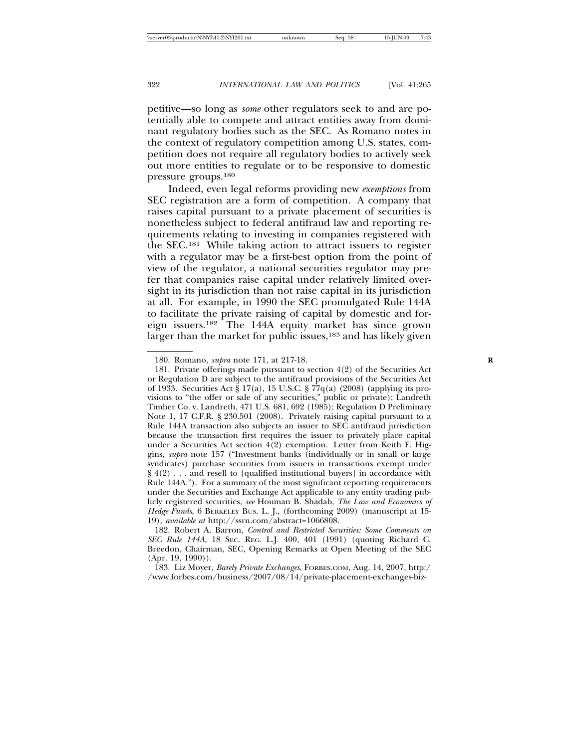petitive—so long as *some* other regulators seek to and are potentially able to compete and attract entities away from dominant regulatory bodies such as the SEC. As Romano notes in the context of regulatory competition among U.S. states, competition does not require all regulatory bodies to actively seek out more entities to regulate or to be responsive to domestic pressure groups.[180]

Indeed, even legal reforms providing new *exemptions* from SEC registration are a form of competition. A company that raises capital pursuant to a private placement of securities is nonetheless subject to federal antifraud law and reporting requirements relating to investing in companies registered with the SEC.[181] While taking action to attract issuers to register with a regulator may be a first-best option from the point of view of the regulator, a national securities regulator may prefer that companies raise capital under relatively limited oversight in its jurisdiction than not raise capital in its jurisdiction at all. For example, in 1990 the SEC promulgated Rule 144A to facilitate the private raising of capital by domestic and foreign issuers.[182] The 144A equity market has since grown larger than the market for public issues,[183] and has likely given

180. Romano, *supra* note 171, at 217-18.

181. Private offerings made pursuant to section 4(2) of the Securities Act or Regulation D are subject to the antifraud provisions of the Securities Act of 1933. Securities Act § 17(a), 15 U.S.C. § 77q(a) (2008) (applying its provisions to "the offer or sale of any securities," public or private); Landreth Timber Co. v. Landreth, 471 U.S. 681, 692 (1985); Regulation D Preliminary Note 1, 17 C.F.R. § 230.501 (2008). Privately raising capital pursuant to a Rule 144A transaction also subjects an issuer to SEC antifraud jurisdiction because the transaction first requires the issuer to privately place capital under a Securities Act section 4(2) exemption. Letter from Keith F. Higgins, *supra* note 157 ("Investment banks (individually or in small or large syndicates) purchase securities from issuers in transactions exempt under § 4(2) . . . and resell to [qualified institutional buyers] in accordance with Rule 144A."). For a summary of the most significant reporting requirements under the Securities and Exchange Act applicable to any entity trading publicly registered securities, *see* Houman B. Shadab, *The Law and Economics of Hedge Funds*, 6 BERKELEY BUS. L. J., (forthcoming 2009) (manuscript at 15-19), *available at* http://ssrn.com/abstract=1066808.

182. Robert A. Barron, *Control and Restricted Securities: Some Comments on SEC Rule 144A*, 18 SEC. REG. L.J. 400, 401 (1991) (quoting Richard C. Breedon, Chairman, SEC, Opening Remarks at Open Meeting of the SEC (Apr. 19, 1990)).

183. Liz Moyer, *Barely Private Exchanges*, FORBES.COM, Aug. 14, 2007, http://www.forbes.com/business/2007/08/14/private-placement-exchanges-biz-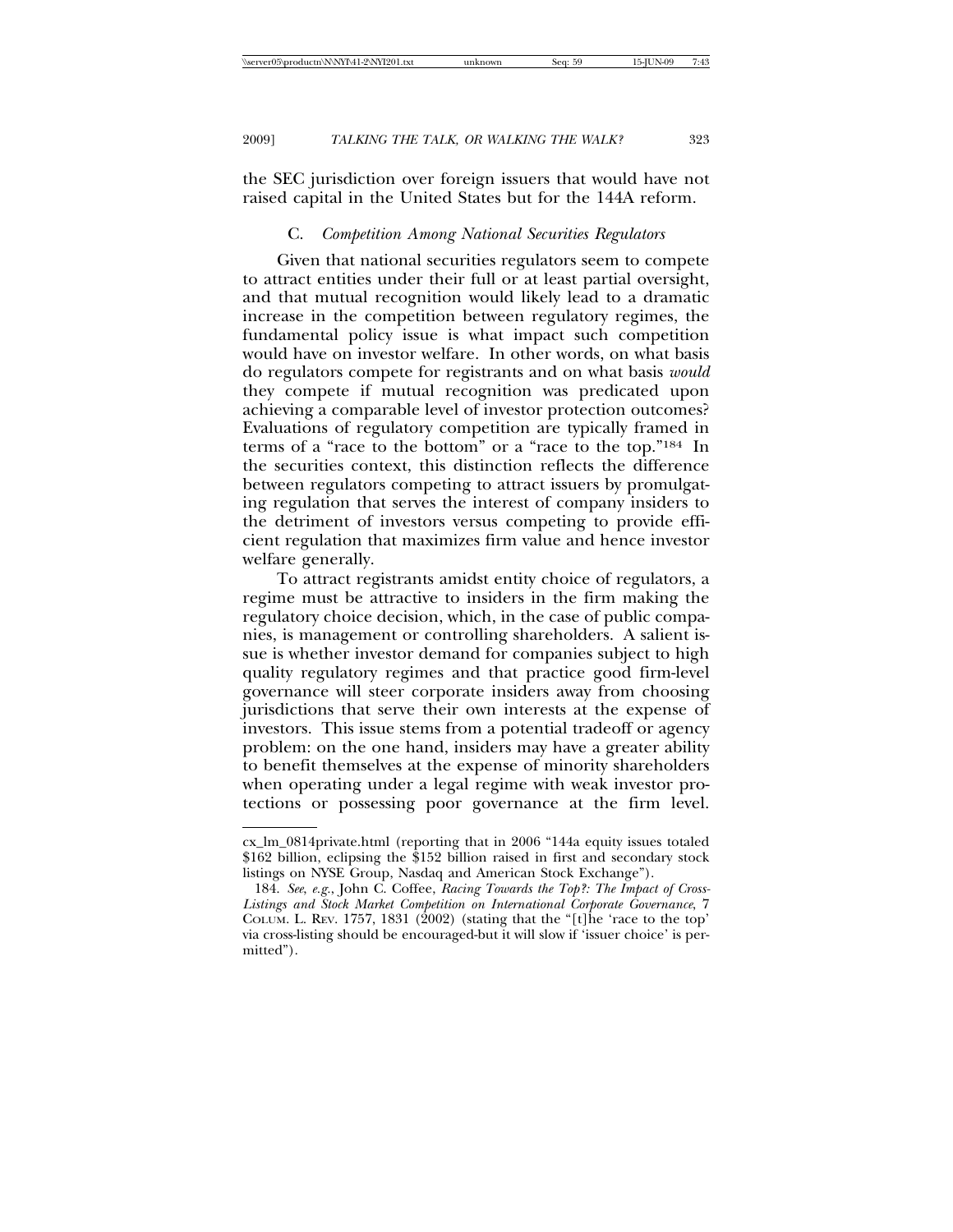the SEC jurisdiction over foreign issuers that would have not raised capital in the United States but for the 144A reform.

### C. *Competition Among National Securities Regulators*

Given that national securities regulators seem to compete to attract entities under their full or at least partial oversight, and that mutual recognition would likely lead to a dramatic increase in the competition between regulatory regimes, the fundamental policy issue is what impact such competition would have on investor welfare. In other words, on what basis do regulators compete for registrants and on what basis *would* they compete if mutual recognition was predicated upon achieving a comparable level of investor protection outcomes? Evaluations of regulatory competition are typically framed in terms of a "race to the bottom" or a "race to the top."[184] In the securities context, this distinction reflects the difference between regulators competing to attract issuers by promulgating regulation that serves the interest of company insiders to the detriment of investors versus competing to provide efficient regulation that maximizes firm value and hence investor welfare generally.

To attract registrants amidst entity choice of regulators, a regime must be attractive to insiders in the firm making the regulatory choice decision, which, in the case of public companies, is management or controlling shareholders. A salient issue is whether investor demand for companies subject to high quality regulatory regimes and that practice good firm-level governance will steer corporate insiders away from choosing jurisdictions that serve their own interests at the expense of investors. This issue stems from a potential tradeoff or agency problem: on the one hand, insiders may have a greater ability to benefit themselves at the expense of minority shareholders when operating under a legal regime with weak investor protections or possessing poor governance at the firm level.

---

cx_lm_0814private.html (reporting that in 2006 "144a equity issues totaled $162 billion, eclipsing the $152 billion raised in first and secondary stock listings on NYSE Group, Nasdaq and American Stock Exchange").

184. *See, e.g.*, John C. Coffee, *Racing Towards the Top?: The Impact of Cross-Listings and Stock Market Competition on International Corporate Governance*, 7 COLUM. L. REV. 1757, 1831 (2002) (stating that the "[t]he 'race to the top' via cross-listing should be encouraged-but it will slow if 'issuer choice' is permitted").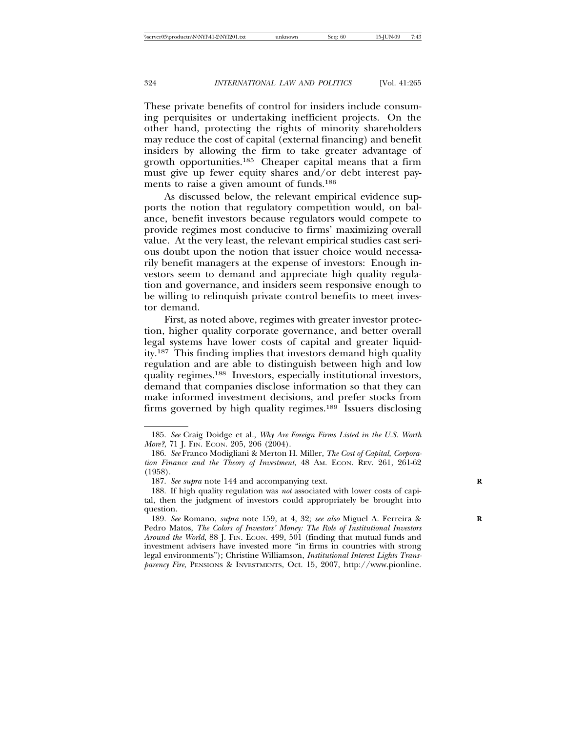These private benefits of control for insiders include consuming perquisites or undertaking inefficient projects. On the other hand, protecting the rights of minority shareholders may reduce the cost of capital (external financing) and benefit insiders by allowing the firm to take greater advantage of growth opportunities.[185] Cheaper capital means that a firm must give up fewer equity shares and/or debt interest payments to raise a given amount of funds.[186]

As discussed below, the relevant empirical evidence supports the notion that regulatory competition would, on balance, benefit investors because regulators would compete to provide regimes most conducive to firms' maximizing overall value. At the very least, the relevant empirical studies cast serious doubt upon the notion that issuer choice would necessarily benefit managers at the expense of investors: Enough investors seem to demand and appreciate high quality regulation and governance, and insiders seem responsive enough to be willing to relinquish private control benefits to meet investor demand.

First, as noted above, regimes with greater investor protection, higher quality corporate governance, and better overall legal systems have lower costs of capital and greater liquidity.[187] This finding implies that investors demand high quality regulation and are able to distinguish between high and low quality regimes.[188] Investors, especially institutional investors, demand that companies disclose information so that they can make informed investment decisions, and prefer stocks from firms governed by high quality regimes.[189] Issuers disclosing

---

185. *See* Craig Doidge et al., *Why Are Foreign Firms Listed in the U.S. Worth More?*, 71 J. FIN. ECON. 205, 206 (2004).

186. *See* Franco Modigliani & Merton H. Miller, *The Cost of Capital, Corporation Finance and the Theory of Investment*, 48 AM. ECON. REV. 261, 261-62 (1958).

187. *See supra* note 144 and accompanying text.

188. If high quality regulation was *not* associated with lower costs of capital, then the judgment of investors could appropriately be brought into question.

189. *See* Romano, *supra* note 159, at 4, 32; *see also* Miguel A. Ferreira & Pedro Matos, *The Colors of Investors' Money: The Role of Institutional Investors Around the World*, 88 J. FIN. ECON. 499, 501 (finding that mutual funds and investment advisers have invested more "in firms in countries with strong legal environments"); Christine Williamson, *Institutional Interest Lights Transparency Fire*, PENSIONS & INVESTMENTS, Oct. 15, 2007, http://www.pionline.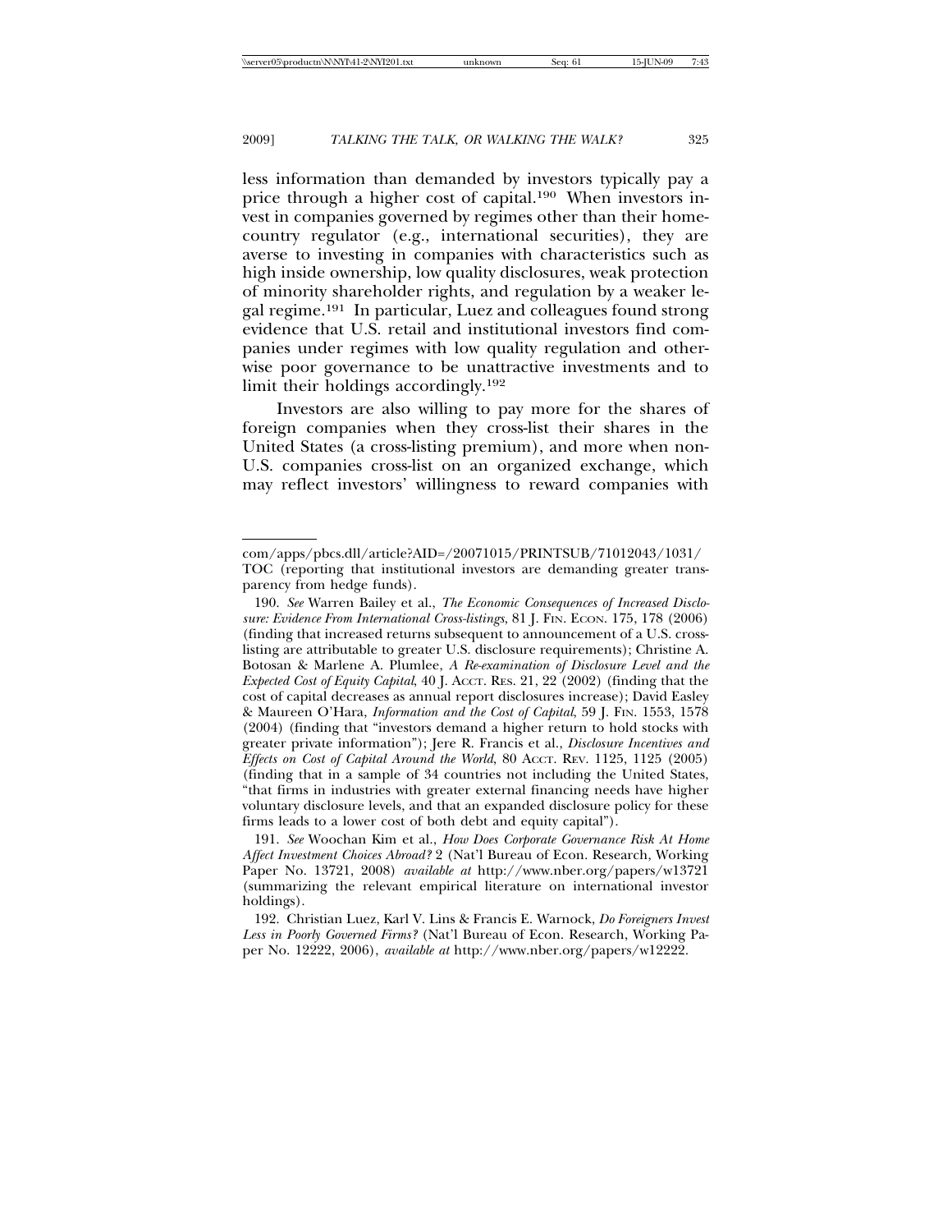less information than demanded by investors typically pay a price through a higher cost of capital.[190] When investors invest in companies governed by regimes other than their home-country regulator (e.g., international securities), they are averse to investing in companies with characteristics such as high inside ownership, low quality disclosures, weak protection of minority shareholder rights, and regulation by a weaker legal regime.[191] In particular, Luez and colleagues found strong evidence that U.S. retail and institutional investors find companies under regimes with low quality regulation and otherwise poor governance to be unattractive investments and to limit their holdings accordingly.[192]

Investors are also willing to pay more for the shares of foreign companies when they cross-list their shares in the United States (a cross-listing premium), and more when non-U.S. companies cross-list on an organized exchange, which may reflect investors' willingness to reward companies with

---

com/apps/pbcs.dll/article?AID=/20071015/PRINTSUB/71012043/1031/TOC (reporting that institutional investors are demanding greater transparency from hedge funds).

190. *See* Warren Bailey et al., *The Economic Consequences of Increased Disclosure: Evidence From International Cross-listings*, 81 J. FIN. ECON. 175, 178 (2006) (finding that increased returns subsequent to announcement of a U.S. cross-listing are attributable to greater U.S. disclosure requirements); Christine A. Botosan & Marlene A. Plumlee, *A Re-examination of Disclosure Level and the Expected Cost of Equity Capital*, 40 J. ACCT. RES. 21, 22 (2002) (finding that the cost of capital decreases as annual report disclosures increase); David Easley & Maureen O'Hara, *Information and the Cost of Capital*, 59 J. FIN. 1553, 1578 (2004) (finding that "investors demand a higher return to hold stocks with greater private information"); Jere R. Francis et al., *Disclosure Incentives and Effects on Cost of Capital Around the World*, 80 ACCT. REV. 1125, 1125 (2005) (finding that in a sample of 34 countries not including the United States, "that firms in industries with greater external financing needs have higher voluntary disclosure levels, and that an expanded disclosure policy for these firms leads to a lower cost of both debt and equity capital").

191. *See* Woochan Kim et al., *How Does Corporate Governance Risk At Home Affect Investment Choices Abroad?* 2 (Nat'l Bureau of Econ. Research, Working Paper No. 13721, 2008) *available at* http://www.nber.org/papers/w13721 (summarizing the relevant empirical literature on international investor holdings).

192. Christian Luez, Karl V. Lins & Francis E. Warnock, *Do Foreigners Invest Less in Poorly Governed Firms?* (Nat'l Bureau of Econ. Research, Working Paper No. 12222, 2006), *available at* http://www.nber.org/papers/w12222.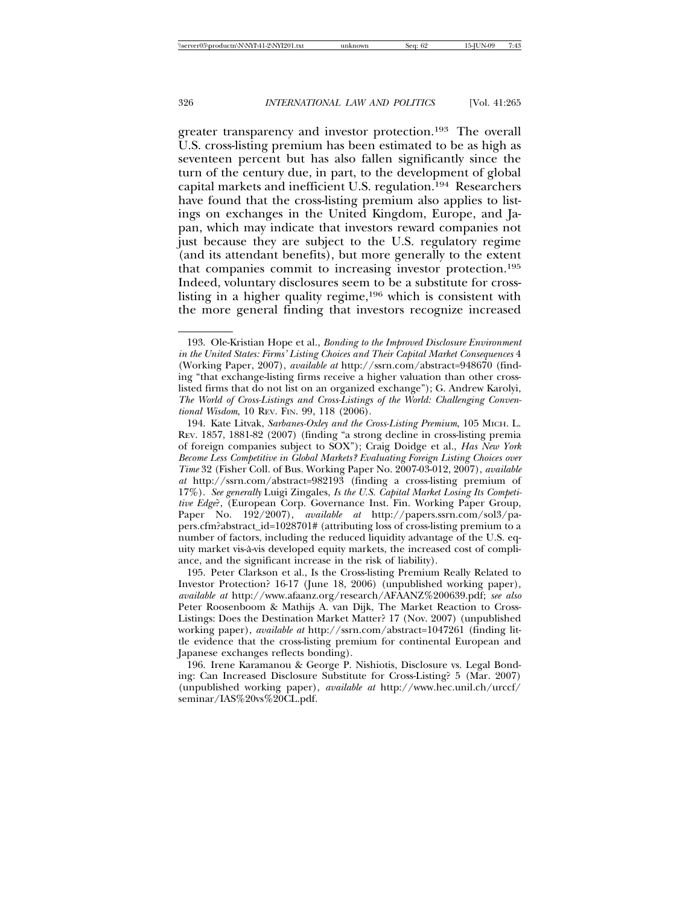greater transparency and investor protection.[193] The overall U.S. cross-listing premium has been estimated to be as high as seventeen percent but has also fallen significantly since the turn of the century due, in part, to the development of global capital markets and inefficient U.S. regulation.[194] Researchers have found that the cross-listing premium also applies to listings on exchanges in the United Kingdom, Europe, and Japan, which may indicate that investors reward companies not just because they are subject to the U.S. regulatory regime (and its attendant benefits), but more generally to the extent that companies commit to increasing investor protection.[195] Indeed, voluntary disclosures seem to be a substitute for cross-listing in a higher quality regime,[196] which is consistent with the more general finding that investors recognize increased

---

193. Ole-Kristian Hope et al., *Bonding to the Improved Disclosure Environment in the United States: Firms' Listing Choices and Their Capital Market Consequences* 4 (Working Paper, 2007), *available at* http://ssrn.com/abstract=948670 (finding "that exchange-listing firms receive a higher valuation than other cross-listed firms that do not list on an organized exchange"); G. Andrew Karolyi, *The World of Cross-Listings and Cross-Listings of the World: Challenging Conventional Wisdom*, 10 REV. FIN. 99, 118 (2006).

194. Kate Litvak, *Sarbanes-Oxley and the Cross-Listing Premium*, 105 MICH. L. REV. 1857, 1881-82 (2007) (finding "a strong decline in cross-listing premia of foreign companies subject to SOX"); Craig Doidge et al., *Has New York Become Less Competitive in Global Markets? Evaluating Foreign Listing Choices over Time* 32 (Fisher Coll. of Bus. Working Paper No. 2007-03-012, 2007), *available at* http://ssrn.com/abstract=982193 (finding a cross-listing premium of 17%). *See generally* Luigi Zingales, *Is the U.S. Capital Market Losing Its Competitive Edge?*, (European Corp. Governance Inst. Fin. Working Paper Group, Paper No. 192/2007), *available at* http://papers.ssrn.com/sol3/papers.cfm?abstract_id=1028701# (attributing loss of cross-listing premium to a number of factors, including the reduced liquidity advantage of the U.S. equity market vis-à-vis developed equity markets, the increased cost of compliance, and the significant increase in the risk of liability).

195. Peter Clarkson et al., Is the Cross-listing Premium Really Related to Investor Protection? 16-17 (June 18, 2006) (unpublished working paper), *available at* http://www.afaanz.org/research/AFAANZ%200639.pdf; *see also* Peter Roosenboom & Mathijs A. van Dijk, The Market Reaction to Cross-Listings: Does the Destination Market Matter? 17 (Nov. 2007) (unpublished working paper), *available at* http://ssrn.com/abstract=1047261 (finding little evidence that the cross-listing premium for continental European and Japanese exchanges reflects bonding).

196. Irene Karamanou & George P. Nishiotis, Disclosure vs. Legal Bonding: Can Increased Disclosure Substitute for Cross-Listing? 5 (Mar. 2007) (unpublished working paper), *available at* http://www.hec.unil.ch/urccf/seminar/IAS%20vs%20CL.pdf.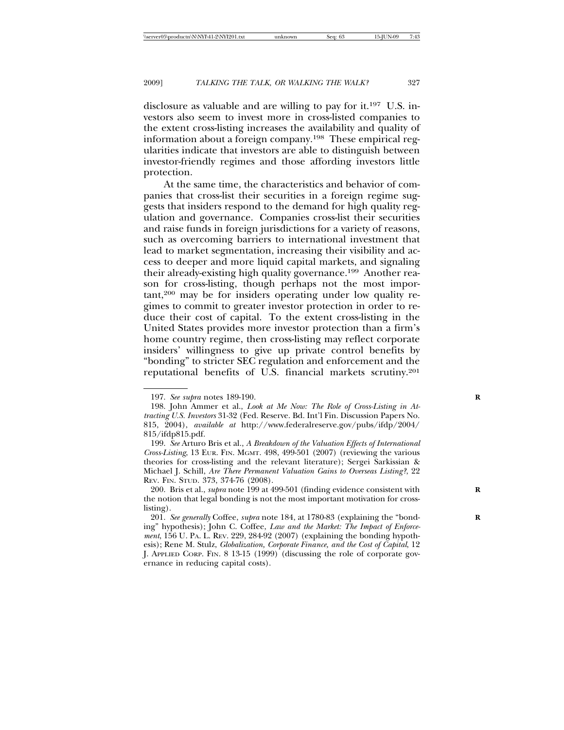disclosure as valuable and are willing to pay for it.[197] U.S. investors also seem to invest more in cross-listed companies to the extent cross-listing increases the availability and quality of information about a foreign company.[198] These empirical regularities indicate that investors are able to distinguish between investor-friendly regimes and those affording investors little protection.

At the same time, the characteristics and behavior of companies that cross-list their securities in a foreign regime suggests that insiders respond to the demand for high quality regulation and governance. Companies cross-list their securities and raise funds in foreign jurisdictions for a variety of reasons, such as overcoming barriers to international investment that lead to market segmentation, increasing their visibility and access to deeper and more liquid capital markets, and signaling their already-existing high quality governance.[199] Another reason for cross-listing, though perhaps not the most important,[200] may be for insiders operating under low quality regimes to commit to greater investor protection in order to reduce their cost of capital. To the extent cross-listing in the United States provides more investor protection than a firm's home country regime, then cross-listing may reflect corporate insiders' willingness to give up private control benefits by "bonding" to stricter SEC regulation and enforcement and the reputational benefits of U.S. financial markets scrutiny.[201]

---

197. *See supra* notes 189-190.

198. John Ammer et al., *Look at Me Now: The Role of Cross-Listing in Attracting U.S. Investors* 31-32 (Fed. Reserve. Bd. Int'l Fin. Discussion Papers No. 815, 2004), *available at* http://www.federalreserve.gov/pubs/ifdp/2004/815/ifdp815.pdf.

199. *See* Arturo Bris et al., *A Breakdown of the Valuation Effects of International Cross-Listing*, 13 EUR. FIN. MGMT. 498, 499-501 (2007) (reviewing the various theories for cross-listing and the relevant literature); Sergei Sarkissian & Michael J. Schill, *Are There Permanent Valuation Gains to Overseas Listing?*, 22 REV. FIN. STUD. 373, 374-76 (2008).

200. Bris et al., *supra* note 199 at 499-501 (finding evidence consistent with the notion that legal bonding is not the most important motivation for cross-listing).

201. *See generally* Coffee, *supra* note 184, at 1780-83 (explaining the "bonding" hypothesis); John C. Coffee, *Law and the Market: The Impact of Enforcement*, 156 U. PA. L. REV. 229, 284-92 (2007) (explaining the bonding hypothesis); Rene M. Stulz, *Globalization, Corporate Finance, and the Cost of Capital*, 12 J. APPLIED CORP. FIN. 8 13-15 (1999) (discussing the role of corporate governance in reducing capital costs).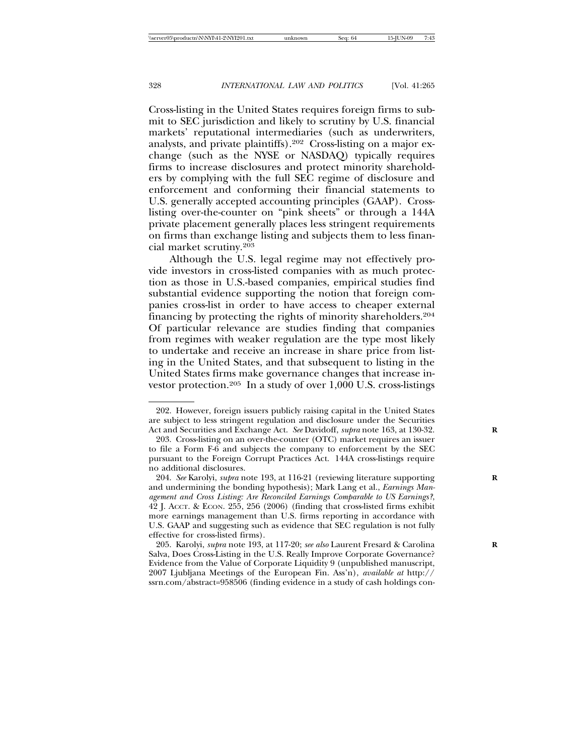Cross-listing in the United States requires foreign firms to submit to SEC jurisdiction and likely to scrutiny by U.S. financial markets' reputational intermediaries (such as underwriters, analysts, and private plaintiffs).[202] Cross-listing on a major exchange (such as the NYSE or NASDAQ) typically requires firms to increase disclosures and protect minority shareholders by complying with the full SEC regime of disclosure and enforcement and conforming their financial statements to U.S. generally accepted accounting principles (GAAP). Cross-listing over-the-counter on "pink sheets" or through a 144A private placement generally places less stringent requirements on firms than exchange listing and subjects them to less financial market scrutiny.[203]

Although the U.S. legal regime may not effectively provide investors in cross-listed companies with as much protection as those in U.S.-based companies, empirical studies find substantial evidence supporting the notion that foreign companies cross-list in order to have access to cheaper external financing by protecting the rights of minority shareholders.[204] Of particular relevance are studies finding that companies from regimes with weaker regulation are the type most likely to undertake and receive an increase in share price from listing in the United States, and that subsequent to listing in the United States firms make governance changes that increase investor protection.[205] In a study of over 1,000 U.S. cross-listings

---

202. However, foreign issuers publicly raising capital in the United States are subject to less stringent regulation and disclosure under the Securities Act and Securities and Exchange Act. *See* Davidoff, *supra* note 163, at 130-32.

203. Cross-listing on an over-the-counter (OTC) market requires an issuer to file a Form F-6 and subjects the company to enforcement by the SEC pursuant to the Foreign Corrupt Practices Act. 144A cross-listings require no additional disclosures.

204. *See* Karolyi, *supra* note 193, at 116-21 (reviewing literature supporting and undermining the bonding hypothesis); Mark Lang et al., *Earnings Management and Cross Listing: Are Reconciled Earnings Comparable to US Earnings?*, 42 J. ACCT. & ECON. 255, 256 (2006) (finding that cross-listed firms exhibit more earnings management than U.S. firms reporting in accordance with U.S. GAAP and suggesting such as evidence that SEC regulation is not fully effective for cross-listed firms).

205. Karolyi, *supra* note 193, at 117-20; *see also* Laurent Fresard & Carolina Salva, Does Cross-Listing in the U.S. Really Improve Corporate Governance? Evidence from the Value of Corporate Liquidity 9 (unpublished manuscript, 2007 Ljubljana Meetings of the European Fin. Ass'n), *available at* http://ssrn.com/abstract=958506 (finding evidence in a study of cash holdings con-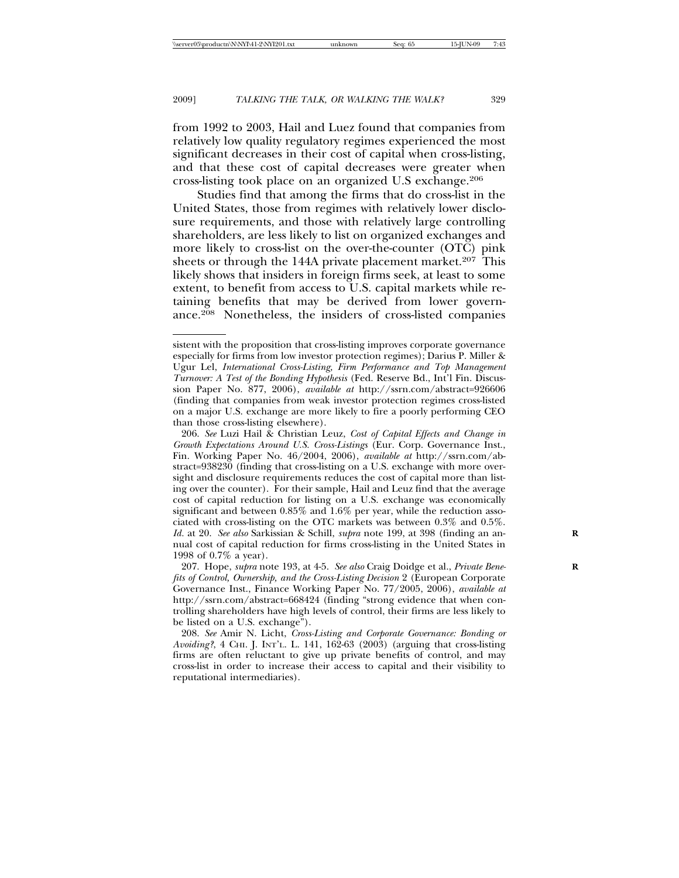from 1992 to 2003, Hail and Luez found that companies from relatively low quality regulatory regimes experienced the most significant decreases in their cost of capital when cross-listing, and that these cost of capital decreases were greater when cross-listing took place on an organized U.S exchange.[206]

Studies find that among the firms that do cross-list in the United States, those from regimes with relatively lower disclosure requirements, and those with relatively large controlling shareholders, are less likely to list on organized exchanges and more likely to cross-list on the over-the-counter (OTC) pink sheets or through the 144A private placement market.[207] This likely shows that insiders in foreign firms seek, at least to some extent, to benefit from access to U.S. capital markets while retaining benefits that may be derived from lower governance.[208] Nonetheless, the insiders of cross-listed companies

---

sistent with the proposition that cross-listing improves corporate governance especially for firms from low investor protection regimes); Darius P. Miller & Ugur Lel, *International Cross-Listing, Firm Performance and Top Management Turnover: A Test of the Bonding Hypothesis* (Fed. Reserve Bd., Int'l Fin. Discussion Paper No. 877, 2006), *available at* http://ssrn.com/abstract=926606 (finding that companies from weak investor protection regimes cross-listed on a major U.S. exchange are more likely to fire a poorly performing CEO than those cross-listing elsewhere).

206. *See* Luzi Hail & Christian Leuz, *Cost of Capital Effects and Change in Growth Expectations Around U.S. Cross-Listings* (Eur. Corp. Governance Inst., Fin. Working Paper No. 46/2004, 2006), *available at* http://ssrn.com/abstract=938230 (finding that cross-listing on a U.S. exchange with more oversight and disclosure requirements reduces the cost of capital more than listing over the counter). For their sample, Hail and Leuz find that the average cost of capital reduction for listing on a U.S. exchange was economically significant and between 0.85% and 1.6% per year, while the reduction associated with cross-listing on the OTC markets was between 0.3% and 0.5%. *Id.* at 20. *See also* Sarkissian & Schill, *supra* note 199, at 398 (finding an annual cost of capital reduction for firms cross-listing in the United States in 1998 of 0.7% a year).

207. Hope, *supra* note 193, at 4-5. *See also* Craig Doidge et al., *Private Benefits of Control, Ownership, and the Cross-Listing Decision* 2 (European Corporate Governance Inst., Finance Working Paper No. 77/2005, 2006), *available at* http://ssrn.com/abstract=668424 (finding "strong evidence that when controlling shareholders have high levels of control, their firms are less likely to be listed on a U.S. exchange").

208. *See* Amir N. Licht, *Cross-Listing and Corporate Governance: Bonding or Avoiding?*, 4 CHI. J. INT'L. L. 141, 162-63 (2003) (arguing that cross-listing firms are often reluctant to give up private benefits of control, and may cross-list in order to increase their access to capital and their visibility to reputational intermediaries).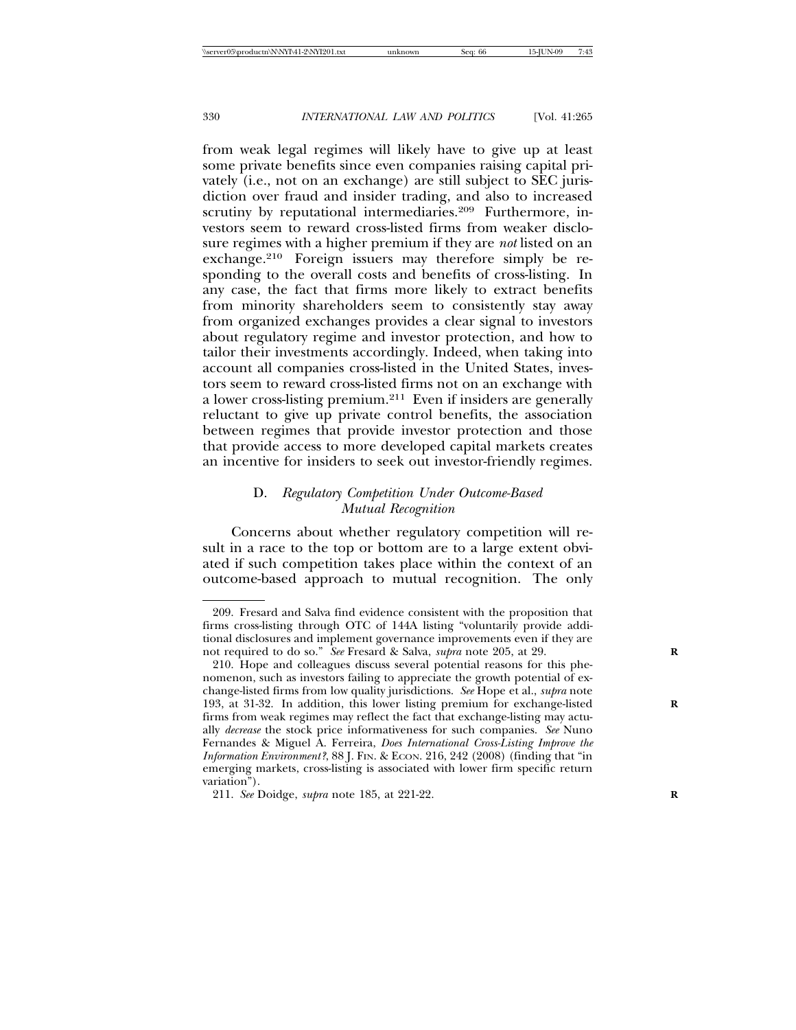from weak legal regimes will likely have to give up at least some private benefits since even companies raising capital privately (i.e., not on an exchange) are still subject to SEC jurisdiction over fraud and insider trading, and also to increased scrutiny by reputational intermediaries.[209] Furthermore, investors seem to reward cross-listed firms from weaker disclosure regimes with a higher premium if they are *not* listed on an exchange.[210] Foreign issuers may therefore simply be responding to the overall costs and benefits of cross-listing. In any case, the fact that firms more likely to extract benefits from minority shareholders seem to consistently stay away from organized exchanges provides a clear signal to investors about regulatory regime and investor protection, and how to tailor their investments accordingly. Indeed, when taking into account all companies cross-listed in the United States, investors seem to reward cross-listed firms not on an exchange with a lower cross-listing premium.[211] Even if insiders are generally reluctant to give up private control benefits, the association between regimes that provide investor protection and those that provide access to more developed capital markets creates an incentive for insiders to seek out investor-friendly regimes.

### D. *Regulatory Competition Under Outcome-Based Mutual Recognition*

Concerns about whether regulatory competition will result in a race to the top or bottom are to a large extent obviated if such competition takes place within the context of an outcome-based approach to mutual recognition. The only

---

209. Fresard and Salva find evidence consistent with the proposition that firms cross-listing through OTC of 144A listing "voluntarily provide additional disclosures and implement governance improvements even if they are not required to do so." *See* Fresard & Salva, *supra* note 205, at 29.

210. Hope and colleagues discuss several potential reasons for this phenomenon, such as investors failing to appreciate the growth potential of exchange-listed firms from low quality jurisdictions. *See* Hope et al., *supra* note 193, at 31-32. In addition, this lower listing premium for exchange-listed firms from weak regimes may reflect the fact that exchange-listing may actually *decrease* the stock price informativeness for such companies. *See* Nuno Fernandes & Miguel A. Ferreira, *Does International Cross-Listing Improve the Information Environment?*, 88 J. FIN. & ECON. 216, 242 (2008) (finding that "in emerging markets, cross-listing is associated with lower firm specific return variation").

211. *See* Doidge, *supra* note 185, at 221-22.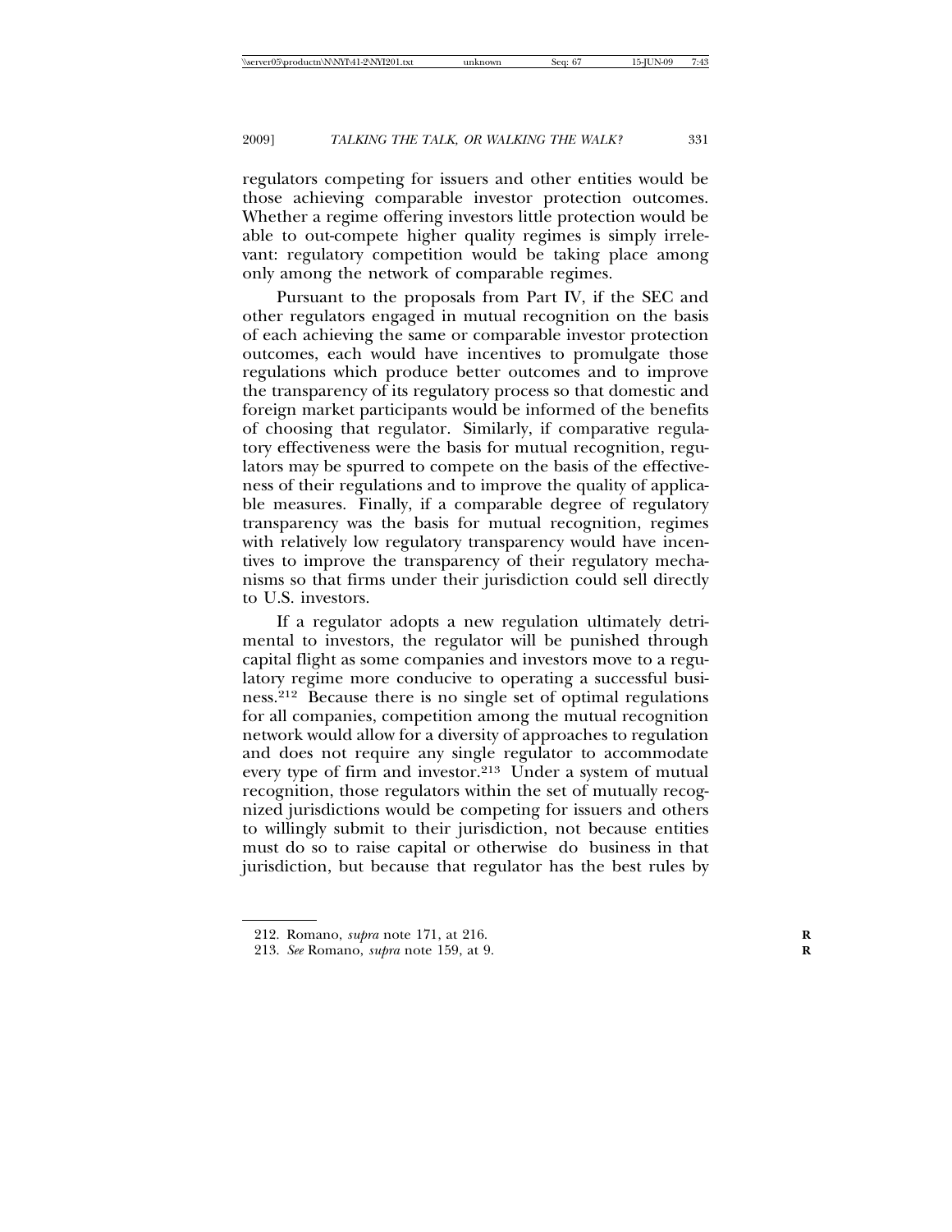regulators competing for issuers and other entities would be those achieving comparable investor protection outcomes. Whether a regime offering investors little protection would be able to out-compete higher quality regimes is simply irrelevant: regulatory competition would be taking place among only among the network of comparable regimes.

Pursuant to the proposals from Part IV, if the SEC and other regulators engaged in mutual recognition on the basis of each achieving the same or comparable investor protection outcomes, each would have incentives to promulgate those regulations which produce better outcomes and to improve the transparency of its regulatory process so that domestic and foreign market participants would be informed of the benefits of choosing that regulator. Similarly, if comparative regulatory effectiveness were the basis for mutual recognition, regulators may be spurred to compete on the basis of the effectiveness of their regulations and to improve the quality of applicable measures. Finally, if a comparable degree of regulatory transparency was the basis for mutual recognition, regimes with relatively low regulatory transparency would have incentives to improve the transparency of their regulatory mechanisms so that firms under their jurisdiction could sell directly to U.S. investors.

If a regulator adopts a new regulation ultimately detrimental to investors, the regulator will be punished through capital flight as some companies and investors move to a regulatory regime more conducive to operating a successful business.[212] Because there is no single set of optimal regulations for all companies, competition among the mutual recognition network would allow for a diversity of approaches to regulation and does not require any single regulator to accommodate every type of firm and investor.[213] Under a system of mutual recognition, those regulators within the set of mutually recognized jurisdictions would be competing for issuers and others to willingly submit to their jurisdiction, not because entities must do so to raise capital or otherwise do business in that jurisdiction, but because that regulator has the best rules by

---

212. Romano, *supra* note 171, at 216.

213. *See* Romano, *supra* note 159, at 9.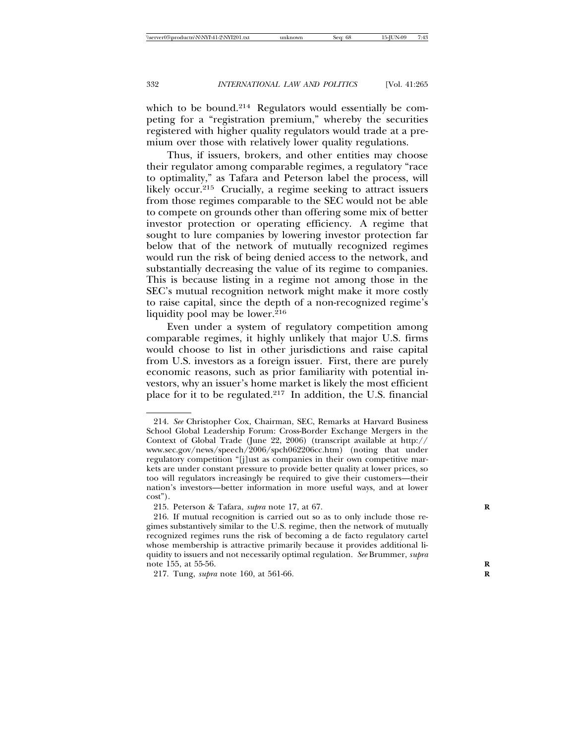which to be bound.[214] Regulators would essentially be competing for a "registration premium," whereby the securities registered with higher quality regulators would trade at a premium over those with relatively lower quality regulations.

Thus, if issuers, brokers, and other entities may choose their regulator among comparable regimes, a regulatory "race to optimality," as Tafara and Peterson label the process, will likely occur.[215] Crucially, a regime seeking to attract issuers from those regimes comparable to the SEC would not be able to compete on grounds other than offering some mix of better investor protection or operating efficiency. A regime that sought to lure companies by lowering investor protection far below that of the network of mutually recognized regimes would run the risk of being denied access to the network, and substantially decreasing the value of its regime to companies. This is because listing in a regime not among those in the SEC's mutual recognition network might make it more costly to raise capital, since the depth of a non-recognized regime's liquidity pool may be lower.[216]

Even under a system of regulatory competition among comparable regimes, it highly unlikely that major U.S. firms would choose to list in other jurisdictions and raise capital from U.S. investors as a foreign issuer. First, there are purely economic reasons, such as prior familiarity with potential investors, why an issuer's home market is likely the most efficient place for it to be regulated.[217] In addition, the U.S. financial

---

214. *See* Christopher Cox, Chairman, SEC, Remarks at Harvard Business School Global Leadership Forum: Cross-Border Exchange Mergers in the Context of Global Trade (June 22, 2006) (transcript available at http://www.sec.gov/news/speech/2006/spch062206cc.htm) (noting that under regulatory competition "[j]ust as companies in their own competitive markets are under constant pressure to provide better quality at lower prices, so too will regulators increasingly be required to give their customers—their nation's investors—better information in more useful ways, and at lower cost").

215. Peterson & Tafara, *supra* note 17, at 67.

216. If mutual recognition is carried out so as to only include those regimes substantively similar to the U.S. regime, then the network of mutually recognized regimes runs the risk of becoming a de facto regulatory cartel whose membership is attractive primarily because it provides additional liquidity to issuers and not necessarily optimal regulation. *See* Brummer, *supra* note 155, at 55-56.

217. Tung, *supra* note 160, at 561-66.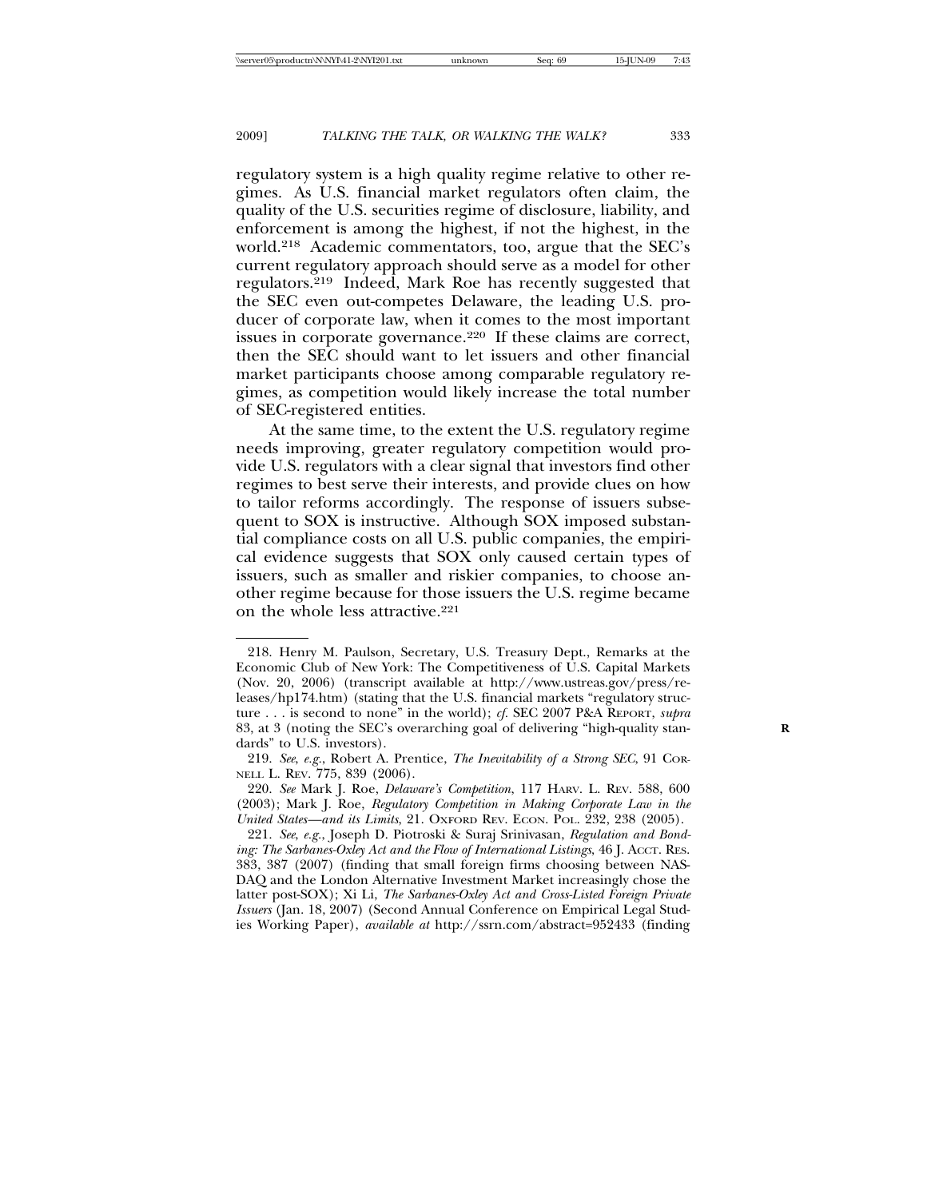regulatory system is a high quality regime relative to other regimes. As U.S. financial market regulators often claim, the quality of the U.S. securities regime of disclosure, liability, and enforcement is among the highest, if not the highest, in the world.[218] Academic commentators, too, argue that the SEC's current regulatory approach should serve as a model for other regulators.[219] Indeed, Mark Roe has recently suggested that the SEC even out-competes Delaware, the leading U.S. producer of corporate law, when it comes to the most important issues in corporate governance.[220] If these claims are correct, then the SEC should want to let issuers and other financial market participants choose among comparable regulatory regimes, as competition would likely increase the total number of SEC-registered entities.

At the same time, to the extent the U.S. regulatory regime needs improving, greater regulatory competition would provide U.S. regulators with a clear signal that investors find other regimes to best serve their interests, and provide clues on how to tailor reforms accordingly. The response of issuers subsequent to SOX is instructive. Although SOX imposed substantial compliance costs on all U.S. public companies, the empirical evidence suggests that SOX only caused certain types of issuers, such as smaller and riskier companies, to choose another regime because for those issuers the U.S. regime became on the whole less attractive.[221]

---

218. Henry M. Paulson, Secretary, U.S. Treasury Dept., Remarks at the Economic Club of New York: The Competitiveness of U.S. Capital Markets (Nov. 20, 2006) (transcript available at http://www.ustreas.gov/press/releases/hp174.htm) (stating that the U.S. financial markets "regulatory structure . . . is second to none" in the world); *cf.* SEC 2007 P&A REPORT, *supra* 83, at 3 (noting the SEC's overarching goal of delivering "high-quality standards" to U.S. investors).

219. *See, e.g.*, Robert A. Prentice, *The Inevitability of a Strong SEC*, 91 CORNELL L. REV. 775, 839 (2006).

220. *See* Mark J. Roe, *Delaware's Competition*, 117 HARV. L. REV. 588, 600 (2003); Mark J. Roe, *Regulatory Competition in Making Corporate Law in the United States—and its Limits*, 21. OXFORD REV. ECON. POL. 232, 238 (2005).

221. *See, e.g.*, Joseph D. Piotroski & Suraj Srinivasan, *Regulation and Bonding: The Sarbanes-Oxley Act and the Flow of International Listings*, 46 J. ACCT. RES. 383, 387 (2007) (finding that small foreign firms choosing between NASDAQ and the London Alternative Investment Market increasingly chose the latter post-SOX); Xi Li, *The Sarbanes-Oxley Act and Cross-Listed Foreign Private Issuers* (Jan. 18, 2007) (Second Annual Conference on Empirical Legal Studies Working Paper), *available at* http://ssrn.com/abstract=952433 (finding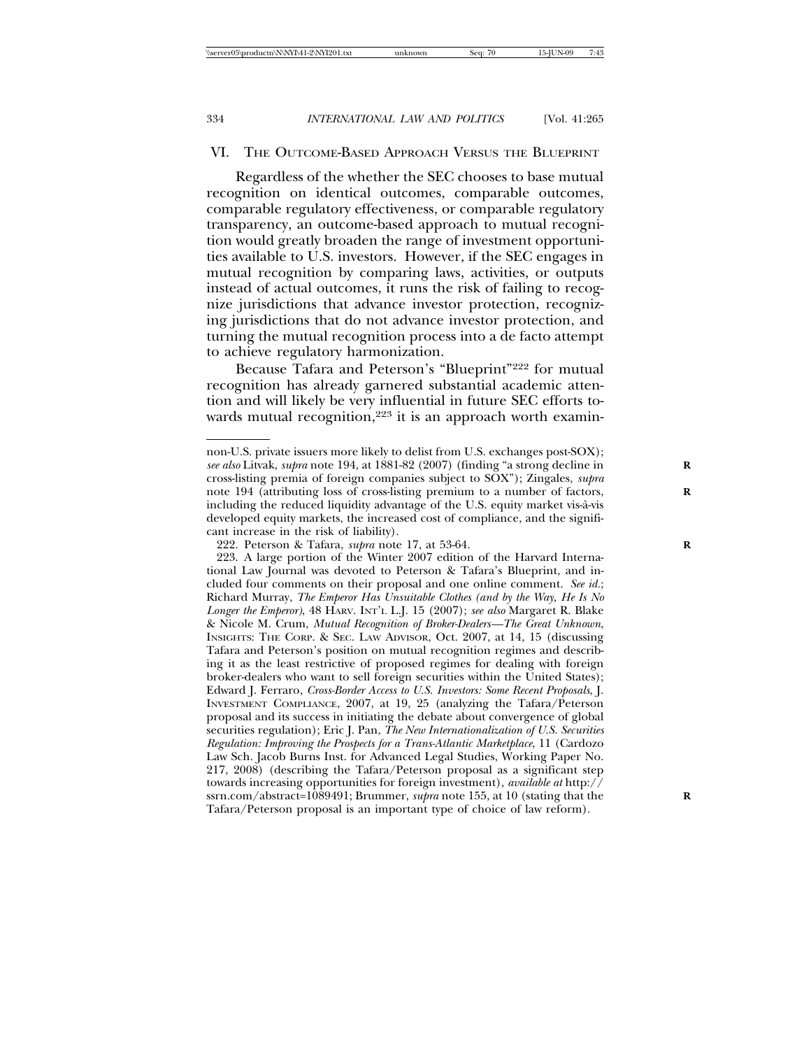## VI. THE OUTCOME-BASED APPROACH VERSUS THE BLUEPRINT

Regardless of the whether the SEC chooses to base mutual recognition on identical outcomes, comparable outcomes, comparable regulatory effectiveness, or comparable regulatory transparency, an outcome-based approach to mutual recognition would greatly broaden the range of investment opportunities available to U.S. investors. However, if the SEC engages in mutual recognition by comparing laws, activities, or outputs instead of actual outcomes, it runs the risk of failing to recognize jurisdictions that advance investor protection, recognizing jurisdictions that do not advance investor protection, and turning the mutual recognition process into a de facto attempt to achieve regulatory harmonization.

Because Tafara and Peterson's "Blueprint"[222] for mutual recognition has already garnered substantial academic attention and will likely be very influential in future SEC efforts towards mutual recognition,[223] it is an approach worth examin-

---

non-U.S. private issuers more likely to delist from U.S. exchanges post-SOX); *see also* Litvak, *supra* note 194, at 1881-82 (2007) (finding "a strong decline in cross-listing premia of foreign companies subject to SOX"); Zingales, *supra* note 194 (attributing loss of cross-listing premium to a number of factors, including the reduced liquidity advantage of the U.S. equity market vis-à-vis developed equity markets, the increased cost of compliance, and the significant increase in the risk of liability).

222. Peterson & Tafara, *supra* note 17, at 53-64.

223. A large portion of the Winter 2007 edition of the Harvard International Law Journal was devoted to Peterson & Tafara's Blueprint, and included four comments on their proposal and one online comment. *See id.*; Richard Murray, *The Emperor Has Unsuitable Clothes (and by the Way, He Is No Longer the Emperor)*, 48 HARV. INT'L L.J. 15 (2007); *see also* Margaret R. Blake & Nicole M. Crum, *Mutual Recognition of Broker-Dealers—The Great Unknown*, INSIGHTS: THE CORP. & SEC. LAW ADVISOR, Oct. 2007, at 14, 15 (discussing Tafara and Peterson's position on mutual recognition regimes and describing it as the least restrictive of proposed regimes for dealing with foreign broker-dealers who want to sell foreign securities within the United States); Edward J. Ferraro, *Cross-Border Access to U.S. Investors: Some Recent Proposals*, J. INVESTMENT COMPLIANCE, 2007, at 19, 25 (analyzing the Tafara/Peterson proposal and its success in initiating the debate about convergence of global securities regulation); Eric J. Pan, *The New Internationalization of U.S. Securities Regulation: Improving the Prospects for a Trans-Atlantic Marketplace*, 11 (Cardozo Law Sch. Jacob Burns Inst. for Advanced Legal Studies, Working Paper No. 217, 2008) (describing the Tafara/Peterson proposal as a significant step towards increasing opportunities for foreign investment), *available at* http://ssrn.com/abstract=1089491; Brummer, *supra* note 155, at 10 (stating that the Tafara/Peterson proposal is an important type of choice of law reform).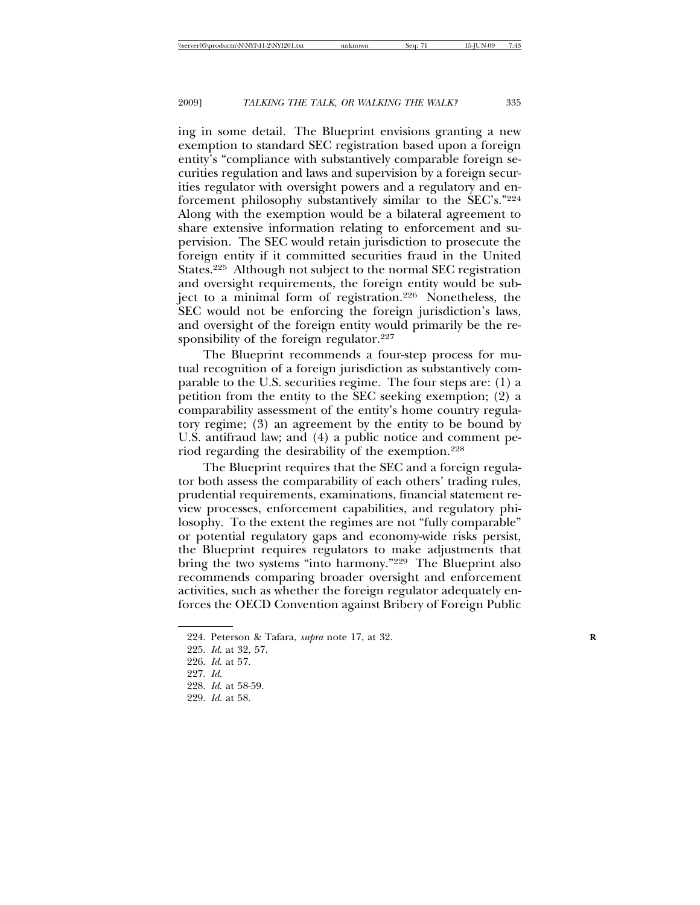ing in some detail. The Blueprint envisions granting a new exemption to standard SEC registration based upon a foreign entity's "compliance with substantively comparable foreign securities regulation and laws and supervision by a foreign securities regulator with oversight powers and a regulatory and enforcement philosophy substantively similar to the SEC's."[224] Along with the exemption would be a bilateral agreement to share extensive information relating to enforcement and supervision. The SEC would retain jurisdiction to prosecute the foreign entity if it committed securities fraud in the United States.[225] Although not subject to the normal SEC registration and oversight requirements, the foreign entity would be subject to a minimal form of registration.[226] Nonetheless, the SEC would not be enforcing the foreign jurisdiction's laws, and oversight of the foreign entity would primarily be the responsibility of the foreign regulator.[227]

The Blueprint recommends a four-step process for mutual recognition of a foreign jurisdiction as substantively comparable to the U.S. securities regime. The four steps are: (1) a petition from the entity to the SEC seeking exemption; (2) a comparability assessment of the entity's home country regulatory regime; (3) an agreement by the entity to be bound by U.S. antifraud law; and (4) a public notice and comment period regarding the desirability of the exemption.[228]

The Blueprint requires that the SEC and a foreign regulator both assess the comparability of each others' trading rules, prudential requirements, examinations, financial statement review processes, enforcement capabilities, and regulatory philosophy. To the extent the regimes are not "fully comparable" or potential regulatory gaps and economy-wide risks persist, the Blueprint requires regulators to make adjustments that bring the two systems "into harmony."[229] The Blueprint also recommends comparing broader oversight and enforcement activities, such as whether the foreign regulator adequately enforces the OECD Convention against Bribery of Foreign Public

---

224. Peterson & Tafara, *supra* note 17, at 32.

225. *Id.* at 32, 57.

226. *Id.* at 57.

227. *Id.*

228. *Id.* at 58-59.

229. *Id.* at 58.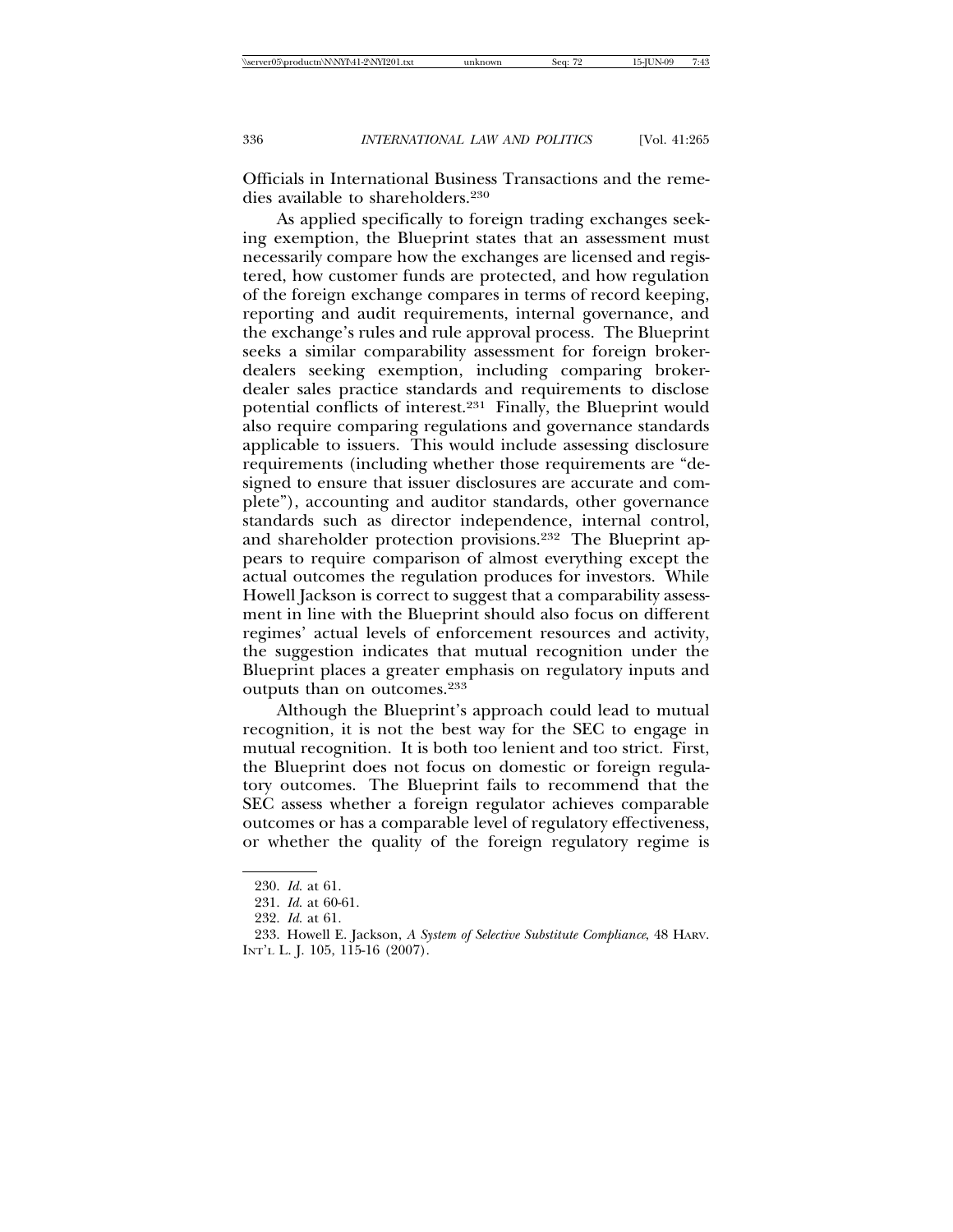Officials in International Business Transactions and the remedies available to shareholders.[230]

As applied specifically to foreign trading exchanges seeking exemption, the Blueprint states that an assessment must necessarily compare how the exchanges are licensed and registered, how customer funds are protected, and how regulation of the foreign exchange compares in terms of record keeping, reporting and audit requirements, internal governance, and the exchange's rules and rule approval process. The Blueprint seeks a similar comparability assessment for foreign broker-dealers seeking exemption, including comparing broker-dealer sales practice standards and requirements to disclose potential conflicts of interest.[231] Finally, the Blueprint would also require comparing regulations and governance standards applicable to issuers. This would include assessing disclosure requirements (including whether those requirements are "designed to ensure that issuer disclosures are accurate and complete"), accounting and auditor standards, other governance standards such as director independence, internal control, and shareholder protection provisions.[232] The Blueprint appears to require comparison of almost everything except the actual outcomes the regulation produces for investors. While Howell Jackson is correct to suggest that a comparability assessment in line with the Blueprint should also focus on different regimes' actual levels of enforcement resources and activity, the suggestion indicates that mutual recognition under the Blueprint places a greater emphasis on regulatory inputs and outputs than on outcomes.[233]

Although the Blueprint's approach could lead to mutual recognition, it is not the best way for the SEC to engage in mutual recognition. It is both too lenient and too strict. First, the Blueprint does not focus on domestic or foreign regulatory outcomes. The Blueprint fails to recommend that the SEC assess whether a foreign regulator achieves comparable outcomes or has a comparable level of regulatory effectiveness, or whether the quality of the foreign regulatory regime is

---

230. *Id.* at 61.

231. *Id.* at 60-61.

232. *Id.* at 61.

233. Howell E. Jackson, *A System of Selective Substitute Compliance*, 48 HARV. INT'L L. J. 105, 115-16 (2007).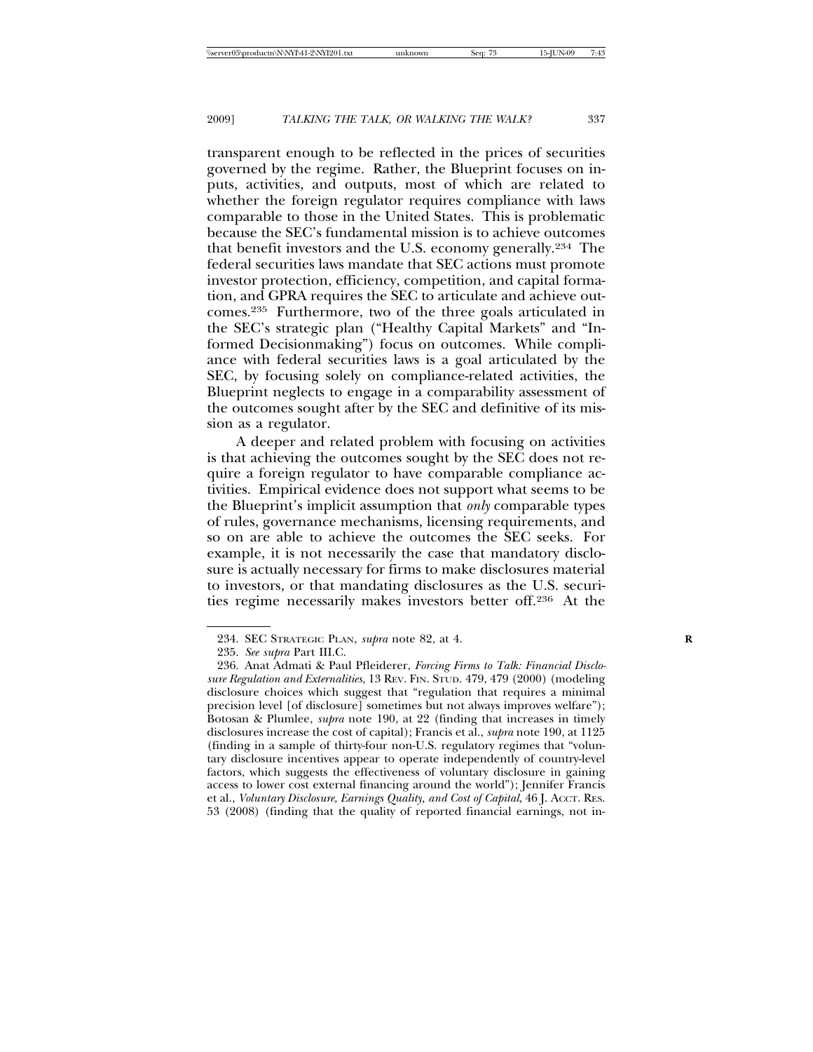transparent enough to be reflected in the prices of securities governed by the regime. Rather, the Blueprint focuses on inputs, activities, and outputs, most of which are related to whether the foreign regulator requires compliance with laws comparable to those in the United States. This is problematic because the SEC's fundamental mission is to achieve outcomes that benefit investors and the U.S. economy generally.[234] The federal securities laws mandate that SEC actions must promote investor protection, efficiency, competition, and capital formation, and GPRA requires the SEC to articulate and achieve outcomes.[235] Furthermore, two of the three goals articulated in the SEC's strategic plan ("Healthy Capital Markets" and "Informed Decisionmaking") focus on outcomes. While compliance with federal securities laws is a goal articulated by the SEC, by focusing solely on compliance-related activities, the Blueprint neglects to engage in a comparability assessment of the outcomes sought after by the SEC and definitive of its mission as a regulator.

A deeper and related problem with focusing on activities is that achieving the outcomes sought by the SEC does not require a foreign regulator to have comparable compliance activities. Empirical evidence does not support what seems to be the Blueprint's implicit assumption that *only* comparable types of rules, governance mechanisms, licensing requirements, and so on are able to achieve the outcomes the SEC seeks. For example, it is not necessarily the case that mandatory disclosure is actually necessary for firms to make disclosures material to investors, or that mandating disclosures as the U.S. securities regime necessarily makes investors better off.[236] At the

---

234. SEC STRATEGIC PLAN, *supra* note 82, at 4.

235. *See supra* Part III.C.

236. Anat Admati & Paul Pfleiderer, *Forcing Firms to Talk: Financial Disclosure Regulation and Externalities*, 13 REV. FIN. STUD. 479, 479 (2000) (modeling disclosure choices which suggest that "regulation that requires a minimal precision level [of disclosure] sometimes but not always improves welfare"); Botosan & Plumlee, *supra* note 190, at 22 (finding that increases in timely disclosures increase the cost of capital); Francis et al., *supra* note 190, at 1125 (finding in a sample of thirty-four non-U.S. regulatory regimes that "voluntary disclosure incentives appear to operate independently of country-level factors, which suggests the effectiveness of voluntary disclosure in gaining access to lower cost external financing around the world"); Jennifer Francis et al., *Voluntary Disclosure, Earnings Quality, and Cost of Capital*, 46 J. ACCT. RES. 53 (2008) (finding that the quality of reported financial earnings, not in-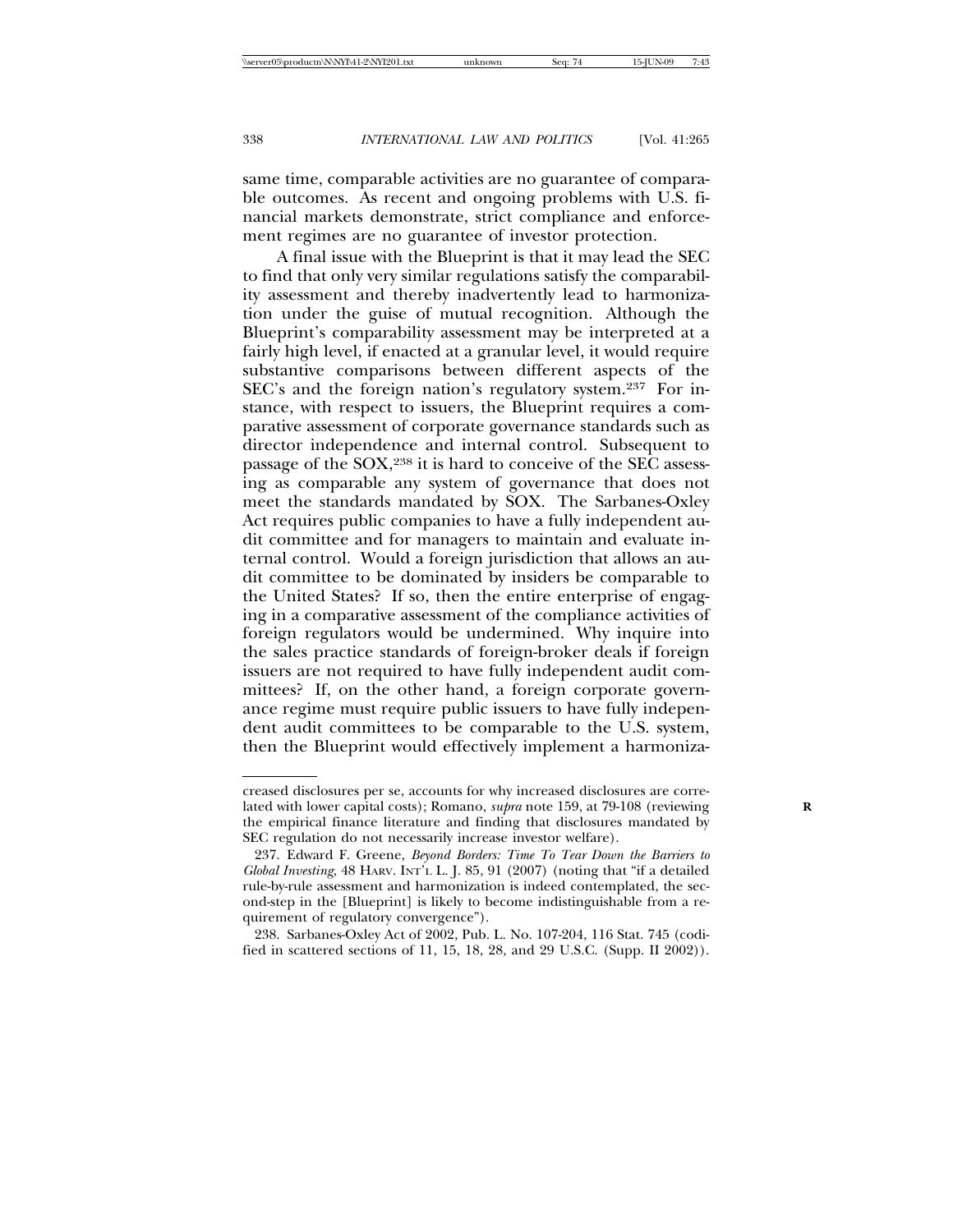same time, comparable activities are no guarantee of comparable outcomes. As recent and ongoing problems with U.S. financial markets demonstrate, strict compliance and enforcement regimes are no guarantee of investor protection.

A final issue with the Blueprint is that it may lead the SEC to find that only very similar regulations satisfy the comparability assessment and thereby inadvertently lead to harmonization under the guise of mutual recognition. Although the Blueprint's comparability assessment may be interpreted at a fairly high level, if enacted at a granular level, it would require substantive comparisons between different aspects of the SEC's and the foreign nation's regulatory system.[237] For instance, with respect to issuers, the Blueprint requires a comparative assessment of corporate governance standards such as director independence and internal control. Subsequent to passage of the SOX,[238] it is hard to conceive of the SEC assessing as comparable any system of governance that does not meet the standards mandated by SOX. The Sarbanes-Oxley Act requires public companies to have a fully independent audit committee and for managers to maintain and evaluate internal control. Would a foreign jurisdiction that allows an audit committee to be dominated by insiders be comparable to the United States? If so, then the entire enterprise of engaging in a comparative assessment of the compliance activities of foreign regulators would be undermined. Why inquire into the sales practice standards of foreign-broker deals if foreign issuers are not required to have fully independent audit committees? If, on the other hand, a foreign corporate governance regime must require public issuers to have fully independent audit committees to be comparable to the U.S. system, then the Blueprint would effectively implement a harmoniza-

---

creased disclosures per se, accounts for why increased disclosures are correlated with lower capital costs); Romano, *supra* note 159, at 79-108 (reviewing the empirical finance literature and finding that disclosures mandated by SEC regulation do not necessarily increase investor welfare).

237. Edward F. Greene, *Beyond Borders: Time To Tear Down the Barriers to Global Investing*, 48 HARV. INT'L L. J. 85, 91 (2007) (noting that "if a detailed rule-by-rule assessment and harmonization is indeed contemplated, the second-step in the [Blueprint] is likely to become indistinguishable from a requirement of regulatory convergence").

238. Sarbanes-Oxley Act of 2002, Pub. L. No. 107-204, 116 Stat. 745 (codified in scattered sections of 11, 15, 18, 28, and 29 U.S.C. (Supp. II 2002)).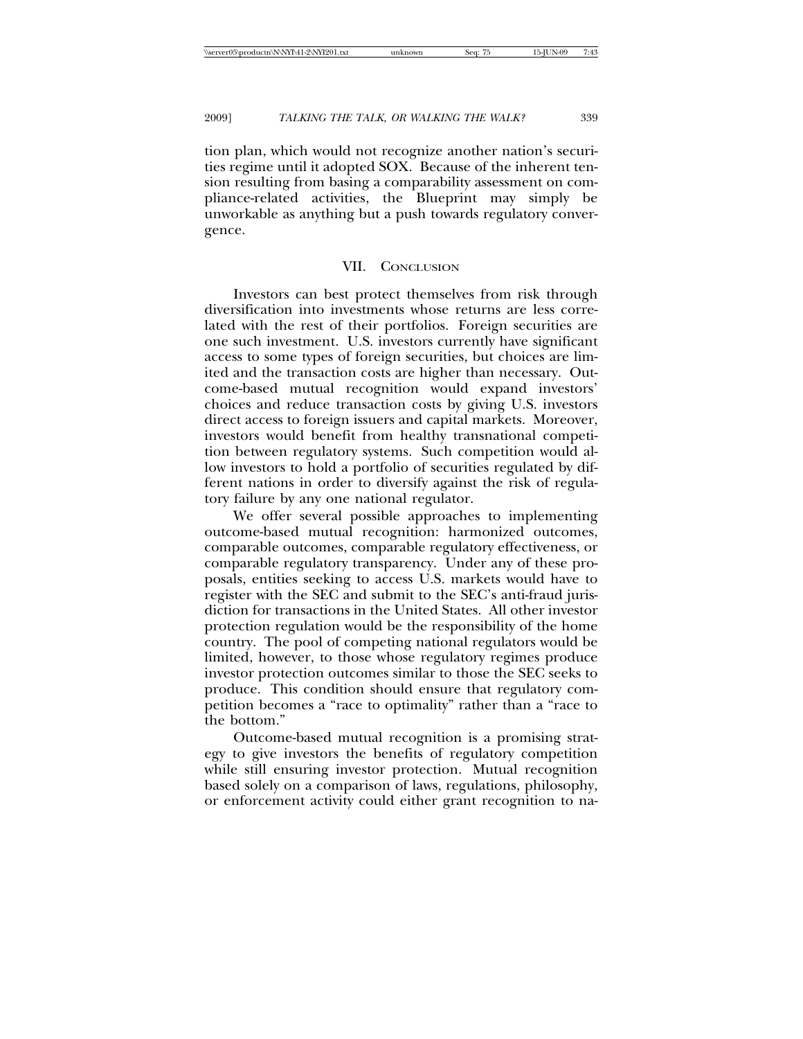tion plan, which would not recognize another nation's securities regime until it adopted SOX. Because of the inherent tension resulting from basing a comparability assessment on compliance-related activities, the Blueprint may simply be unworkable as anything but a push towards regulatory convergence.

## VII. Conclusion

Investors can best protect themselves from risk through diversification into investments whose returns are less correlated with the rest of their portfolios. Foreign securities are one such investment. U.S. investors currently have significant access to some types of foreign securities, but choices are limited and the transaction costs are higher than necessary. Outcome-based mutual recognition would expand investors' choices and reduce transaction costs by giving U.S. investors direct access to foreign issuers and capital markets. Moreover, investors would benefit from healthy transnational competition between regulatory systems. Such competition would allow investors to hold a portfolio of securities regulated by different nations in order to diversify against the risk of regulatory failure by any one national regulator.

We offer several possible approaches to implementing outcome-based mutual recognition: harmonized outcomes, comparable outcomes, comparable regulatory effectiveness, or comparable regulatory transparency. Under any of these proposals, entities seeking to access U.S. markets would have to register with the SEC and submit to the SEC's anti-fraud jurisdiction for transactions in the United States. All other investor protection regulation would be the responsibility of the home country. The pool of competing national regulators would be limited, however, to those whose regulatory regimes produce investor protection outcomes similar to those the SEC seeks to produce. This condition should ensure that regulatory competition becomes a "race to optimality" rather than a "race to the bottom."

Outcome-based mutual recognition is a promising strategy to give investors the benefits of regulatory competition while still ensuring investor protection. Mutual recognition based solely on a comparison of laws, regulations, philosophy, or enforcement activity could either grant recognition to na-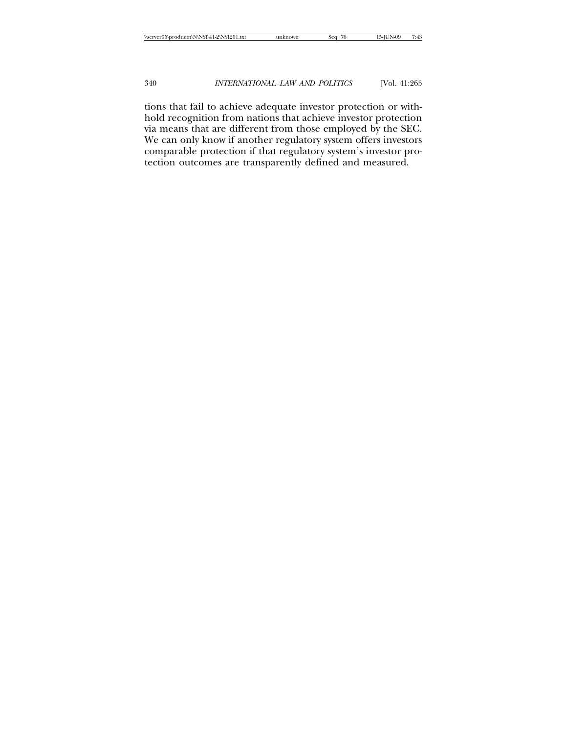tions that fail to achieve adequate investor protection or withhold recognition from nations that achieve investor protection via means that are different from those employed by the SEC. We can only know if another regulatory system offers investors comparable protection if that regulatory system's investor protection outcomes are transparently defined and measured.